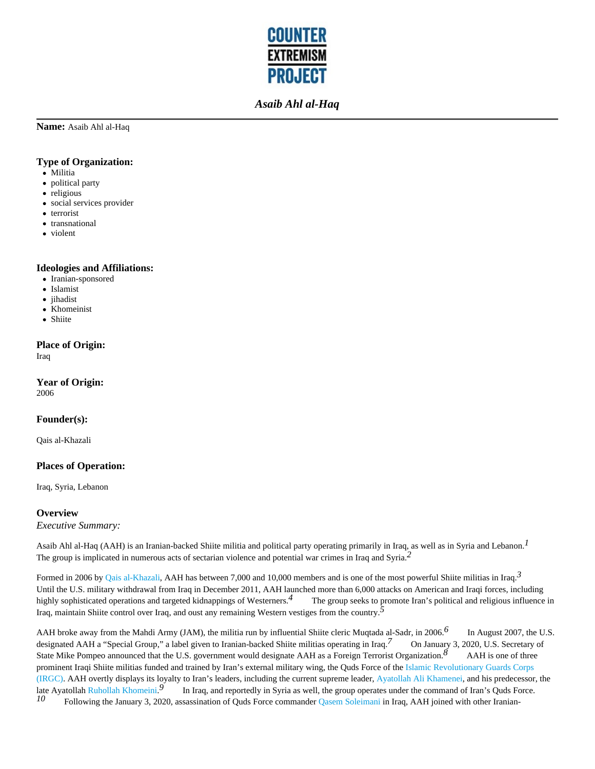# Asaib Ahl al-Haq

**Name:** Asaib Ahl al-Haq

### Type of Organization:

- Militia
- political party
- religious
- social services provider
- terrorist
- transnational
- violent

### Ideologies and Affiliations:

- Iranian-sponsored
- Islamist
- jihadist
- Khomeinist
- Shiite

### Place of Origin:

Iraq

### Year of Origin:

2006

### Founder(s):

Qais al-Khazali

### Places of Operation:

Iraq, Syria, Lebanon

### Overview

*Executive Summary:*

Asaib Ahl al-Haq (AAH) is an Iranian-backed Shiite militia and political party operating primarily in Iraq, as well as in Syria and Lebanon.[1] The group is implicated in numerous acts of sectarian violence and potential war crimes in Iraq and Syria.[2]

Formed in 2006 by Qais al-Khazali, AAH has between 7,000 and 10,000 members and is one of the most powerful Shiite militias in Iraq.[3] Until the U.S. military withdrawal from Iraq in December 2011, AAH launched more than 6,000 attacks on American and Iraqi forces, including highly sophisticated operations and targeted kidnappings of Westerners.[4] The group seeks to promote Iran's political and religious influence in Iraq, maintain Shiite control over Iraq, and oust any remaining Western vestiges from the country.[5]

AAH broke away from the Mahdi Army (JAM), the militia run by influential Shiite cleric Muqtada al-Sadr, in 2006.[6] In August 2007, the U.S. designated AAH a "Special Group," a label given to Iranian-backed Shiite militias operating in Iraq.[7] On January 3, 2020, U.S. Secretary of State Mike Pompeo announced that the U.S. government would designate AAH as a Foreign Terrorist Organization.[8] AAH is one of three prominent Iraqi Shiite militias funded and trained by Iran's external military wing, the Quds Force of the Islamic Revolutionary Guards Corps (IRGC). AAH overtly displays its loyalty to Iran's leaders, including the current supreme leader, Ayatollah Ali Khamenei, and his predecessor, the late Ayatollah Ruhollah Khomeini.[9] In Iraq, and reportedly in Syria as well, the group operates under the command of Iran's Quds Force.[10] Following the January 3, 2020, assassination of Quds Force commander Qasem Soleimani in Iraq, AAH joined with other Iranian-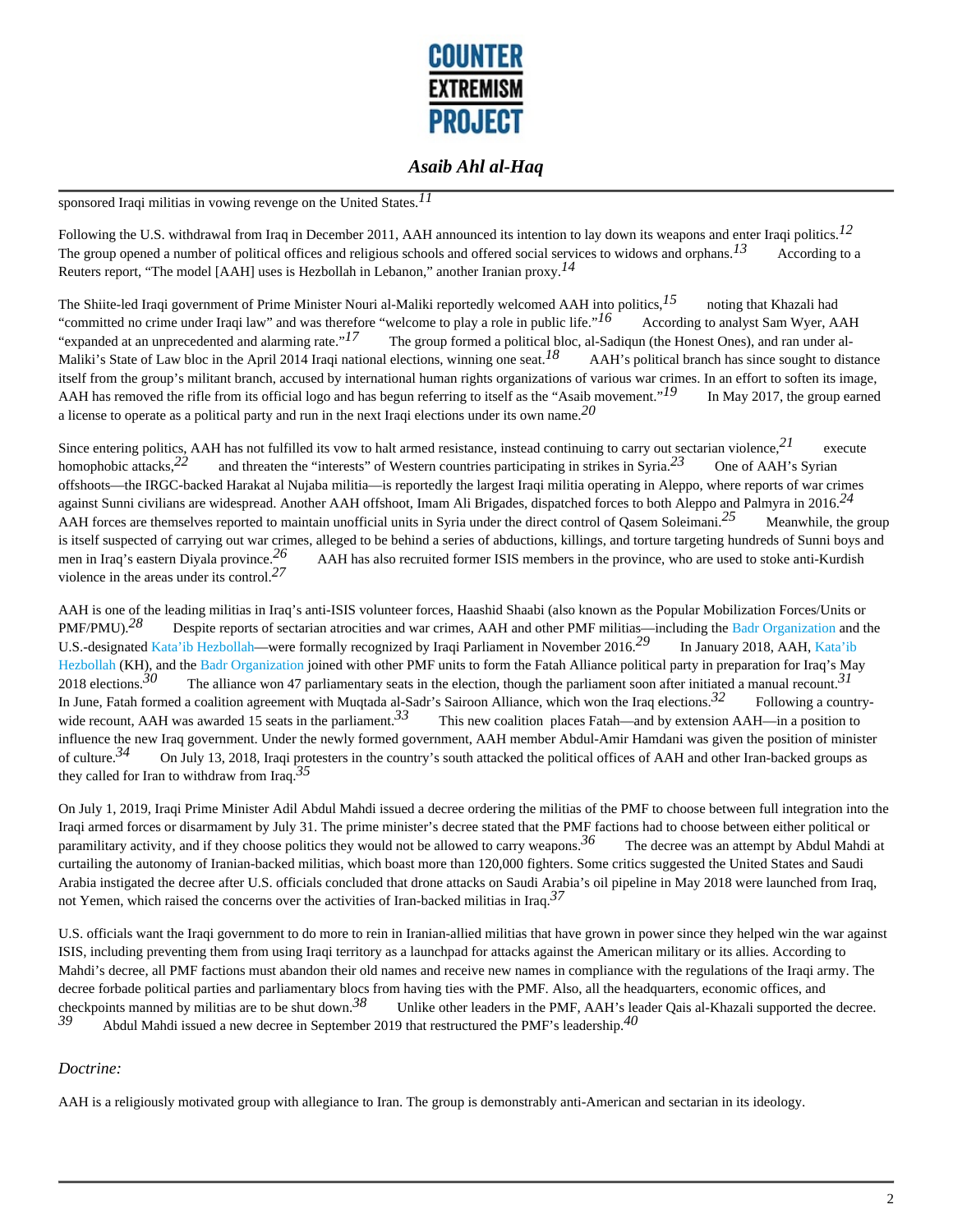sponsored Iraqi militias in vowing revenge on the United States.[11]

Following the U.S. withdrawal from Iraq in December 2011, AAH announced its intention to lay down its weapons and enter Iraqi politics.[12] The group opened a number of political offices and religious schools and offered social services to widows and orphans.[13] According to a Reuters report, "The model [AAH] uses is Hezbollah in Lebanon," another Iranian proxy.[14]

The Shiite-led Iraqi government of Prime Minister Nouri al-Maliki reportedly welcomed AAH into politics,[15] noting that Khazali had "committed no crime under Iraqi law" and was therefore "welcome to play a role in public life."[16] According to analyst Sam Wyer, AAH "expanded at an unprecedented and alarming rate."[17] The group formed a political bloc, al-Sadiqun (the Honest Ones), and ran under al-Maliki's State of Law bloc in the April 2014 Iraqi national elections, winning one seat.[18] AAH's political branch has since sought to distance itself from the group's militant branch, accused by international human rights organizations of various war crimes. In an effort to soften its image, AAH has removed the rifle from its official logo and has begun referring to itself as the "Asaib movement."[19] In May 2017, the group earned a license to operate as a political party and run in the next Iraqi elections under its own name.[20]

Since entering politics, AAH has not fulfilled its vow to halt armed resistance, instead continuing to carry out sectarian violence,[21] execute homophobic attacks,[22] and threaten the "interests" of Western countries participating in strikes in Syria.[23] One of AAH's Syrian offshoots—the IRGC-backed Harakat al Nujaba militia—is reportedly the largest Iraqi militia operating in Aleppo, where reports of war crimes against Sunni civilians are widespread. Another AAH offshoot, Imam Ali Brigades, dispatched forces to both Aleppo and Palmyra in 2016.[24] AAH forces are themselves reported to maintain unofficial units in Syria under the direct control of Qasem Soleimani.[25] Meanwhile, the group is itself suspected of carrying out war crimes, alleged to be behind a series of abductions, killings, and torture targeting hundreds of Sunni boys and men in Iraq's eastern Diyala province.[26] AAH has also recruited former ISIS members in the province, who are used to stoke anti-Kurdish violence in the areas under its control.[27]

AAH is one of the leading militias in Iraq's anti-ISIS volunteer forces, Haashid Shaabi (also known as the Popular Mobilization Forces/Units or PMF/PMU).[28] Despite reports of sectarian atrocities and war crimes, AAH and other PMF militias—including the Badr Organization and the U.S.-designated Kata'ib Hezbollah—were formally recognized by Iraqi Parliament in November 2016.[29] In January 2018, AAH, Kata'ib Hezbollah (KH), and the Badr Organization joined with other PMF units to form the Fatah Alliance political party in preparation for Iraq's May 2018 elections.[30] The alliance won 47 parliamentary seats in the election, though the parliament soon after initiated a manual recount.[31] In June, Fatah formed a coalition agreement with Muqtada al-Sadr's Sairoon Alliance, which won the Iraq elections.[32] Following a country-wide recount, AAH was awarded 15 seats in the parliament.[33] This new coalition places Fatah—and by extension AAH—in a position to influence the new Iraq government. Under the newly formed government, AAH member Abdul-Amir Hamdani was given the position of minister of culture.[34] On July 13, 2018, Iraqi protesters in the country's south attacked the political offices of AAH and other Iran-backed groups as they called for Iran to withdraw from Iraq.[35]

On July 1, 2019, Iraqi Prime Minister Adil Abdul Mahdi issued a decree ordering the militias of the PMF to choose between full integration into the Iraqi armed forces or disarmament by July 31. The prime minister's decree stated that the PMF factions had to choose between either political or paramilitary activity, and if they choose politics they would not be allowed to carry weapons.[36] The decree was an attempt by Abdul Mahdi at curtailing the autonomy of Iranian-backed militias, which boast more than 120,000 fighters. Some critics suggested the United States and Saudi Arabia instigated the decree after U.S. officials concluded that drone attacks on Saudi Arabia's oil pipeline in May 2018 were launched from Iraq, not Yemen, which raised the concerns over the activities of Iran-backed militias in Iraq.[37]

U.S. officials want the Iraqi government to do more to rein in Iranian-allied militias that have grown in power since they helped win the war against ISIS, including preventing them from using Iraqi territory as a launchpad for attacks against the American military or its allies. According to Mahdi's decree, all PMF factions must abandon their old names and receive new names in compliance with the regulations of the Iraqi army. The decree forbade political parties and parliamentary blocs from having ties with the PMF. Also, all the headquarters, economic offices, and checkpoints manned by militias are to be shut down.[38] Unlike other leaders in the PMF, AAH's leader Qais al-Khazali supported the decree.[39] Abdul Mahdi issued a new decree in September 2019 that restructured the PMF's leadership.[40]

*Doctrine:*

AAH is a religiously motivated group with allegiance to Iran. The group is demonstrably anti-American and sectarian in its ideology.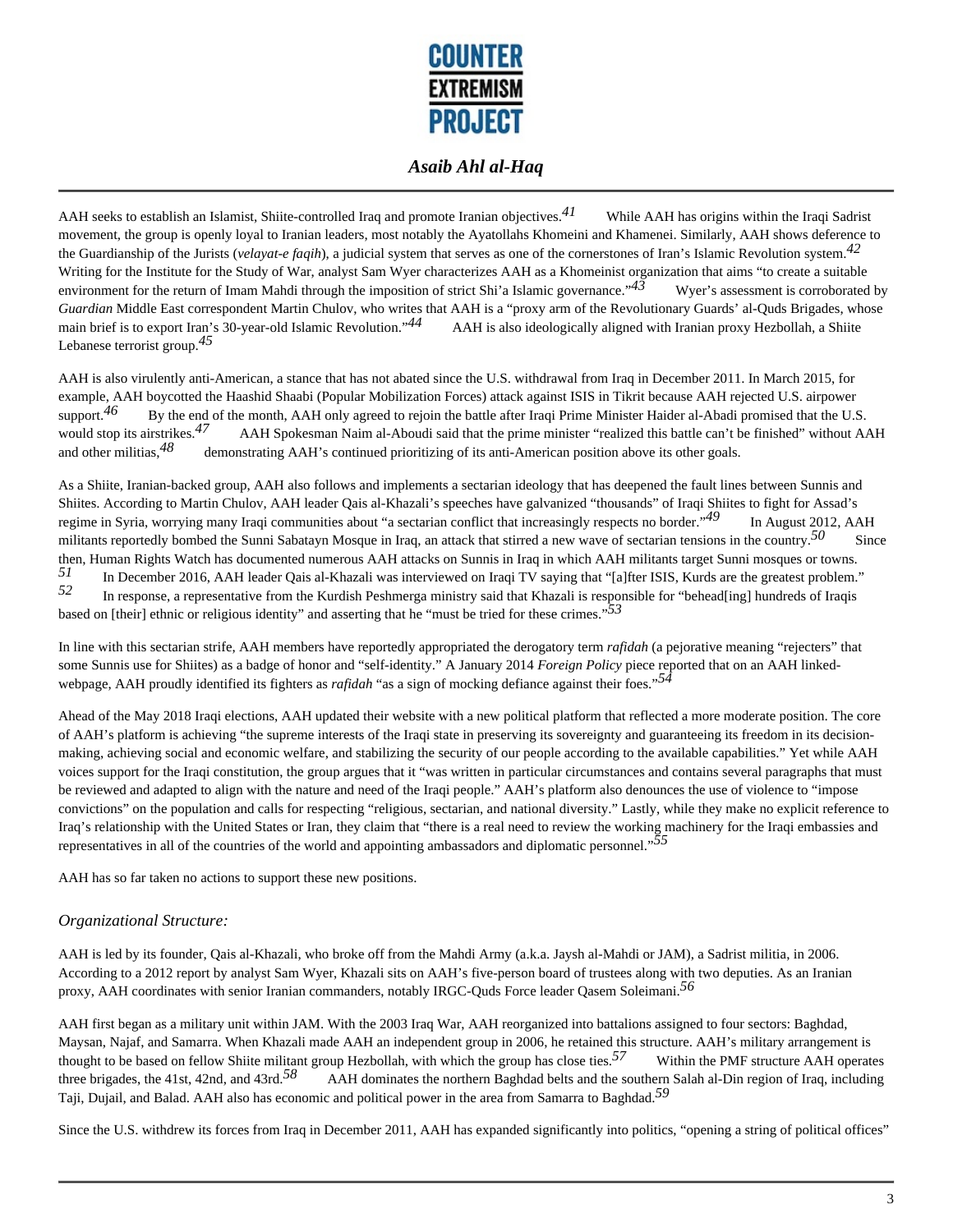AAH seeks to establish an Islamist, Shiite-controlled Iraq and promote Iranian objectives.[41] While AAH has origins within the Iraqi Sadrist movement, the group is openly loyal to Iranian leaders, most notably the Ayatollahs Khomeini and Khamenei. Similarly, AAH shows deference to the Guardianship of the Jurists (*velayat-e faqih*), a judicial system that serves as one of the cornerstones of Iran's Islamic Revolution system.[42] Writing for the Institute for the Study of War, analyst Sam Wyer characterizes AAH as a Khomeinist organization that aims "to create a suitable environment for the return of Imam Mahdi through the imposition of strict Shi'a Islamic governance."[43] Wyer's assessment is corroborated by *Guardian* Middle East correspondent Martin Chulov, who writes that AAH is a "proxy arm of the Revolutionary Guards' al-Quds Brigades, whose main brief is to export Iran's 30-year-old Islamic Revolution."[44] AAH is also ideologically aligned with Iranian proxy Hezbollah, a Shiite Lebanese terrorist group.[45]

AAH is also virulently anti-American, a stance that has not abated since the U.S. withdrawal from Iraq in December 2011. In March 2015, for example, AAH boycotted the Haashid Shaabi (Popular Mobilization Forces) attack against ISIS in Tikrit because AAH rejected U.S. airpower support.[46] By the end of the month, AAH only agreed to rejoin the battle after Iraqi Prime Minister Haider al-Abadi promised that the U.S. would stop its airstrikes.[47] AAH Spokesman Naim al-Aboudi said that the prime minister "realized this battle can't be finished" without AAH and other militias,[48] demonstrating AAH's continued prioritizing of its anti-American position above its other goals.

As a Shiite, Iranian-backed group, AAH also follows and implements a sectarian ideology that has deepened the fault lines between Sunnis and Shiites. According to Martin Chulov, AAH leader Qais al-Khazali's speeches have galvanized "thousands" of Iraqi Shiites to fight for Assad's regime in Syria, worrying many Iraqi communities about "a sectarian conflict that increasingly respects no border."[49] In August 2012, AAH militants reportedly bombed the Sunni Sabatayn Mosque in Iraq, an attack that stirred a new wave of sectarian tensions in the country.[50] Since then, Human Rights Watch has documented numerous AAH attacks on Sunnis in Iraq in which AAH militants target Sunni mosques or towns.[51] In December 2016, AAH leader Qais al-Khazali was interviewed on Iraqi TV saying that "[a]fter ISIS, Kurds are the greatest problem."[52] In response, a representative from the Kurdish Peshmerga ministry said that Khazali is responsible for "behead[ing] hundreds of Iraqis based on [their] ethnic or religious identity" and asserting that he "must be tried for these crimes."[53]

In line with this sectarian strife, AAH members have reportedly appropriated the derogatory term *rafidah* (a pejorative meaning "rejecters" that some Sunnis use for Shiites) as a badge of honor and "self-identity." A January 2014 *Foreign Policy* piece reported that on an AAH linked-webpage, AAH proudly identified its fighters as *rafidah* "as a sign of mocking defiance against their foes."[54]

Ahead of the May 2018 Iraqi elections, AAH updated their website with a new political platform that reflected a more moderate position. The core of AAH's platform is achieving "the supreme interests of the Iraqi state in preserving its sovereignty and guaranteeing its freedom in its decision-making, achieving social and economic welfare, and stabilizing the security of our people according to the available capabilities." Yet while AAH voices support for the Iraqi constitution, the group argues that it "was written in particular circumstances and contains several paragraphs that must be reviewed and adapted to align with the nature and need of the Iraqi people." AAH's platform also denounces the use of violence to "impose convictions" on the population and calls for respecting "religious, sectarian, and national diversity." Lastly, while they make no explicit reference to Iraq's relationship with the United States or Iran, they claim that "there is a real need to review the working machinery for the Iraqi embassies and representatives in all of the countries of the world and appointing ambassadors and diplomatic personnel."[55]

AAH has so far taken no actions to support these new positions.

## *Organizational Structure:*

AAH is led by its founder, Qais al-Khazali, who broke off from the Mahdi Army (a.k.a. Jaysh al-Mahdi or JAM), a Sadrist militia, in 2006. According to a 2012 report by analyst Sam Wyer, Khazali sits on AAH's five-person board of trustees along with two deputies. As an Iranian proxy, AAH coordinates with senior Iranian commanders, notably IRGC-Quds Force leader Qasem Soleimani.[56]

AAH first began as a military unit within JAM. With the 2003 Iraq War, AAH reorganized into battalions assigned to four sectors: Baghdad, Maysan, Najaf, and Samarra. When Khazali made AAH an independent group in 2006, he retained this structure. AAH's military arrangement is thought to be based on fellow Shiite militant group Hezbollah, with which the group has close ties.[57] Within the PMF structure AAH operates three brigades, the 41st, 42nd, and 43rd.[58] AAH dominates the northern Baghdad belts and the southern Salah al-Din region of Iraq, including Taji, Dujail, and Balad. AAH also has economic and political power in the area from Samarra to Baghdad.[59]

Since the U.S. withdrew its forces from Iraq in December 2011, AAH has expanded significantly into politics, "opening a string of political offices"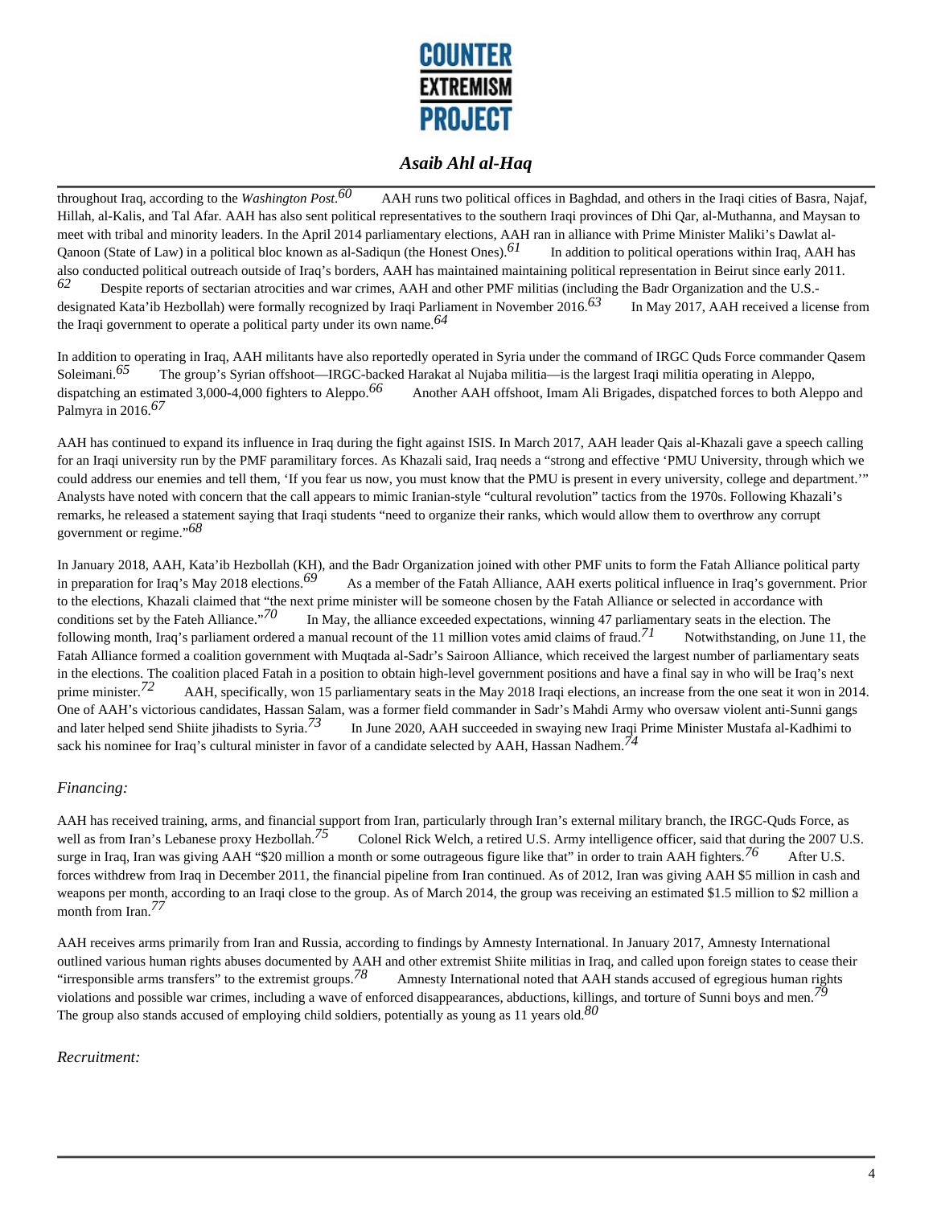throughout Iraq, according to the *Washington Post*.[60] AAH runs two political offices in Baghdad, and others in the Iraqi cities of Basra, Najaf, Hillah, al-Kalis, and Tal Afar. AAH has also sent political representatives to the southern Iraqi provinces of Dhi Qar, al-Muthanna, and Maysan to meet with tribal and minority leaders. In the April 2014 parliamentary elections, AAH ran in alliance with Prime Minister Maliki's Dawlat al-Qanoon (State of Law) in a political bloc known as al-Sadiqun (the Honest Ones).[61] In addition to political operations within Iraq, AAH has also conducted political outreach outside of Iraq's borders, AAH has maintained maintaining political representation in Beirut since early 2011.[62] Despite reports of sectarian atrocities and war crimes, AAH and other PMF militias (including the Badr Organization and the U.S.-designated Kata'ib Hezbollah) were formally recognized by Iraqi Parliament in November 2016.[63] In May 2017, AAH received a license from the Iraqi government to operate a political party under its own name.[64]

In addition to operating in Iraq, AAH militants have also reportedly operated in Syria under the command of IRGC Quds Force commander Qasem Soleimani.[65] The group's Syrian offshoot—IRGC-backed Harakat al Nujaba militia—is the largest Iraqi militia operating in Aleppo, dispatching an estimated 3,000-4,000 fighters to Aleppo.[66] Another AAH offshoot, Imam Ali Brigades, dispatched forces to both Aleppo and Palmyra in 2016.[67]

AAH has continued to expand its influence in Iraq during the fight against ISIS. In March 2017, AAH leader Qais al-Khazali gave a speech calling for an Iraqi university run by the PMF paramilitary forces. As Khazali said, Iraq needs a "strong and effective 'PMU University, through which we could address our enemies and tell them, 'If you fear us now, you must know that the PMU is present in every university, college and department.'" Analysts have noted with concern that the call appears to mimic Iranian-style "cultural revolution" tactics from the 1970s. Following Khazali's remarks, he released a statement saying that Iraqi students "need to organize their ranks, which would allow them to overthrow any corrupt government or regime."[68]

In January 2018, AAH, Kata'ib Hezbollah (KH), and the Badr Organization joined with other PMF units to form the Fatah Alliance political party in preparation for Iraq's May 2018 elections.[69] As a member of the Fatah Alliance, AAH exerts political influence in Iraq's government. Prior to the elections, Khazali claimed that "the next prime minister will be someone chosen by the Fatah Alliance or selected in accordance with conditions set by the Fateh Alliance."[70] In May, the alliance exceeded expectations, winning 47 parliamentary seats in the election. The following month, Iraq's parliament ordered a manual recount of the 11 million votes amid claims of fraud.[71] Notwithstanding, on June 11, the Fatah Alliance formed a coalition government with Muqtada al-Sadr's Sairoon Alliance, which received the largest number of parliamentary seats in the elections. The coalition placed Fatah in a position to obtain high-level government positions and have a final say in who will be Iraq's next prime minister.[72] AAH, specifically, won 15 parliamentary seats in the May 2018 Iraqi elections, an increase from the one seat it won in 2014. One of AAH's victorious candidates, Hassan Salam, was a former field commander in Sadr's Mahdi Army who oversaw violent anti-Sunni gangs and later helped send Shiite jihadists to Syria.[73] In June 2020, AAH succeeded in swaying new Iraqi Prime Minister Mustafa al-Kadhimi to sack his nominee for Iraq's cultural minister in favor of a candidate selected by AAH, Hassan Nadhem.[74]

### *Financing:*

AAH has received training, arms, and financial support from Iran, particularly through Iran's external military branch, the IRGC-Quds Force, as well as from Iran's Lebanese proxy Hezbollah.[75] Colonel Rick Welch, a retired U.S. Army intelligence officer, said that during the 2007 U.S. surge in Iraq, Iran was giving AAH "$20 million a month or some outrageous figure like that" in order to train AAH fighters.[76] After U.S. forces withdrew from Iraq in December 2011, the financial pipeline from Iran continued. As of 2012, Iran was giving AAH $5 million in cash and weapons per month, according to an Iraqi close to the group. As of March 2014, the group was receiving an estimated $1.5 million to $2 million a month from Iran.[77]

AAH receives arms primarily from Iran and Russia, according to findings by Amnesty International. In January 2017, Amnesty International outlined various human rights abuses documented by AAH and other extremist Shiite militias in Iraq, and called upon foreign states to cease their "irresponsible arms transfers" to the extremist groups.[78] Amnesty International noted that AAH stands accused of egregious human rights violations and possible war crimes, including a wave of enforced disappearances, abductions, killings, and torture of Sunni boys and men.[79] The group also stands accused of employing child soldiers, potentially as young as 11 years old.[80]

### *Recruitment:*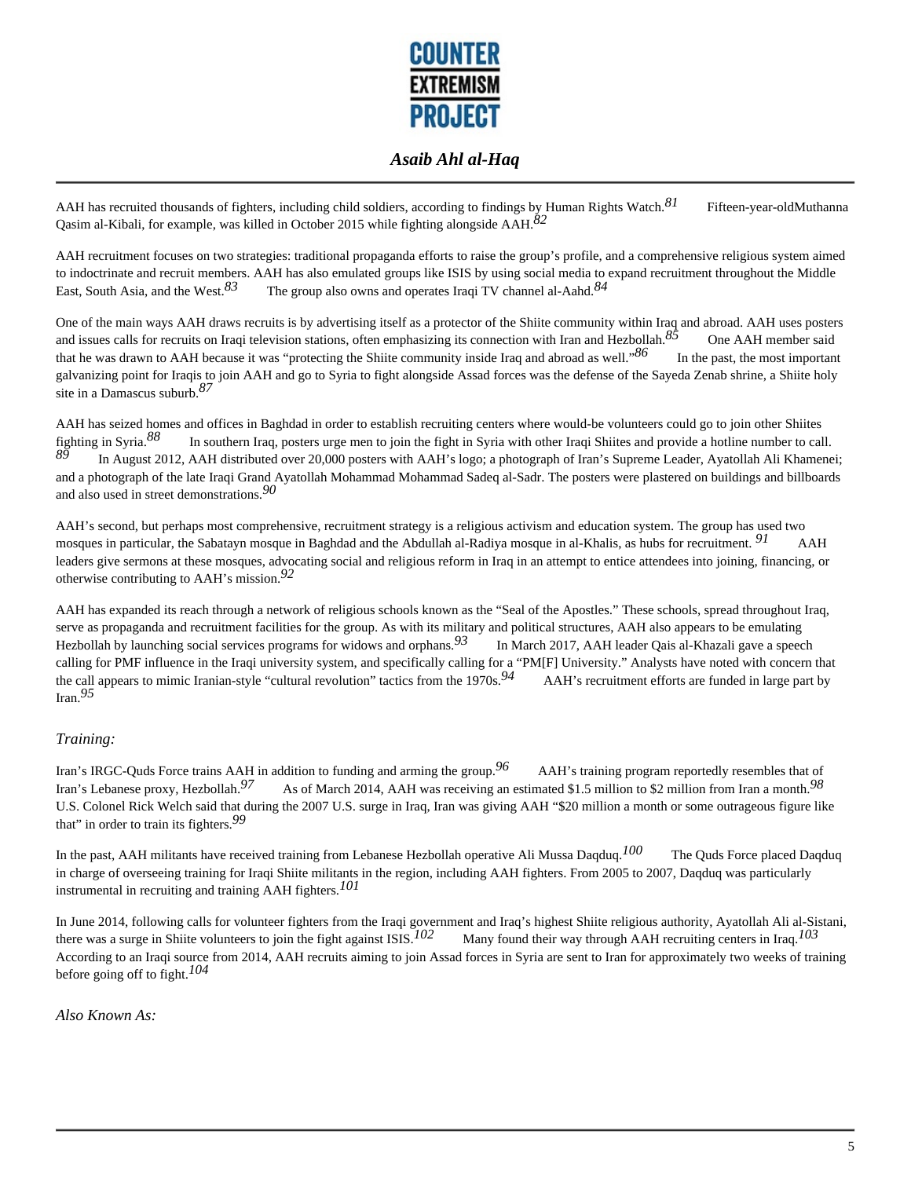AAH has recruited thousands of fighters, including child soldiers, according to findings by Human Rights Watch.[81] Fifteen-year-oldMuthanna Qasim al-Kibali, for example, was killed in October 2015 while fighting alongside AAH.[82]

AAH recruitment focuses on two strategies: traditional propaganda efforts to raise the group's profile, and a comprehensive religious system aimed to indoctrinate and recruit members. AAH has also emulated groups like ISIS by using social media to expand recruitment throughout the Middle East, South Asia, and the West.[83] The group also owns and operates Iraqi TV channel al-Aahd.[84]

One of the main ways AAH draws recruits is by advertising itself as a protector of the Shiite community within Iraq and abroad. AAH uses posters and issues calls for recruits on Iraqi television stations, often emphasizing its connection with Iran and Hezbollah.[85] One AAH member said that he was drawn to AAH because it was "protecting the Shiite community inside Iraq and abroad as well."[86] In the past, the most important galvanizing point for Iraqis to join AAH and go to Syria to fight alongside Assad forces was the defense of the Sayeda Zenab shrine, a Shiite holy site in a Damascus suburb.[87]

AAH has seized homes and offices in Baghdad in order to establish recruiting centers where would-be volunteers could go to join other Shiites fighting in Syria.[88] In southern Iraq, posters urge men to join the fight in Syria with other Iraqi Shiites and provide a hotline number to call.[89] In August 2012, AAH distributed over 20,000 posters with AAH's logo; a photograph of Iran's Supreme Leader, Ayatollah Ali Khamenei; and a photograph of the late Iraqi Grand Ayatollah Mohammad Mohammad Sadeq al-Sadr. The posters were plastered on buildings and billboards and also used in street demonstrations.[90]

AAH's second, but perhaps most comprehensive, recruitment strategy is a religious activism and education system. The group has used two mosques in particular, the Sabatayn mosque in Baghdad and the Abdullah al-Radiya mosque in al-Khalis, as hubs for recruitment.[91] AAH leaders give sermons at these mosques, advocating social and religious reform in Iraq in an attempt to entice attendees into joining, financing, or otherwise contributing to AAH's mission.[92]

AAH has expanded its reach through a network of religious schools known as the "Seal of the Apostles." These schools, spread throughout Iraq, serve as propaganda and recruitment facilities for the group. As with its military and political structures, AAH also appears to be emulating Hezbollah by launching social services programs for widows and orphans.[93] In March 2017, AAH leader Qais al-Khazali gave a speech calling for PMF influence in the Iraqi university system, and specifically calling for a "PM[F] University." Analysts have noted with concern that the call appears to mimic Iranian-style "cultural revolution" tactics from the 1970s.[94] AAH's recruitment efforts are funded in large part by Iran.[95]

### *Training:*

Iran's IRGC-Quds Force trains AAH in addition to funding and arming the group.[96] AAH's training program reportedly resembles that of Iran's Lebanese proxy, Hezbollah.[97] As of March 2014, AAH was receiving an estimated $1.5 million to $2 million from Iran a month.[98] U.S. Colonel Rick Welch said that during the 2007 U.S. surge in Iraq, Iran was giving AAH "$20 million a month or some outrageous figure like that" in order to train its fighters.[99]

In the past, AAH militants have received training from Lebanese Hezbollah operative Ali Mussa Daqduq.[100] The Quds Force placed Daqduq in charge of overseeing training for Iraqi Shiite militants in the region, including AAH fighters. From 2005 to 2007, Daqduq was particularly instrumental in recruiting and training AAH fighters.[101]

In June 2014, following calls for volunteer fighters from the Iraqi government and Iraq's highest Shiite religious authority, Ayatollah Ali al-Sistani, there was a surge in Shiite volunteers to join the fight against ISIS.[102] Many found their way through AAH recruiting centers in Iraq.[103] According to an Iraqi source from 2014, AAH recruits aiming to join Assad forces in Syria are sent to Iran for approximately two weeks of training before going off to fight.[104]

### *Also Known As:*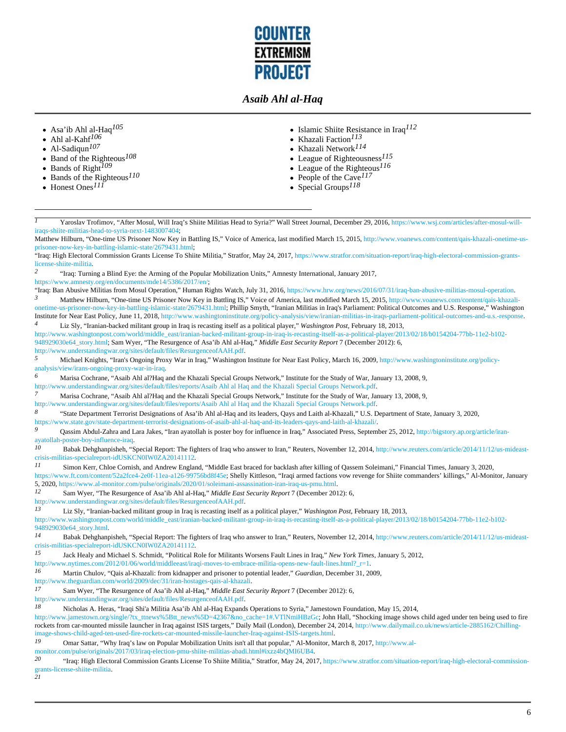- Asa'ib Ahl al-Haq[105]
- Ahl al-Kahf[106]
- Al-Sadiqun[107]
- Band of the Righteous[108]
- Bands of Right[109]
- Bands of the Righteous[110]
- Honest Ones[111]
- Islamic Shiite Resistance in Iraq[112]
- Khazali Faction[113]
- Khazali Network[114]
- League of Righteousness[115]
- League of the Righteous[116]
- People of the Cave[117]
- Special Groups[118]

---

[1] Yaroslav Trofimov, "After Mosul, Will Iraq's Shiite Militias Head to Syria?" Wall Street Journal, December 29, 2016, https://www.wsj.com/articles/after-mosul-will-iraqs-shiite-militias-head-to-syria-next-1483007404;
Matthew Hilburn, "One-time US Prisoner Now Key in Battling IS," Voice of America, last modified March 15, 2015, http://www.voanews.com/content/qais-khazali-onetime-us-prisoner-now-key-in-battling-islamic-state/2679431.html;
"Iraq: High Electoral Commission Grants License To Shiite Militia," Stratfor, May 24, 2017, https://www.stratfor.com/situation-report/iraq-high-electoral-commission-grants-license-shiite-militia.

[2] "Iraq: Turning a Blind Eye: the Arming of the Popular Mobilization Units," Amnesty International, January 2017, https://www.amnesty.org/en/documents/mde14/5386/2017/en/;
"Iraq: Ban Abusive Militias from Mosul Operation," Human Rights Watch, July 31, 2016, https://www.hrw.org/news/2016/07/31/iraq-ban-abusive-militias-mosul-operation.

[3] Matthew Hilburn, "One-time US Prisoner Now Key in Battling IS," Voice of America, last modified March 15, 2015, http://www.voanews.com/content/qais-khazali-onetime-us-prisoner-now-key-in-battling-islamic-state/2679431.html; Phillip Smyth, "Iranian Militias in Iraq's Parliament: Political Outcomes and U.S. Response," Washington Institute for Near East Policy, June 11, 2018, http://www.washingtoninstitute.org/policy-analysis/view/iranian-militias-in-iraqs-parliament-political-outcomes-and-u.s.-response.

[4] Liz Sly, "Iranian-backed militant group in Iraq is recasting itself as a political player," *Washington Post*, February 18, 2013, http://www.washingtonpost.com/world/middle_east/iranian-backed-militant-group-in-iraq-is-recasting-itself-as-a-political-player/2013/02/18/b0154204-77bb-11e2-b102-948929030e64_story.html; Sam Wyer, "The Resurgence of Asa'ib Ahl al-Haq," *Middle East Security Report* 7 (December 2012): 6, http://www.understandingwar.org/sites/default/files/ResurgenceofAAH.pdf.

[5] Michael Knights, "Iran's Ongoing Proxy War in Iraq," Washington Institute for Near East Policy, March 16, 2009, http://www.washingtoninstitute.org/policy-analysis/view/irans-ongoing-proxy-war-in-iraq.

[6] Marisa Cochrane, "Asaib Ahl al?Haq and the Khazali Special Groups Network," Institute for the Study of War, January 13, 2008, 9, http://www.understandingwar.org/sites/default/files/reports/Asaib Ahl al Haq and the Khazali Special Groups Network.pdf.

[7] Marisa Cochrane, "Asaib Ahl al?Haq and the Khazali Special Groups Network," Institute for the Study of War, January 13, 2008, 9, http://www.understandingwar.org/sites/default/files/reports/Asaib Ahl al Haq and the Khazali Special Groups Network.pdf.

[8] "State Department Terrorist Designations of Asa'ib Ahl al-Haq and its leaders, Qays and Laith al-Khazali," U.S. Department of State, January 3, 2020, https://www.state.gov/state-department-terrorist-designations-of-asaib-ahl-al-haq-and-its-leaders-qays-and-laith-al-khazali/.

[9] Qassim Abdul-Zahra and Lara Jakes, "Iran ayatollah is poster boy for influence in Iraq," Associated Press, September 25, 2012, http://bigstory.ap.org/article/iran-ayatollah-poster-boy-influence-iraq.

[10] Babak Dehghanpisheh, "Special Report: The fighters of Iraq who answer to Iran," Reuters, November 12, 2014, http://www.reuters.com/article/2014/11/12/us-mideast-crisis-militias-specialreport-idUSKCN0IW0ZA20141112.

[11] Simon Kerr, Chloe Cornish, and Andrew England, "Middle East braced for backlash after killing of Qassem Soleimani," Financial Times, January 3, 2020, https://www.ft.com/content/52a2fce4-2e0f-11ea-a126-99756bd8f45e; Shelly Kittleson, "Iraqi armed factions vow revenge for Shiite commanders' killings," Al-Monitor, January 5, 2020, https://www.al-monitor.com/pulse/originals/2020/01/soleimani-assassination-iran-iraq-us-pmu.html.

[12] Sam Wyer, "The Resurgence of Asa'ib Ahl al-Haq," *Middle East Security Report* 7 (December 2012): 6, http://www.understandingwar.org/sites/default/files/ResurgenceofAAH.pdf.

[13] Liz Sly, "Iranian-backed militant group in Iraq is recasting itself as a political player," *Washington Post*, February 18, 2013, http://www.washingtonpost.com/world/middle_east/iranian-backed-militant-group-in-iraq-is-recasting-itself-as-a-political-player/2013/02/18/b0154204-77bb-11e2-b102-948929030e64_story.html.

[14] Babak Dehghanpisheh, "Special Report: The fighters of Iraq who answer to Iran," Reuters, November 12, 2014, http://www.reuters.com/article/2014/11/12/us-mideast-crisis-militias-specialreport-idUSKCN0IW0ZA20141112.

[15] Jack Healy and Michael S. Schmidt, "Political Role for Militants Worsens Fault Lines in Iraq," *New York Times*, January 5, 2012, http://www.nytimes.com/2012/01/06/world/middleeast/iraqi-moves-to-embrace-militia-opens-new-fault-lines.html?_r=1.

[16] Martin Chulov, "Qais al-Khazali: from kidnapper and prisoner to potential leader," *Guardian*, December 31, 2009, http://www.theguardian.com/world/2009/dec/31/iran-hostages-qais-al-khazali.

[17] Sam Wyer, "The Resurgence of Asa'ib Ahl al-Haq," *Middle East Security Report* 7 (December 2012): 6, http://www.understandingwar.org/sites/default/files/ResurgenceofAAH.pdf.

[18] Nicholas A. Heras, "Iraqi Shi'a Militia Asa'ib Ahl al-Haq Expands Operations to Syria," Jamestown Foundation, May 15, 2014, http://www.jamestown.org/single/?tx_ttnews%5Btt_news%5D=42367&no_cache=1#.VTlNmiHBzGc; John Hall, "Shocking image shows child aged under ten being used to fire rockets from car-mounted missile launcher in Iraq against ISIS targets," Daily Mail (London), December 24, 2014, http://www.dailymail.co.uk/news/article-2885162/Chilling-image-shows-child-aged-ten-used-fire-rockets-car-mounted-missile-launcher-Iraq-against-ISIS-targets.html.

[19] Omar Sattar, "Why Iraq's law on Popular Mobilization Units isn't all that popular," Al-Monitor, March 8, 2017, http://www.al-monitor.com/pulse/originals/2017/03/iraq-election-pmu-shiite-militias-abadi.html#ixzz4bQMI6UB4.

[20] "Iraq: High Electoral Commission Grants License To Shiite Militia," Stratfor, May 24, 2017, https://www.stratfor.com/situation-report/iraq-high-electoral-commission-grants-license-shiite-militia.

[21]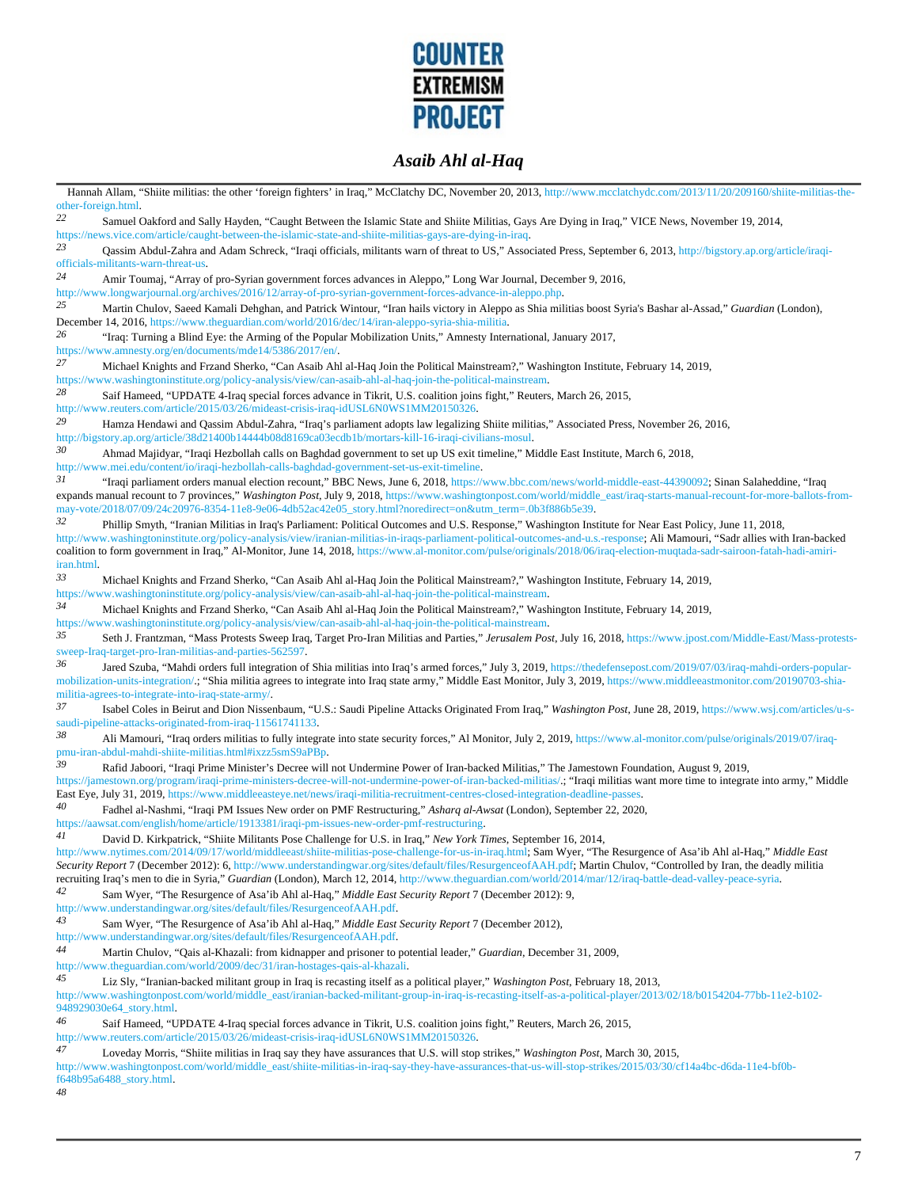Hannah Allam, "Shiite militias: the other 'foreign fighters' in Iraq," McClatchy DC, November 20, 2013, http://www.mcclatchydc.com/2013/11/20/209160/shiite-militias-the-other-foreign.html.

22 Samuel Oakford and Sally Hayden, "Caught Between the Islamic State and Shiite Militias, Gays Are Dying in Iraq," VICE News, November 19, 2014, https://news.vice.com/article/caught-between-the-islamic-state-and-shiite-militias-gays-are-dying-in-iraq.

23 Qassim Abdul-Zahra and Adam Schreck, "Iraqi officials, militants warn of threat to US," Associated Press, September 6, 2013, http://bigstory.ap.org/article/iraqi-officials-militants-warn-threat-us.

24 Amir Toumaj, "Array of pro-Syrian government forces advances in Aleppo," Long War Journal, December 9, 2016, http://www.longwarjournal.org/archives/2016/12/array-of-pro-syrian-government-forces-advance-in-aleppo.php.

25 Martin Chulov, Saeed Kamali Dehghan, and Patrick Wintour, "Iran hails victory in Aleppo as Shia militias boost Syria's Bashar al-Assad," *Guardian* (London), December 14, 2016, https://www.theguardian.com/world/2016/dec/14/iran-aleppo-syria-shia-militia.

26 "Iraq: Turning a Blind Eye: the Arming of the Popular Mobilization Units," Amnesty International, January 2017, https://www.amnesty.org/en/documents/mde14/5386/2017/en/.

27 Michael Knights and Frzand Sherko, "Can Asaib Ahl al-Haq Join the Political Mainstream?," Washington Institute, February 14, 2019, https://www.washingtoninstitute.org/policy-analysis/view/can-asaib-ahl-al-haq-join-the-political-mainstream.

28 Saif Hameed, "UPDATE 4-Iraq special forces advance in Tikrit, U.S. coalition joins fight," Reuters, March 26, 2015, http://www.reuters.com/article/2015/03/26/mideast-crisis-iraq-idUSL6N0WS1MM20150326.

29 Hamza Hendawi and Qassim Abdul-Zahra, "Iraq's parliament adopts law legalizing Shiite militias," Associated Press, November 26, 2016, http://bigstory.ap.org/article/38d21400b14444b08d8169ca03ecdb1b/mortars-kill-16-iraqi-civilians-mosul.

30 Ahmad Majidyar, "Iraqi Hezbollah calls on Baghdad government to set up US exit timeline," Middle East Institute, March 6, 2018, http://www.mei.edu/content/io/iraqi-hezbollah-calls-baghdad-government-set-us-exit-timeline.

31 "Iraqi parliament orders manual election recount," BBC News, June 6, 2018, https://www.bbc.com/news/world-middle-east-44390092; Sinan Salaheddine, "Iraq expands manual recount to 7 provinces," *Washington Post*, July 9, 2018, https://www.washingtonpost.com/world/middle_east/iraq-starts-manual-recount-for-more-ballots-from-may-vote/2018/07/09/24c20976-8354-11e8-9e06-4db52ac42e05_story.html?noredirect=on&utm_term=.0b3f886b5e39.

32 Phillip Smyth, "Iranian Militias in Iraq's Parliament: Political Outcomes and U.S. Response," Washington Institute for Near East Policy, June 11, 2018, http://www.washingtoninstitute.org/policy-analysis/view/iranian-militias-in-iraqs-parliament-political-outcomes-and-u.s.-response; Ali Mamouri, "Sadr allies with Iran-backed coalition to form government in Iraq," Al-Monitor, June 14, 2018, https://www.al-monitor.com/pulse/originals/2018/06/iraq-election-muqtada-sadr-sairoon-fatah-hadi-amiri-iran.html.

33 Michael Knights and Frzand Sherko, "Can Asaib Ahl al-Haq Join the Political Mainstream?," Washington Institute, February 14, 2019, https://www.washingtoninstitute.org/policy-analysis/view/can-asaib-ahl-al-haq-join-the-political-mainstream.

34 Michael Knights and Frzand Sherko, "Can Asaib Ahl al-Haq Join the Political Mainstream?," Washington Institute, February 14, 2019, https://www.washingtoninstitute.org/policy-analysis/view/can-asaib-ahl-al-haq-join-the-political-mainstream.

35 Seth J. Frantzman, "Mass Protests Sweep Iraq, Target Pro-Iran Militias and Parties," *Jerusalem Post*, July 16, 2018, https://www.jpost.com/Middle-East/Mass-protests-sweep-Iraq-target-pro-Iran-militias-and-parties-562597.

36 Jared Szuba, "Mahdi orders full integration of Shia militias into Iraq's armed forces," July 3, 2019, https://thedefensepost.com/2019/07/03/iraq-mahdi-orders-popular-mobilization-units-integration/.; "Shia militia agrees to integrate into Iraq state army," Middle East Monitor, July 3, 2019, https://www.middleeastmonitor.com/20190703-shia-militia-agrees-to-integrate-into-iraq-state-army/.

37 Isabel Coles in Beirut and Dion Nissenbaum, "U.S.: Saudi Pipeline Attacks Originated From Iraq," *Washington Post*, June 28, 2019, https://www.wsj.com/articles/u-s-saudi-pipeline-attacks-originated-from-iraq-11561741133.

38 Ali Mamouri, "Iraq orders militias to fully integrate into state security forces," Al Monitor, July 2, 2019, https://www.al-monitor.com/pulse/originals/2019/07/iraq-pmu-iran-abdul-mahdi-shiite-militias.html#ixzz5smS9aPBp.

39 Rafid Jaboori, "Iraqi Prime Minister's Decree will not Undermine Power of Iran-backed Militias," The Jamestown Foundation, August 9, 2019, https://jamestown.org/program/iraqi-prime-ministers-decree-will-not-undermine-power-of-iran-backed-militias/.; "Iraqi militias want more time to integrate into army," Middle East Eye, July 31, 2019, https://www.middleeasteye.net/news/iraqi-militia-recruitment-centres-closed-integration-deadline-passes.

40 Fadhel al-Nashmi, "Iraqi PM Issues New order on PMF Restructuring," *Asharq al-Awsat* (London), September 22, 2020, https://aawsat.com/english/home/article/1913381/iraqi-pm-issues-new-order-pmf-restructuring.

41 David D. Kirkpatrick, "Shiite Militants Pose Challenge for U.S. in Iraq," *New York Times*, September 16, 2014, http://www.nytimes.com/2014/09/17/world/middleeast/shiite-militias-pose-challenge-for-us-in-iraq.html; Sam Wyer, "The Resurgence of Asa'ib Ahl al-Haq," *Middle East Security Report* 7 (December 2012): 6, http://www.understandingwar.org/sites/default/files/ResurgenceofAAH.pdf; Martin Chulov, "Controlled by Iran, the deadly militia recruiting Iraq's men to die in Syria," *Guardian* (London), March 12, 2014, http://www.theguardian.com/world/2014/mar/12/iraq-battle-dead-valley-peace-syria.

42 Sam Wyer, "The Resurgence of Asa'ib Ahl al-Haq," *Middle East Security Report* 7 (December 2012): 9, http://www.understandingwar.org/sites/default/files/ResurgenceofAAH.pdf.

43 Sam Wyer, "The Resurgence of Asa'ib Ahl al-Haq," *Middle East Security Report* 7 (December 2012), http://www.understandingwar.org/sites/default/files/ResurgenceofAAH.pdf.

44 Martin Chulov, "Qais al-Khazali: from kidnapper and prisoner to potential leader," *Guardian*, December 31, 2009, http://www.theguardian.com/world/2009/dec/31/iran-hostages-qais-al-khazali.

45 Liz Sly, "Iranian-backed militant group in Iraq is recasting itself as a political player," *Washington Post*, February 18, 2013, http://www.washingtonpost.com/world/middle_east/iranian-backed-militant-group-in-iraq-is-recasting-itself-as-a-political-player/2013/02/18/b0154204-77bb-11e2-b102-948929030e64_story.html.

46 Saif Hameed, "UPDATE 4-Iraq special forces advance in Tikrit, U.S. coalition joins fight," Reuters, March 26, 2015, http://www.reuters.com/article/2015/03/26/mideast-crisis-iraq-idUSL6N0WS1MM20150326.

47 Loveday Morris, "Shiite militias in Iraq say they have assurances that U.S. will stop strikes," *Washington Post*, March 30, 2015, http://www.washingtonpost.com/world/middle_east/shiite-militias-in-iraq-say-they-have-assurances-that-us-will-stop-strikes/2015/03/30/cf14a4bc-d6da-11e4-bf0b-f648b95a6488_story.html.

48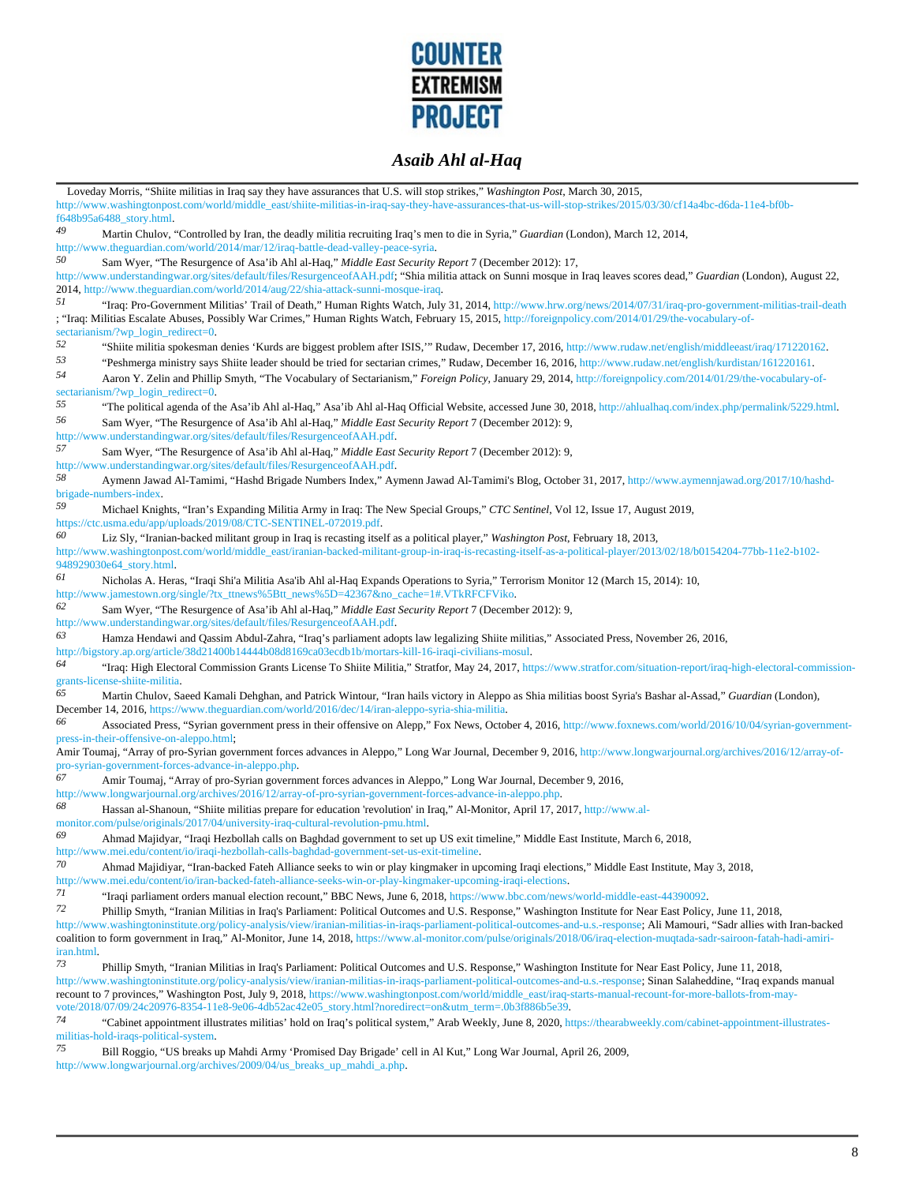Loveday Morris, "Shiite militias in Iraq say they have assurances that U.S. will stop strikes," *Washington Post*, March 30, 2015, http://www.washingtonpost.com/world/middle_east/shiite-militias-in-iraq-say-they-have-assurances-that-us-will-stop-strikes/2015/03/30/cf14a4bc-d6da-11e4-bf0b-f648b95a6488_story.html.

49 Martin Chulov, "Controlled by Iran, the deadly militia recruiting Iraq's men to die in Syria," *Guardian* (London), March 12, 2014, http://www.theguardian.com/world/2014/mar/12/iraq-battle-dead-valley-peace-syria.

50 Sam Wyer, "The Resurgence of Asa'ib Ahl al-Haq," *Middle East Security Report* 7 (December 2012): 17, http://www.understandingwar.org/sites/default/files/ResurgenceofAAH.pdf; "Shia militia attack on Sunni mosque in Iraq leaves scores dead," *Guardian* (London), August 22, 2014, http://www.theguardian.com/world/2014/aug/22/shia-attack-sunni-mosque-iraq.

51 "Iraq: Pro-Government Militias' Trail of Death," Human Rights Watch, July 31, 2014, http://www.hrw.org/news/2014/07/31/iraq-pro-government-militias-trail-death ; "Iraq: Militias Escalate Abuses, Possibly War Crimes," Human Rights Watch, February 15, 2015, http://foreignpolicy.com/2014/01/29/the-vocabulary-of-sectarianism/?wp_login_redirect=0.

52 "Shiite militia spokesman denies 'Kurds are biggest problem after ISIS,'" Rudaw, December 17, 2016, http://www.rudaw.net/english/middleeast/iraq/171220162.

53 "Peshmerga ministry says Shiite leader should be tried for sectarian crimes," Rudaw, December 16, 2016, http://www.rudaw.net/english/kurdistan/161220161.

54 Aaron Y. Zelin and Phillip Smyth, "The Vocabulary of Sectarianism," *Foreign Policy*, January 29, 2014, http://foreignpolicy.com/2014/01/29/the-vocabulary-of-sectarianism/?wp_login_redirect=0.

55 "The political agenda of the Asa'ib Ahl al-Haq," Asa'ib Ahl al-Haq Official Website, accessed June 30, 2018, http://ahlualhaq.com/index.php/permalink/5229.html.

56 Sam Wyer, "The Resurgence of Asa'ib Ahl al-Haq," *Middle East Security Report* 7 (December 2012): 9, http://www.understandingwar.org/sites/default/files/ResurgenceofAAH.pdf.

57 Sam Wyer, "The Resurgence of Asa'ib Ahl al-Haq," *Middle East Security Report* 7 (December 2012): 9, http://www.understandingwar.org/sites/default/files/ResurgenceofAAH.pdf.

58 Aymenn Jawad Al-Tamimi, "Hashd Brigade Numbers Index," Aymenn Jawad Al-Tamimi's Blog, October 31, 2017, http://www.aymennjawad.org/2017/10/hashd-brigade-numbers-index.

59 Michael Knights, "Iran's Expanding Militia Army in Iraq: The New Special Groups," *CTC Sentinel*, Vol 12, Issue 17, August 2019, https://ctc.usma.edu/app/uploads/2019/08/CTC-SENTINEL-072019.pdf.

60 Liz Sly, "Iranian-backed militant group in Iraq is recasting itself as a political player," *Washington Post*, February 18, 2013, http://www.washingtonpost.com/world/middle_east/iranian-backed-militant-group-in-iraq-is-recasting-itself-as-a-political-player/2013/02/18/b0154204-77bb-11e2-b102-948929030e64_story.html.

61 Nicholas A. Heras, "Iraqi Shi'a Militia Asa'ib Ahl al-Haq Expands Operations to Syria," Terrorism Monitor 12 (March 15, 2014): 10, http://www.jamestown.org/single/?tx_ttnews%5Btt_news%5D=42367&no_cache=1#.VTkRFCFViko.

62 Sam Wyer, "The Resurgence of Asa'ib Ahl al-Haq," *Middle East Security Report* 7 (December 2012): 9, http://www.understandingwar.org/sites/default/files/ResurgenceofAAH.pdf.

63 Hamza Hendawi and Qassim Abdul-Zahra, "Iraq's parliament adopts law legalizing Shiite militias," Associated Press, November 26, 2016, http://bigstory.ap.org/article/38d21400b14444b08d8169ca03ecdb1b/mortars-kill-16-iraqi-civilians-mosul.

64 "Iraq: High Electoral Commission Grants License To Shiite Militia," Stratfor, May 24, 2017, https://www.stratfor.com/situation-report/iraq-high-electoral-commission-grants-license-shiite-militia.

65 Martin Chulov, Saeed Kamali Dehghan, and Patrick Wintour, "Iran hails victory in Aleppo as Shia militias boost Syria's Bashar al-Assad," *Guardian* (London), December 14, 2016, https://www.theguardian.com/world/2016/dec/14/iran-aleppo-syria-shia-militia.

66 Associated Press, "Syrian government press in their offensive on Alepp," Fox News, October 4, 2016, http://www.foxnews.com/world/2016/10/04/syrian-government-press-in-their-offensive-on-aleppo.html;
Amir Toumaj, "Array of pro-Syrian government forces advances in Aleppo," Long War Journal, December 9, 2016, http://www.longwarjournal.org/archives/2016/12/array-of-pro-syrian-government-forces-advance-in-aleppo.php.

67 Amir Toumaj, "Array of pro-Syrian government forces advances in Aleppo," Long War Journal, December 9, 2016, http://www.longwarjournal.org/archives/2016/12/array-of-pro-syrian-government-forces-advance-in-aleppo.php.

68 Hassan al-Shanoun, "Shiite militias prepare for education 'revolution' in Iraq," Al-Monitor, April 17, 2017, http://www.al-monitor.com/pulse/originals/2017/04/university-iraq-cultural-revolution-pmu.html.

69 Ahmad Majidyar, "Iraqi Hezbollah calls on Baghdad government to set up US exit timeline," Middle East Institute, March 6, 2018, http://www.mei.edu/content/io/iraqi-hezbollah-calls-baghdad-government-set-us-exit-timeline.

70 Ahmad Majidiyar, "Iran-backed Fateh Alliance seeks to win or play kingmaker in upcoming Iraqi elections," Middle East Institute, May 3, 2018, http://www.mei.edu/content/io/iran-backed-fateh-alliance-seeks-win-or-play-kingmaker-upcoming-iraqi-elections.

71 "Iraqi parliament orders manual election recount," BBC News, June 6, 2018, https://www.bbc.com/news/world-middle-east-44390092.

72 Phillip Smyth, "Iranian Militias in Iraq's Parliament: Political Outcomes and U.S. Response," Washington Institute for Near East Policy, June 11, 2018, http://www.washingtoninstitute.org/policy-analysis/view/iranian-militias-in-iraqs-parliament-political-outcomes-and-u.s.-response; Ali Mamouri, "Sadr allies with Iran-backed coalition to form government in Iraq," Al-Monitor, June 14, 2018, https://www.al-monitor.com/pulse/originals/2018/06/iraq-election-muqtada-sadr-sairoon-fatah-hadi-amiri-iran.html.

73 Phillip Smyth, "Iranian Militias in Iraq's Parliament: Political Outcomes and U.S. Response," Washington Institute for Near East Policy, June 11, 2018, http://www.washingtoninstitute.org/policy-analysis/view/iranian-militias-in-iraqs-parliament-political-outcomes-and-u.s.-response; Sinan Salaheddine, "Iraq expands manual recount to 7 provinces," Washington Post, July 9, 2018, https://www.washingtonpost.com/world/middle_east/iraq-starts-manual-recount-for-more-ballots-from-may-vote/2018/07/09/24c20976-8354-11e8-9e06-4db52ac42e05_story.html?noredirect=on&utm_term=.0b3f886b5e39.

74 "Cabinet appointment illustrates militias' hold on Iraq's political system," Arab Weekly, June 8, 2020, https://thearabweekly.com/cabinet-appointment-illustrates-militias-hold-iraqs-political-system.

75 Bill Roggio, "US breaks up Mahdi Army 'Promised Day Brigade' cell in Al Kut," Long War Journal, April 26, 2009, http://www.longwarjournal.org/archives/2009/04/us_breaks_up_mahdi_a.php.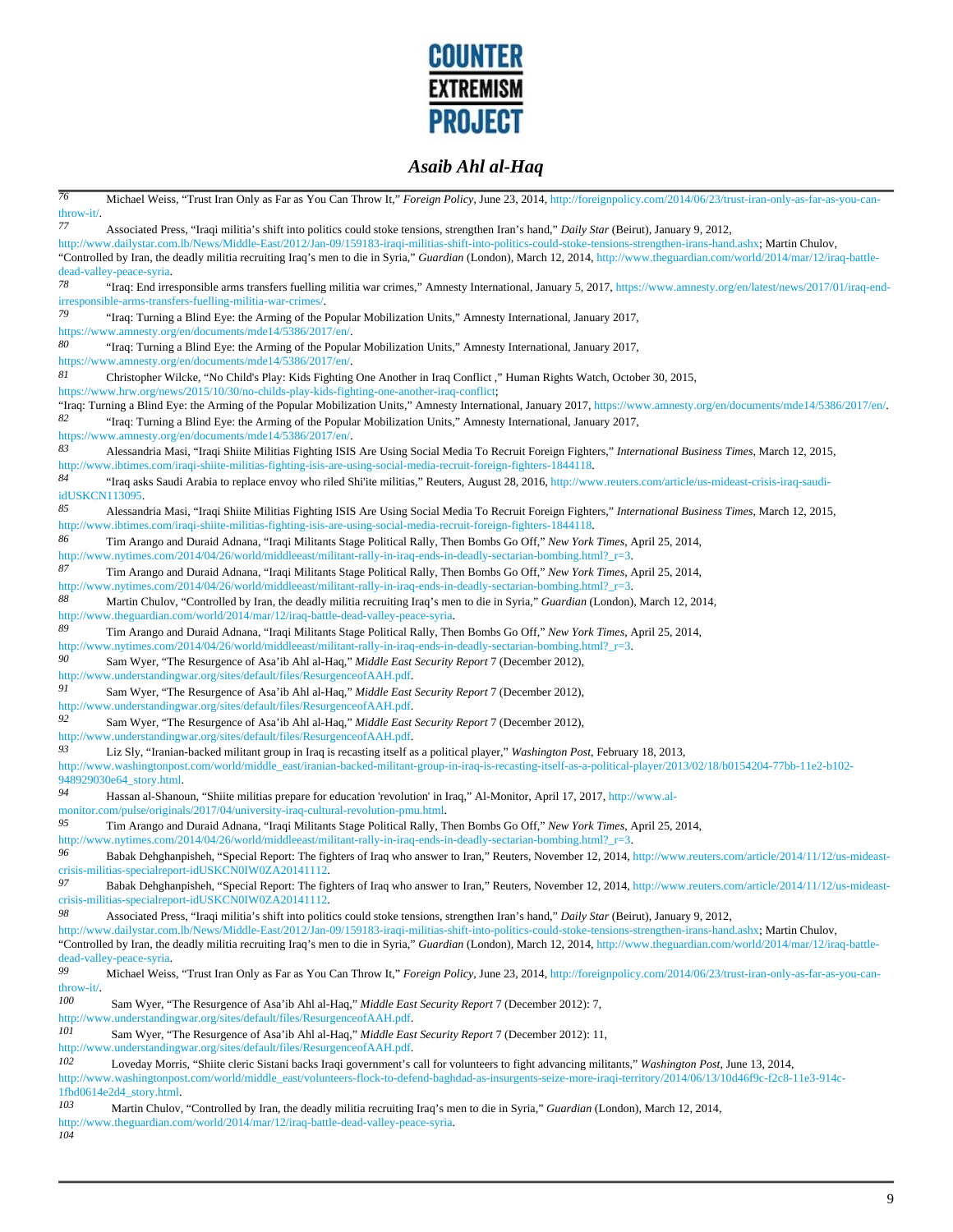[76] Michael Weiss, "Trust Iran Only as Far as You Can Throw It," *Foreign Policy*, June 23, 2014, http://foreignpolicy.com/2014/06/23/trust-iran-only-as-far-as-you-can-throw-it/.

[77] Associated Press, "Iraqi militia's shift into politics could stoke tensions, strengthen Iran's hand," *Daily Star* (Beirut), January 9, 2012, http://www.dailystar.com.lb/News/Middle-East/2012/Jan-09/159183-iraqi-militias-shift-into-politics-could-stoke-tensions-strengthen-irans-hand.ashx; Martin Chulov, "Controlled by Iran, the deadly militia recruiting Iraq's men to die in Syria," *Guardian* (London), March 12, 2014, http://www.theguardian.com/world/2014/mar/12/iraq-battle-dead-valley-peace-syria.

[78] "Iraq: End irresponsible arms transfers fuelling militia war crimes," Amnesty International, January 5, 2017, https://www.amnesty.org/en/latest/news/2017/01/iraq-end-irresponsible-arms-transfers-fuelling-militia-war-crimes/.

[79] "Iraq: Turning a Blind Eye: the Arming of the Popular Mobilization Units," Amnesty International, January 2017, https://www.amnesty.org/en/documents/mde14/5386/2017/en/.

[80] "Iraq: Turning a Blind Eye: the Arming of the Popular Mobilization Units," Amnesty International, January 2017, https://www.amnesty.org/en/documents/mde14/5386/2017/en/.

[81] Christopher Wilcke, "No Child's Play: Kids Fighting One Another in Iraq Conflict ," Human Rights Watch, October 30, 2015, https://www.hrw.org/news/2015/10/30/no-childs-play-kids-fighting-one-another-iraq-conflict; "Iraq: Turning a Blind Eye: the Arming of the Popular Mobilization Units," Amnesty International, January 2017, https://www.amnesty.org/en/documents/mde14/5386/2017/en/.

[82] "Iraq: Turning a Blind Eye: the Arming of the Popular Mobilization Units," Amnesty International, January 2017, https://www.amnesty.org/en/documents/mde14/5386/2017/en/.

[83] Alessandria Masi, "Iraqi Shiite Militias Fighting ISIS Are Using Social Media To Recruit Foreign Fighters," *International Business Times*, March 12, 2015, http://www.ibtimes.com/iraqi-shiite-militias-fighting-isis-are-using-social-media-recruit-foreign-fighters-1844118.

[84] "Iraq asks Saudi Arabia to replace envoy who riled Shi'ite militias," Reuters, August 28, 2016, http://www.reuters.com/article/us-mideast-crisis-iraq-saudi-idUSKCN113095.

[85] Alessandria Masi, "Iraqi Shiite Militias Fighting ISIS Are Using Social Media To Recruit Foreign Fighters," *International Business Times*, March 12, 2015, http://www.ibtimes.com/iraqi-shiite-militias-fighting-isis-are-using-social-media-recruit-foreign-fighters-1844118.

[86] Tim Arango and Duraid Adnana, "Iraqi Militants Stage Political Rally, Then Bombs Go Off," *New York Times*, April 25, 2014, http://www.nytimes.com/2014/04/26/world/middleeast/militant-rally-in-iraq-ends-in-deadly-sectarian-bombing.html?_r=3.

[87] Tim Arango and Duraid Adnana, "Iraqi Militants Stage Political Rally, Then Bombs Go Off," *New York Times*, April 25, 2014, http://www.nytimes.com/2014/04/26/world/middleeast/militant-rally-in-iraq-ends-in-deadly-sectarian-bombing.html?_r=3.

[88] Martin Chulov, "Controlled by Iran, the deadly militia recruiting Iraq's men to die in Syria," *Guardian* (London), March 12, 2014, http://www.theguardian.com/world/2014/mar/12/iraq-battle-dead-valley-peace-syria.

[89] Tim Arango and Duraid Adnana, "Iraqi Militants Stage Political Rally, Then Bombs Go Off," *New York Times*, April 25, 2014, http://www.nytimes.com/2014/04/26/world/middleeast/militant-rally-in-iraq-ends-in-deadly-sectarian-bombing.html?_r=3.

[90] Sam Wyer, "The Resurgence of Asa'ib Ahl al-Haq," *Middle East Security Report* 7 (December 2012), http://www.understandingwar.org/sites/default/files/ResurgenceofAAH.pdf.

[91] Sam Wyer, "The Resurgence of Asa'ib Ahl al-Haq," *Middle East Security Report* 7 (December 2012), http://www.understandingwar.org/sites/default/files/ResurgenceofAAH.pdf.

[92] Sam Wyer, "The Resurgence of Asa'ib Ahl al-Haq," *Middle East Security Report* 7 (December 2012), http://www.understandingwar.org/sites/default/files/ResurgenceofAAH.pdf.

[93] Liz Sly, "Iranian-backed militant group in Iraq is recasting itself as a political player," *Washington Post*, February 18, 2013, http://www.washingtonpost.com/world/middle_east/iranian-backed-militant-group-in-iraq-is-recasting-itself-as-a-political-player/2013/02/18/b0154204-77bb-11e2-b102-948929030e64_story.html.

[94] Hassan al-Shanoun, "Shiite militias prepare for education 'revolution' in Iraq," Al-Monitor, April 17, 2017, http://www.al-monitor.com/pulse/originals/2017/04/university-iraq-cultural-revolution-pmu.html.

[95] Tim Arango and Duraid Adnana, "Iraqi Militants Stage Political Rally, Then Bombs Go Off," *New York Times*, April 25, 2014, http://www.nytimes.com/2014/04/26/world/middleeast/militant-rally-in-iraq-ends-in-deadly-sectarian-bombing.html?_r=3.

[96] Babak Dehghanpisheh, "Special Report: The fighters of Iraq who answer to Iran," Reuters, November 12, 2014, http://www.reuters.com/article/2014/11/12/us-mideast-crisis-militias-specialreport-idUSKCN0IW0ZA20141112.

[97] Babak Dehghanpisheh, "Special Report: The fighters of Iraq who answer to Iran," Reuters, November 12, 2014, http://www.reuters.com/article/2014/11/12/us-mideast-crisis-militias-specialreport-idUSKCN0IW0ZA20141112.

[98] Associated Press, "Iraqi militia's shift into politics could stoke tensions, strengthen Iran's hand," *Daily Star* (Beirut), January 9, 2012, http://www.dailystar.com.lb/News/Middle-East/2012/Jan-09/159183-iraqi-militias-shift-into-politics-could-stoke-tensions-strengthen-irans-hand.ashx; Martin Chulov, "Controlled by Iran, the deadly militia recruiting Iraq's men to die in Syria," *Guardian* (London), March 12, 2014, http://www.theguardian.com/world/2014/mar/12/iraq-battle-dead-valley-peace-syria.

[99] Michael Weiss, "Trust Iran Only as Far as You Can Throw It," *Foreign Policy*, June 23, 2014, http://foreignpolicy.com/2014/06/23/trust-iran-only-as-far-as-you-can-throw-it/.

[100] Sam Wyer, "The Resurgence of Asa'ib Ahl al-Haq," *Middle East Security Report* 7 (December 2012): 7, http://www.understandingwar.org/sites/default/files/ResurgenceofAAH.pdf.

[101] Sam Wyer, "The Resurgence of Asa'ib Ahl al-Haq," *Middle East Security Report* 7 (December 2012): 11, http://www.understandingwar.org/sites/default/files/ResurgenceofAAH.pdf.

[102] Loveday Morris, "Shiite cleric Sistani backs Iraqi government's call for volunteers to fight advancing militants," *Washington Post*, June 13, 2014, http://www.washingtonpost.com/world/middle_east/volunteers-flock-to-defend-baghdad-as-insurgents-seize-more-iraqi-territory/2014/06/13/10d46f9c-f2c8-11e3-914c-1fbd0614e2d4_story.html.

[103] Martin Chulov, "Controlled by Iran, the deadly militia recruiting Iraq's men to die in Syria," *Guardian* (London), March 12, 2014, http://www.theguardian.com/world/2014/mar/12/iraq-battle-dead-valley-peace-syria.

[104]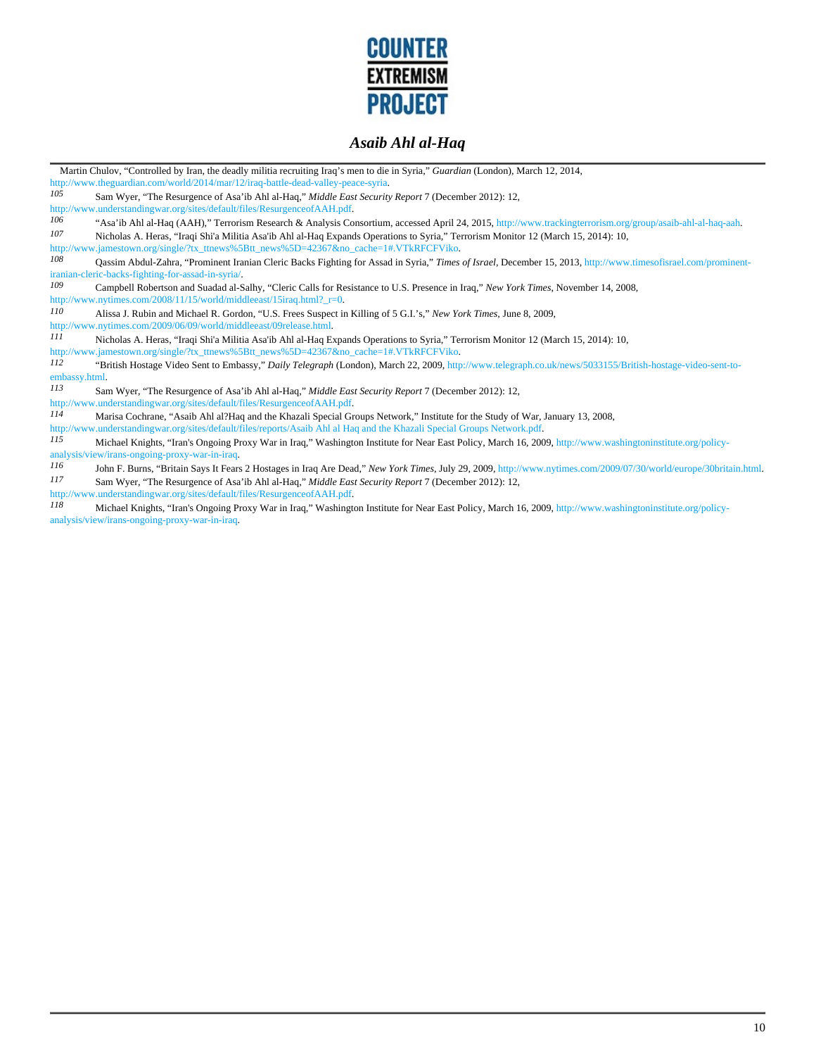Martin Chulov, "Controlled by Iran, the deadly militia recruiting Iraq's men to die in Syria," *Guardian* (London), March 12, 2014, http://www.theguardian.com/world/2014/mar/12/iraq-battle-dead-valley-peace-syria.

105 Sam Wyer, "The Resurgence of Asa'ib Ahl al-Haq," *Middle East Security Report* 7 (December 2012): 12, http://www.understandingwar.org/sites/default/files/ResurgenceofAAH.pdf.

106 "Asa'ib Ahl al-Haq (AAH)," Terrorism Research & Analysis Consortium, accessed April 24, 2015, http://www.trackingterrorism.org/group/asaib-ahl-al-haq-aah.

107 Nicholas A. Heras, "Iraqi Shi'a Militia Asa'ib Ahl al-Haq Expands Operations to Syria," Terrorism Monitor 12 (March 15, 2014): 10, http://www.jamestown.org/single/?tx_ttnews%5Btt_news%5D=42367&no_cache=1#.VTkRFCFViko.

108 Qassim Abdul-Zahra, "Prominent Iranian Cleric Backs Fighting for Assad in Syria," *Times of Israel*, December 15, 2013, http://www.timesofisrael.com/prominent-iranian-cleric-backs-fighting-for-assad-in-syria/.

109 Campbell Robertson and Suadad al-Salhy, "Cleric Calls for Resistance to U.S. Presence in Iraq," *New York Times*, November 14, 2008, http://www.nytimes.com/2008/11/15/world/middleeast/15iraq.html?_r=0.

110 Alissa J. Rubin and Michael R. Gordon, "U.S. Frees Suspect in Killing of 5 G.I.'s," *New York Times*, June 8, 2009, http://www.nytimes.com/2009/06/09/world/middleeast/09release.html.

111 Nicholas A. Heras, "Iraqi Shi'a Militia Asa'ib Ahl al-Haq Expands Operations to Syria," Terrorism Monitor 12 (March 15, 2014): 10, http://www.jamestown.org/single/?tx_ttnews%5Btt_news%5D=42367&no_cache=1#.VTkRFCFViko.

112 "British Hostage Video Sent to Embassy," *Daily Telegraph* (London), March 22, 2009, http://www.telegraph.co.uk/news/5033155/British-hostage-video-sent-to-embassy.html.

113 Sam Wyer, "The Resurgence of Asa'ib Ahl al-Haq," *Middle East Security Report* 7 (December 2012): 12, http://www.understandingwar.org/sites/default/files/ResurgenceofAAH.pdf.

114 Marisa Cochrane, "Asaib Ahl al?Haq and the Khazali Special Groups Network," Institute for the Study of War, January 13, 2008, http://www.understandingwar.org/sites/default/files/reports/Asaib Ahl al Haq and the Khazali Special Groups Network.pdf.

115 Michael Knights, "Iran's Ongoing Proxy War in Iraq," Washington Institute for Near East Policy, March 16, 2009, http://www.washingtoninstitute.org/policy-analysis/view/irans-ongoing-proxy-war-in-iraq.

116 John F. Burns, "Britain Says It Fears 2 Hostages in Iraq Are Dead," *New York Times*, July 29, 2009, http://www.nytimes.com/2009/07/30/world/europe/30britain.html.

117 Sam Wyer, "The Resurgence of Asa'ib Ahl al-Haq," *Middle East Security Report* 7 (December 2012): 12, http://www.understandingwar.org/sites/default/files/ResurgenceofAAH.pdf.

118 Michael Knights, "Iran's Ongoing Proxy War in Iraq," Washington Institute for Near East Policy, March 16, 2009, http://www.washingtoninstitute.org/policy-analysis/view/irans-ongoing-proxy-war-in-iraq.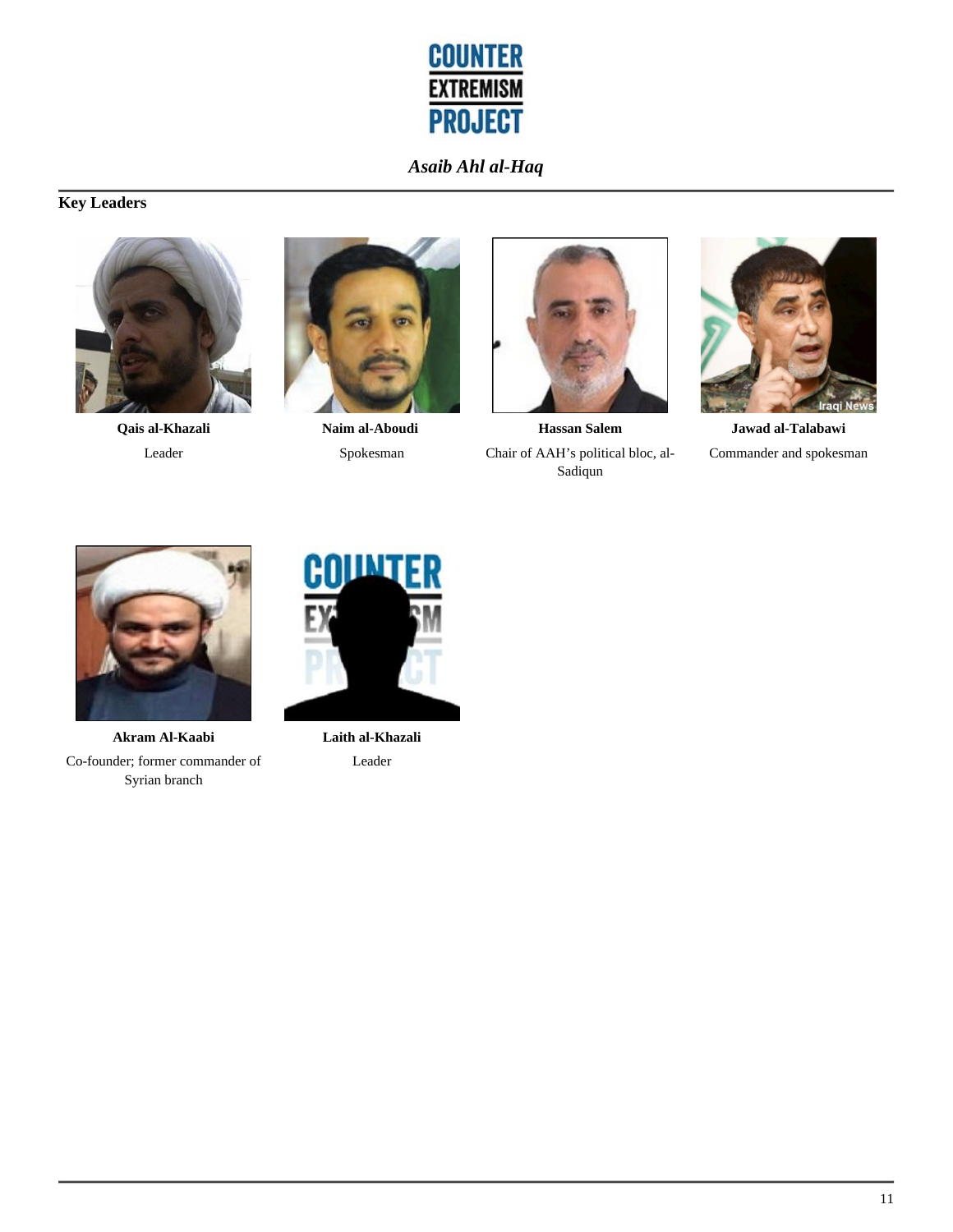## Key Leaders

**Qais al-Khazali**
Leader

**Naim al-Aboudi**
Spokesman

**Hassan Salem**
Chair of AAH's political bloc, al-Sadiqun

**Jawad al-Talabawi**
Commander and spokesman

**Akram Al-Kaabi**
Co-founder; former commander of Syrian branch

**Laith al-Khazali**
Leader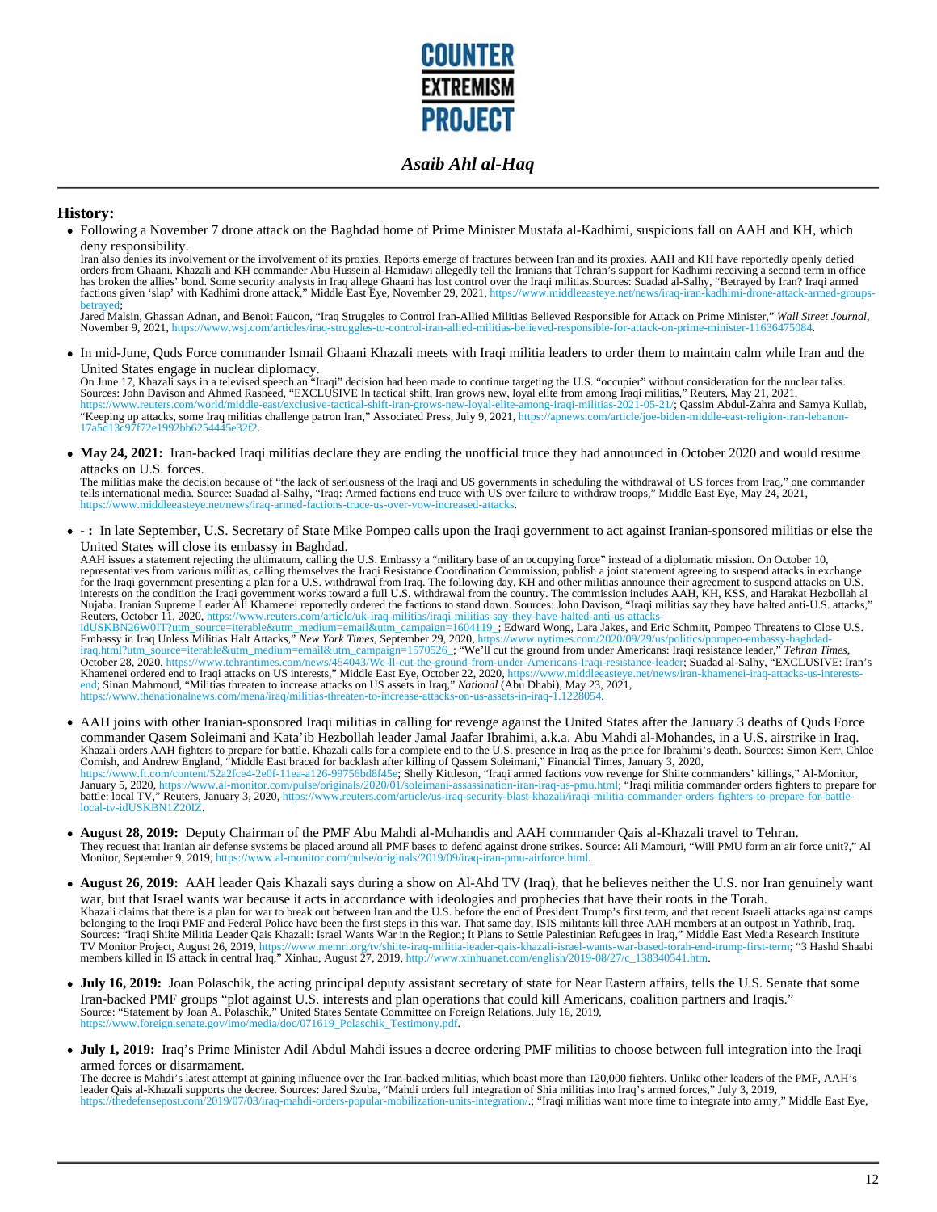**COUNTER EXTREMISM PROJECT**

## *Asaib Ahl al-Haq*

### History:

- Following a November 7 drone attack on the Baghdad home of Prime Minister Mustafa al-Kadhimi, suspicions fall on AAH and KH, which deny responsibility.
  Iran also denies its involvement or the involvement of its proxies. Reports emerge of fractures between Iran and its proxies. AAH and KH have reportedly openly defied orders from Ghaani. Khazali and KH commander Abu Hussein al-Hamidawi allegedly tell the Iranians that Tehran's support for Kadhimi receiving a second term in office has broken the allies' bond. Some security analysts in Iraq allege Ghaani has lost control over the Iraqi militias.Sources: Suadad al-Salhy, "Betrayed by Iran? Iraqi armed factions given 'slap' with Kadhimi drone attack," Middle East Eye, November 29, 2021, https://www.middleeasteye.net/news/iraq-iran-kadhimi-drone-attack-armed-groups-betrayed;
  Jared Malsin, Ghassan Adnan, and Benoit Faucon, "Iraq Struggles to Control Iran-Allied Militias Believed Responsible for Attack on Prime Minister," *Wall Street Journal*, November 9, 2021, https://www.wsj.com/articles/iraq-struggles-to-control-iran-allied-militias-believed-responsible-for-attack-on-prime-minister-11636475084.

- In mid-June, Quds Force commander Ismail Ghaani Khazali meets with Iraqi militia leaders to order them to maintain calm while Iran and the United States engage in nuclear diplomacy.
  On June 17, Khazali says in a televised speech an "Iraqi" decision had been made to continue targeting the U.S. "occupier" without consideration for the nuclear talks. Sources: John Davison and Ahmed Rasheed, "EXCLUSIVE In tactical shift, Iran grows new, loyal elite from among Iraqi militias," Reuters, May 21, 2021, https://www.reuters.com/world/middle-east/exclusive-tactical-shift-iran-grows-new-loyal-elite-among-iraqi-militias-2021-05-21/; Qassim Abdul-Zahra and Samya Kullab, "Keeping up attacks, some Iraq militias challenge patron Iran," Associated Press, July 9, 2021, https://apnews.com/article/joe-biden-middle-east-religion-iran-lebanon-17a5d13c97f72e1992bb6254445e32f2.

- **May 24, 2021:** Iran-backed Iraqi militias declare they are ending the unofficial truce they had announced in October 2020 and would resume attacks on U.S. forces.
  The militias make the decision because of "the lack of seriousness of the Iraqi and US governments in scheduling the withdrawal of US forces from Iraq," one commander tells international media. Source: Suadad al-Salhy, "Iraq: Armed factions end truce with US over failure to withdraw troops," Middle East Eye, May 24, 2021, https://www.middleeasteye.net/news/iraq-armed-factions-truce-us-over-vow-increased-attacks.

- **- :** In late September, U.S. Secretary of State Mike Pompeo calls upon the Iraqi government to act against Iranian-sponsored militias or else the United States will close its embassy in Baghdad.
  AAH issues a statement rejecting the ultimatum, calling the U.S. Embassy a "military base of an occupying force" instead of a diplomatic mission. On October 10, representatives from various militias, calling themselves the Iraqi Resistance Coordination Commission, publish a joint statement agreeing to suspend attacks in exchange for the Iraqi government presenting a plan for a U.S. withdrawal from Iraq. The following day, KH and other militias announce their agreement to suspend attacks on U.S. interests on the condition the Iraqi government works toward a full U.S. withdrawal from the country. The commission includes AAH, KH, KSS, and Harakat Hezbollah al Nujaba. Iranian Supreme Leader Ali Khamenei reportedly ordered the factions to stand down. Sources: John Davison, "Iraqi militias say they have halted anti-U.S. attacks," Reuters, October 11, 2020, https://www.reuters.com/article/uk-iraq-militias/iraqi-militias-say-they-have-halted-anti-us-attacks-idUSKBN26W0IT?utm_source=iterable&utm_medium=email&utm_campaign=1604119_; Edward Wong, Lara Jakes, and Eric Schmitt, Pompeo Threatens to Close U.S. Embassy in Iraq Unless Militias Halt Attacks," *New York Times*, September 29, 2020, https://www.nytimes.com/2020/09/29/us/politics/pompeo-embassy-baghdad-iraq.html?utm_source=iterable&utm_medium=email&utm_campaign=1570526_; "We'll cut the ground from under Americans: Iraqi resistance leader," *Tehran Times*, October 28, 2020, https://www.tehrantimes.com/news/454043/We-ll-cut-the-ground-from-under-Americans-Iraqi-resistance-leader; Suadad al-Salhy, "EXCLUSIVE: Iran's Khamenei ordered end to Iraqi attacks on US interests," Middle East Eye, October 22, 2020, https://www.middleeasteye.net/news/iran-khamenei-iraq-attacks-us-interests-end; Sinan Mahmoud, "Militias threaten to increase attacks on US assets in Iraq," *National* (Abu Dhabi), May 23, 2021, https://www.thenationalnews.com/mena/iraq/militias-threaten-to-increase-attacks-on-us-assets-in-iraq-1.1228054.

- AAH joins with other Iranian-sponsored Iraqi militias in calling for revenge against the United States after the January 3 deaths of Quds Force commander Qasem Soleimani and Kata'ib Hezbollah leader Jamal Jaafar Ibrahimi, a.k.a. Abu Mahdi al-Mohandes, in a U.S. airstrike in Iraq.
  Khazali orders AAH fighters to prepare for battle. Khazali calls for a complete end to the U.S. presence in Iraq as the price for Ibrahimi's death. Sources: Simon Kerr, Chloe Cornish, and Andrew England, "Middle East braced for backlash after killing of Qassem Soleimani," Financial Times, January 3, 2020, https://www.ft.com/content/52a2fce4-2e0f-11ea-a126-99756bd8f45e; Shelly Kittleson, "Iraqi armed factions vow revenge for Shiite commanders' killings," Al-Monitor, January 5, 2020, https://www.al-monitor.com/pulse/originals/2020/01/soleimani-assassination-iran-iraq-us-pmu.html; "Iraqi militia commander orders fighters to prepare for battle: local TV," Reuters, January 3, 2020, https://www.reuters.com/article/us-iraq-security-blast-khazali/iraqi-militia-commander-orders-fighters-to-prepare-for-battle-local-tv-idUSKBN1Z20IZ.

- **August 28, 2019:** Deputy Chairman of the PMF Abu Mahdi al-Muhandis and AAH commander Qais al-Khazali travel to Tehran.
  They request that Iranian air defense systems be placed around all PMF bases to defend against drone strikes. Source: Ali Mamouri, "Will PMU form an air force unit?," Al Monitor, September 9, 2019, https://www.al-monitor.com/pulse/originals/2019/09/iraq-iran-pmu-airforce.html.

- **August 26, 2019:** AAH leader Qais Khazali says during a show on Al-Ahd TV (Iraq), that he believes neither the U.S. nor Iran genuinely want war, but that Israel wants war because it acts in accordance with ideologies and prophecies that have their roots in the Torah.
  Khazali claims that there is a plan for war to break out between Iran and the U.S. before the end of President Trump's first term, and that recent Israeli attacks against camps belonging to the Iraqi PMF and Federal Police have been the first steps in this war. That same day, ISIS militants kill three AAH members at an outpost in Yathrib, Iraq. Sources: "Iraqi Shiite Militia Leader Qais Khazali: Israel Wants War in the Region; It Plans to Settle Palestinian Refugees in Iraq," Middle East Media Research Institute TV Monitor Project, August 26, 2019, https://www.memri.org/tv/shiite-iraq-militia-leader-qais-khazali-israel-wants-war-based-torah-end-trump-first-term; "3 Hashd Shaabi members killed in IS attack in central Iraq," Xinhau, August 27, 2019, http://www.xinhuanet.com/english/2019-08/27/c_138340541.htm.

- **July 16, 2019:** Joan Polaschik, the acting principal deputy assistant secretary of state for Near Eastern affairs, tells the U.S. Senate that some Iran-backed PMF groups "plot against U.S. interests and plan operations that could kill Americans, coalition partners and Iraqis."
  Source: "Statement by Joan A. Polaschik," United States Sentate Committee on Foreign Relations, July 16, 2019, https://www.foreign.senate.gov/imo/media/doc/071619_Polaschik_Testimony.pdf.

- **July 1, 2019:** Iraq's Prime Minister Adil Abdul Mahdi issues a decree ordering PMF militias to choose between full integration into the Iraqi armed forces or disarmament.
  The decree is Mahdi's latest attempt at gaining influence over the Iran-backed militias, which boast more than 120,000 fighters. Unlike other leaders of the PMF, AAH's leader Qais al-Khazali supports the decree. Sources: Jared Szuba, "Mahdi orders full integration of Shia militias into Iraq's armed forces," July 3, 2019, https://thedefensepost.com/2019/07/03/iraq-mahdi-orders-popular-mobilization-units-integration/.; "Iraqi militias want more time to integrate into army," Middle East Eye,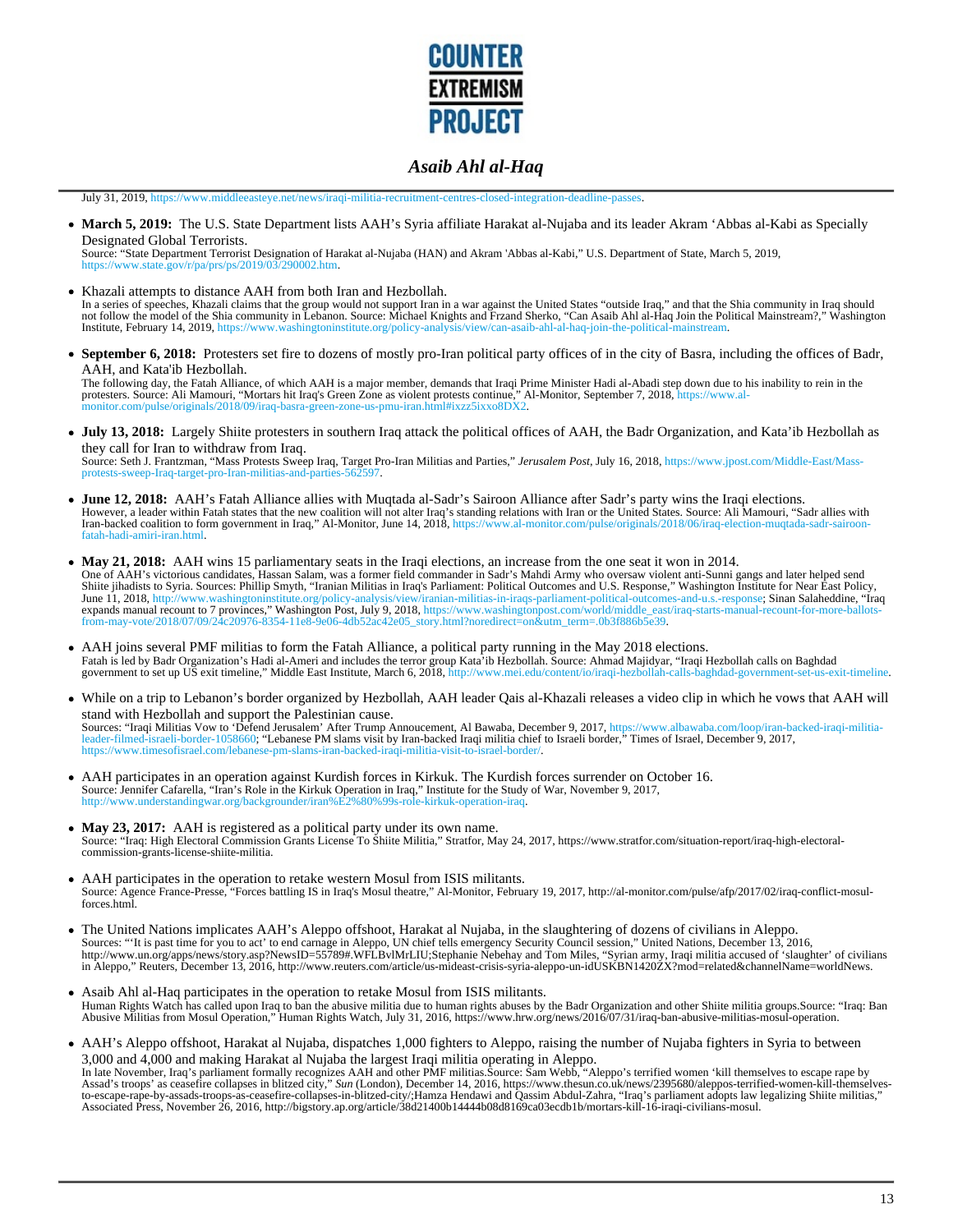July 31, 2019, https://www.middleeasteye.net/news/iraqi-militia-recruitment-centres-closed-integration-deadline-passes.

- **March 5, 2019:** The U.S. State Department lists AAH's Syria affiliate Harakat al-Nujaba and its leader Akram 'Abbas al-Kabi as Specially Designated Global Terrorists.
  Source: "State Department Terrorist Designation of Harakat al-Nujaba (HAN) and Akram 'Abbas al-Kabi," U.S. Department of State, March 5, 2019, https://www.state.gov/r/pa/prs/ps/2019/03/290002.htm.

- Khazali attempts to distance AAH from both Iran and Hezbollah.
  In a series of speeches, Khazali claims that the group would not support Iran in a war against the United States "outside Iraq," and that the Shia community in Iraq should not follow the model of the Shia community in Lebanon. Source: Michael Knights and Frzand Sherko, "Can Asaib Ahl al-Haq Join the Political Mainstream?," Washington Institute, February 14, 2019, https://www.washingtoninstitute.org/policy-analysis/view/can-asaib-ahl-al-haq-join-the-political-mainstream.

- **September 6, 2018:** Protesters set fire to dozens of mostly pro-Iran political party offices of in the city of Basra, including the offices of Badr, AAH, and Kata'ib Hezbollah.
  The following day, the Fatah Alliance, of which AAH is a major member, demands that Iraqi Prime Minister Hadi al-Abadi step down due to his inability to rein in the protesters. Source: Ali Mamouri, "Mortars hit Iraq's Green Zone as violent protests continue," Al-Monitor, September 7, 2018, https://www.al-monitor.com/pulse/originals/2018/09/iraq-basra-green-zone-us-pmu-iran.html#ixzz5ixxo8DX2.

- **July 13, 2018:** Largely Shiite protesters in southern Iraq attack the political offices of AAH, the Badr Organization, and Kata'ib Hezbollah as they call for Iran to withdraw from Iraq.
  Source: Seth J. Frantzman, "Mass Protests Sweep Iraq, Target Pro-Iran Militias and Parties," *Jerusalem Post*, July 16, 2018, https://www.jpost.com/Middle-East/Mass-protests-sweep-Iraq-target-pro-Iran-militias-and-parties-562597.

- **June 12, 2018:** AAH's Fatah Alliance allies with Muqtada al-Sadr's Sairoon Alliance after Sadr's party wins the Iraqi elections.
  However, a leader within Fatah states that the new coalition will not alter Iraq's standing relations with Iran or the United States. Source: Ali Mamouri, "Sadr allies with Iran-backed coalition to form government in Iraq," Al-Monitor, June 14, 2018, https://www.al-monitor.com/pulse/originals/2018/06/iraq-election-muqtada-sadr-sairoon-fatah-hadi-amiri-iran.html.

- **May 21, 2018:** AAH wins 15 parliamentary seats in the Iraqi elections, an increase from the one seat it won in 2014.
  One of AAH's victorious candidates, Hassan Salam, was a former field commander in Sadr's Mahdi Army who oversaw violent anti-Sunni gangs and later helped send Shiite jihadists to Syria. Sources: Phillip Smyth, "Iranian Militias in Iraq's Parliament: Political Outcomes and U.S. Response," Washington Institute for Near East Policy, June 11, 2018, http://www.washingtoninstitute.org/policy-analysis/view/iranian-militias-in-iraqs-parliament-political-outcomes-and-u.s.-response; Sinan Salaheddine, "Iraq expands manual recount to 7 provinces," Washington Post, July 9, 2018, https://www.washingtonpost.com/world/middle_east/iraq-starts-manual-recount-for-more-ballots-from-may-vote/2018/07/09/24c20976-8354-11e8-9e06-4db52ac42e05_story.html?noredirect=on&utm_term=.0b3f886b5e39.

- AAH joins several PMF militias to form the Fatah Alliance, a political party running in the May 2018 elections.
  Fatah is led by Badr Organization's Hadi al-Ameri and includes the terror group Kata'ib Hezbollah. Source: Ahmad Majidyar, "Iraqi Hezbollah calls on Baghdad government to set up US exit timeline," Middle East Institute, March 6, 2018, http://www.mei.edu/content/io/iraqi-hezbollah-calls-baghdad-government-set-us-exit-timeline.

- While on a trip to Lebanon's border organized by Hezbollah, AAH leader Qais al-Khazali releases a video clip in which he vows that AAH will stand with Hezbollah and support the Palestinian cause.
  Sources: "Iraqi Militias Vow to 'Defend Jerusalem' After Trump Annoucement, Al Bawaba, December 9, 2017, https://www.albawaba.com/loop/iran-backed-iraqi-militia-leader-filmed-israeli-border-1058660; "Lebanese PM slams visit by Iran-backed Iraqi militia chief to Israeli border," Times of Israel, December 9, 2017, https://www.timesofisrael.com/lebanese-pm-slams-iran-backed-iraqi-militia-visit-to-israel-border/.

- AAH participates in an operation against Kurdish forces in Kirkuk. The Kurdish forces surrender on October 16.
  Source: Jennifer Cafarella, "Iran's Role in the Kirkuk Operation in Iraq," Institute for the Study of War, November 9, 2017, http://www.understandingwar.org/backgrounder/iran%E2%80%99s-role-kirkuk-operation-iraq.

- **May 23, 2017:** AAH is registered as a political party under its own name.
  Source: "Iraq: High Electoral Commission Grants License To Shiite Militia," Stratfor, May 24, 2017, https://www.stratfor.com/situation-report/iraq-high-electoral-commission-grants-license-shiite-militia.

- AAH participates in the operation to retake western Mosul from ISIS militants.
  Source: Agence France-Presse, "Forces battling IS in Iraq's Mosul theatre," Al-Monitor, February 19, 2017, http://al-monitor.com/pulse/afp/2017/02/iraq-conflict-mosul-forces.html.

- The United Nations implicates AAH's Aleppo offshoot, Harakat al Nujaba, in the slaughtering of dozens of civilians in Aleppo.
  Sources: "'It is past time for you to act' to end carnage in Aleppo, UN chief tells emergency Security Council session," United Nations, December 13, 2016, http://www.un.org/apps/news/story.asp?NewsID=55789#.WFLBvlMrLIU;Stephanie Nebehay and Tom Miles, "Syrian army, Iraqi militia accused of 'slaughter' of civilians in Aleppo," Reuters, December 13, 2016, http://www.reuters.com/article/us-mideast-crisis-syria-aleppo-un-idUSKBN1420ZX?mod=related&channelName=worldNews.

- Asaib Ahl al-Haq participates in the operation to retake Mosul from ISIS militants.
  Human Rights Watch has called upon Iraq to ban the abusive militia due to human rights abuses by the Badr Organization and other Shiite militia groups.Source: "Iraq: Ban Abusive Militias from Mosul Operation," Human Rights Watch, July 31, 2016, https://www.hrw.org/news/2016/07/31/iraq-ban-abusive-militias-mosul-operation.

- AAH's Aleppo offshoot, Harakat al Nujaba, dispatches 1,000 fighters to Aleppo, raising the number of Nujaba fighters in Syria to between 3,000 and 4,000 and making Harakat al Nujaba the largest Iraqi militia operating in Aleppo.
  In late November, Iraq's parliament formally recognizes AAH and other PMF militias.Source: Sam Webb, "Aleppo's terrified women 'kill themselves to escape rape by Assad's troops' as ceasefire collapses in blitzed city," *Sun* (London), December 14, 2016, https://www.thesun.co.uk/news/2395680/aleppos-terrified-women-kill-themselves-to-escape-rape-by-assads-troops-as-ceasefire-collapses-in-blitzed-city/;Hamza Hendawi and Qassim Abdul-Zahra, "Iraq's parliament adopts law legalizing Shiite militias," Associated Press, November 26, 2016, http://bigstory.ap.org/article/38d21400b14444b08d8169ca03ecdb1b/mortars-kill-16-iraqi-civilians-mosul.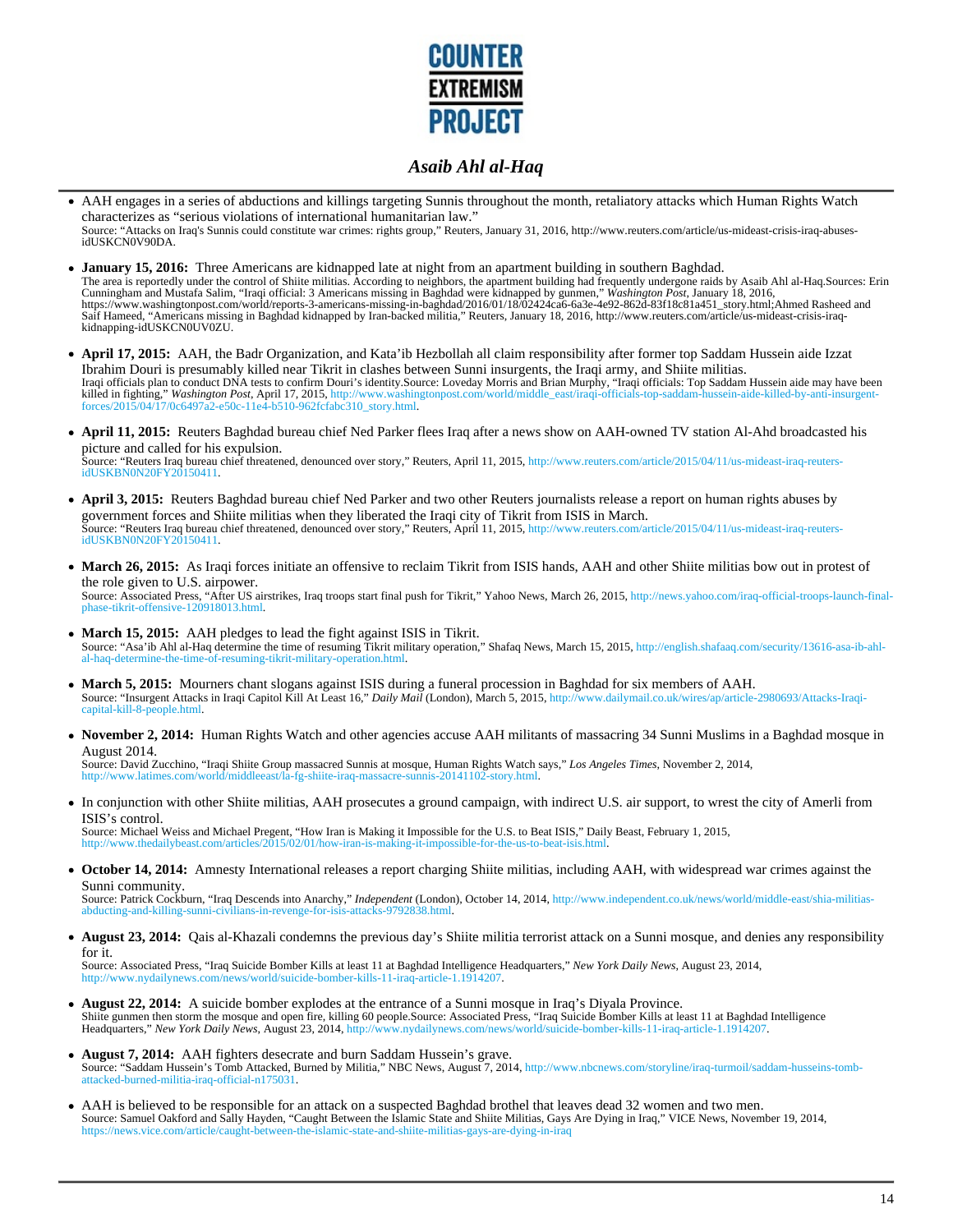- AAH engages in a series of abductions and killings targeting Sunnis throughout the month, retaliatory attacks which Human Rights Watch characterizes as "serious violations of international humanitarian law."
  Source: "Attacks on Iraq's Sunnis could constitute war crimes: rights group," Reuters, January 31, 2016, http://www.reuters.com/article/us-mideast-crisis-iraq-abuses-idUSKCN0V90DA.

- **January 15, 2016:** Three Americans are kidnapped late at night from an apartment building in southern Baghdad.
  The area is reportedly under the control of Shiite militias. According to neighbors, the apartment building had frequently undergone raids by Asaib Ahl al-Haq.Sources: Erin Cunningham and Mustafa Salim, "Iraqi official: 3 Americans missing in Baghdad were kidnapped by gunmen," *Washington Post*, January 18, 2016, https://www.washingtonpost.com/world/reports-3-americans-missing-in-baghdad/2016/01/18/02424ca6-6a3e-4e92-862d-83f18c81a451_story.html;Ahmed Rasheed and Saif Hameed, "Americans missing in Baghdad kidnapped by Iran-backed militia," Reuters, January 18, 2016, http://www.reuters.com/article/us-mideast-crisis-iraq-kidnapping-idUSKCN0UV0ZU.

- **April 17, 2015:** AAH, the Badr Organization, and Kata'ib Hezbollah all claim responsibility after former top Saddam Hussein aide Izzat Ibrahim Douri is presumably killed near Tikrit in clashes between Sunni insurgents, the Iraqi army, and Shiite militias.
  Iraqi officials plan to conduct DNA tests to confirm Douri's identity.Source: Loveday Morris and Brian Murphy, "Iraqi officials: Top Saddam Hussein aide may have been killed in fighting," *Washington Post*, April 17, 2015, http://www.washingtonpost.com/world/middle_east/iraqi-officials-top-saddam-hussein-aide-killed-by-anti-insurgent-forces/2015/04/17/0c6497a2-e50c-11e4-b510-962fcfabc310_story.html.

- **April 11, 2015:** Reuters Baghdad bureau chief Ned Parker flees Iraq after a news show on AAH-owned TV station Al-Ahd broadcasted his picture and called for his expulsion.
  Source: "Reuters Iraq bureau chief threatened, denounced over story," Reuters, April 11, 2015, http://www.reuters.com/article/2015/04/11/us-mideast-iraq-reuters-idUSKBN0N20FY20150411.

- **April 3, 2015:** Reuters Baghdad bureau chief Ned Parker and two other Reuters journalists release a report on human rights abuses by government forces and Shiite militias when they liberated the Iraqi city of Tikrit from ISIS in March.
  Source: "Reuters Iraq bureau chief threatened, denounced over story," Reuters, April 11, 2015, http://www.reuters.com/article/2015/04/11/us-mideast-iraq-reuters-idUSKBN0N20FY20150411.

- **March 26, 2015:** As Iraqi forces initiate an offensive to reclaim Tikrit from ISIS hands, AAH and other Shiite militias bow out in protest of the role given to U.S. airpower.
  Source: Associated Press, "After US airstrikes, Iraq troops start final push for Tikrit," Yahoo News, March 26, 2015, http://news.yahoo.com/iraq-official-troops-launch-final-phase-tikrit-offensive-120918013.html.

- **March 15, 2015:** AAH pledges to lead the fight against ISIS in Tikrit.
  Source: "Asa'ib Ahl al-Haq determine the time of resuming Tikrit military operation," Shafaq News, March 15, 2015, http://english.shafaaq.com/security/13616-asa-ib-ahl-al-haq-determine-the-time-of-resuming-tikrit-military-operation.html.

- **March 5, 2015:** Mourners chant slogans against ISIS during a funeral procession in Baghdad for six members of AAH.
  Source: "Insurgent Attacks in Iraqi Capitol Kill At Least 16," *Daily Mail* (London), March 5, 2015, http://www.dailymail.co.uk/wires/ap/article-2980693/Attacks-Iraqi-capital-kill-8-people.html.

- **November 2, 2014:** Human Rights Watch and other agencies accuse AAH militants of massacring 34 Sunni Muslims in a Baghdad mosque in August 2014.
  Source: David Zucchino, "Iraqi Shiite Group massacred Sunnis at mosque, Human Rights Watch says," *Los Angeles Times*, November 2, 2014, http://www.latimes.com/world/middleeast/la-fg-shiite-iraq-massacre-sunnis-20141102-story.html.

- In conjunction with other Shiite militias, AAH prosecutes a ground campaign, with indirect U.S. air support, to wrest the city of Amerli from ISIS's control.
  Source: Michael Weiss and Michael Pregent, "How Iran is Making it Impossible for the U.S. to Beat ISIS," Daily Beast, February 1, 2015, http://www.thedailybeast.com/articles/2015/02/01/how-iran-is-making-it-impossible-for-the-us-to-beat-isis.html.

- **October 14, 2014:** Amnesty International releases a report charging Shiite militias, including AAH, with widespread war crimes against the Sunni community.
  Source: Patrick Cockburn, "Iraq Descends into Anarchy," *Independent* (London), October 14, 2014, http://www.independent.co.uk/news/world/middle-east/shia-militias-abducting-and-killing-sunni-civilians-in-revenge-for-isis-attacks-9792838.html.

- **August 23, 2014:** Qais al-Khazali condemns the previous day's Shiite militia terrorist attack on a Sunni mosque, and denies any responsibility for it.
  Source: Associated Press, "Iraq Suicide Bomber Kills at least 11 at Baghdad Intelligence Headquarters," *New York Daily News*, August 23, 2014, http://www.nydailynews.com/news/world/suicide-bomber-kills-11-iraq-article-1.1914207.

- **August 22, 2014:** A suicide bomber explodes at the entrance of a Sunni mosque in Iraq's Diyala Province.
  Shiite gunmen then storm the mosque and open fire, killing 60 people.Source: Associated Press, "Iraq Suicide Bomber Kills at least 11 at Baghdad Intelligence Headquarters," *New York Daily News*, August 23, 2014, http://www.nydailynews.com/news/world/suicide-bomber-kills-11-iraq-article-1.1914207.

- **August 7, 2014:** AAH fighters desecrate and burn Saddam Hussein's grave.
  Source: "Saddam Hussein's Tomb Attacked, Burned by Militia," NBC News, August 7, 2014, http://www.nbcnews.com/storyline/iraq-turmoil/saddam-husseins-tomb-attacked-burned-militia-iraq-official-n175031.

- AAH is believed to be responsible for an attack on a suspected Baghdad brothel that leaves dead 32 women and two men.
  Source: Samuel Oakford and Sally Hayden, "Caught Between the Islamic State and Shiite Militias, Gays Are Dying in Iraq," VICE News, November 19, 2014, https://news.vice.com/article/caught-between-the-islamic-state-and-shiite-militias-gays-are-dying-in-iraq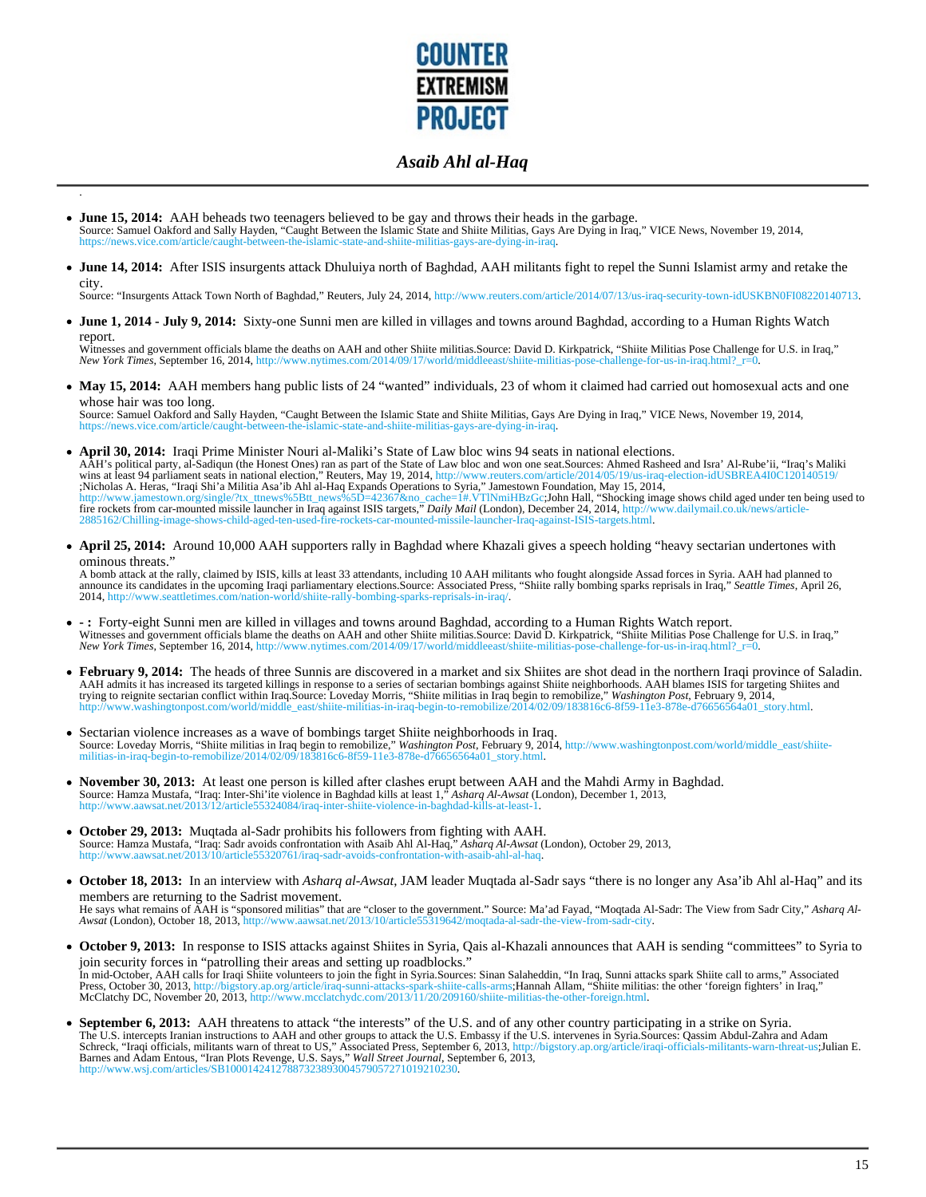- **June 15, 2014:** AAH beheads two teenagers believed to be gay and throws their heads in the garbage.
Source: Samuel Oakford and Sally Hayden, "Caught Between the Islamic State and Shiite Militias, Gays Are Dying in Iraq," VICE News, November 19, 2014, https://news.vice.com/article/caught-between-the-islamic-state-and-shiite-militias-gays-are-dying-in-iraq.

- **June 14, 2014:** After ISIS insurgents attack Dhuluiya north of Baghdad, AAH militants fight to repel the Sunni Islamist army and retake the city.
Source: "Insurgents Attack Town North of Baghdad," Reuters, July 24, 2014, http://www.reuters.com/article/2014/07/13/us-iraq-security-town-idUSKBN0FI08220140713.

- **June 1, 2014 - July 9, 2014:** Sixty-one Sunni men are killed in villages and towns around Baghdad, according to a Human Rights Watch report.
Witnesses and government officials blame the deaths on AAH and other Shiite militias.Source: David D. Kirkpatrick, "Shiite Militias Pose Challenge for U.S. in Iraq," *New York Times*, September 16, 2014, http://www.nytimes.com/2014/09/17/world/middleeast/shiite-militias-pose-challenge-for-us-in-iraq.html?_r=0.

- **May 15, 2014:** AAH members hang public lists of 24 "wanted" individuals, 23 of whom it claimed had carried out homosexual acts and one whose hair was too long.
Source: Samuel Oakford and Sally Hayden, "Caught Between the Islamic State and Shiite Militias, Gays Are Dying in Iraq," VICE News, November 19, 2014, https://news.vice.com/article/caught-between-the-islamic-state-and-shiite-militias-gays-are-dying-in-iraq.

- **April 30, 2014:** Iraqi Prime Minister Nouri al-Maliki's State of Law bloc wins 94 seats in national elections.
AAH's political party, al-Sadiqun (the Honest Ones) ran as part of the State of Law bloc and won one seat.Sources: Ahmed Rasheed and Isra' Al-Rube'ii, "Iraq's Maliki wins at least 94 parliament seats in national election," Reuters, May 19, 2014, http://www.reuters.com/article/2014/05/19/us-iraq-election-idUSBREA4I0C120140519/ ;Nicholas A. Heras, "Iraqi Shi'a Militia Asa'ib Ahl al-Haq Expands Operations to Syria," Jamestown Foundation, May 15, 2014, http://www.jamestown.org/single/?tx_ttnews%5Btt_news%5D=42367&no_cache=1#.VTlNmiHBzGc;John Hall, "Shocking image shows child aged under ten being used to fire rockets from car-mounted missile launcher in Iraq against ISIS targets," *Daily Mail* (London), December 24, 2014, http://www.dailymail.co.uk/news/article-2885162/Chilling-image-shows-child-aged-ten-used-fire-rockets-car-mounted-missile-launcher-Iraq-against-ISIS-targets.html.

- **April 25, 2014:** Around 10,000 AAH supporters rally in Baghdad where Khazali gives a speech holding "heavy sectarian undertones with ominous threats."
A bomb attack at the rally, claimed by ISIS, kills at least 33 attendants, including 10 AAH militants who fought alongside Assad forces in Syria. AAH had planned to announce its candidates in the upcoming Iraqi parliamentary elections.Source: Associated Press, "Shiite rally bombing sparks reprisals in Iraq," *Seattle Times*, April 26, 2014, http://www.seattletimes.com/nation-world/shiite-rally-bombing-sparks-reprisals-in-iraq/.

- **- :** Forty-eight Sunni men are killed in villages and towns around Baghdad, according to a Human Rights Watch report.
Witnesses and government officials blame the deaths on AAH and other Shiite militias.Source: David D. Kirkpatrick, "Shiite Militias Pose Challenge for U.S. in Iraq," *New York Times*, September 16, 2014, http://www.nytimes.com/2014/09/17/world/middleeast/shiite-militias-pose-challenge-for-us-in-iraq.html?_r=0.

- **February 9, 2014:** The heads of three Sunnis are discovered in a market and six Shiites are shot dead in the northern Iraqi province of Saladin.
AAH admits it has increased its targeted killings in response to a series of sectarian bombings against Shiite neighborhoods. AAH blames ISIS for targeting Shiites and trying to reignite sectarian conflict within Iraq.Source: Loveday Morris, "Shiite militias in Iraq begin to remobilize," *Washington Post*, February 9, 2014, http://www.washingtonpost.com/world/middle_east/shiite-militias-in-iraq-begin-to-remobilize/2014/02/09/183816c6-8f59-11e3-878e-d76656564a01_story.html.

- Sectarian violence increases as a wave of bombings target Shiite neighborhoods in Iraq.
Source: Loveday Morris, "Shiite militias in Iraq begin to remobilize," *Washington Post*, February 9, 2014, http://www.washingtonpost.com/world/middle_east/shiite-militias-in-iraq-begin-to-remobilize/2014/02/09/183816c6-8f59-11e3-878e-d76656564a01_story.html.

- **November 30, 2013:** At least one person is killed after clashes erupt between AAH and the Mahdi Army in Baghdad.
Source: Hamza Mustafa, "Iraq: Inter-Shi'ite violence in Baghdad kills at least 1," *Asharq Al-Awsat* (London), December 1, 2013, http://www.aawsat.net/2013/12/article55324084/iraq-inter-shiite-violence-in-baghdad-kills-at-least-1.

- **October 29, 2013:** Muqtada al-Sadr prohibits his followers from fighting with AAH.
Source: Hamza Mustafa, "Iraq: Sadr avoids confrontation with Asaib Ahl Al-Haq," *Asharq Al-Awsat* (London), October 29, 2013, http://www.aawsat.net/2013/10/article55320761/iraq-sadr-avoids-confrontation-with-asaib-ahl-al-haq.

- **October 18, 2013:** In an interview with *Asharq al-Awsat*, JAM leader Muqtada al-Sadr says "there is no longer any Asa'ib Ahl al-Haq" and its members are returning to the Sadrist movement.
He says what remains of AAH is "sponsored militias" that are "closer to the government." Source: Ma'ad Fayad, "Moqtada Al-Sadr: The View from Sadr City," *Asharq Al-Awsat* (London), October 18, 2013, http://www.aawsat.net/2013/10/article55319642/moqtada-al-sadr-the-view-from-sadr-city.

- **October 9, 2013:** In response to ISIS attacks against Shiites in Syria, Qais al-Khazali announces that AAH is sending "committees" to Syria to join security forces in "patrolling their areas and setting up roadblocks."
In mid-October, AAH calls for Iraqi Shiite volunteers to join the fight in Syria.Sources: Sinan Salaheddin, "In Iraq, Sunni attacks spark Shiite call to arms," Associated Press, October 30, 2013, http://bigstory.ap.org/article/iraq-sunni-attacks-spark-shiite-calls-arms;Hannah Allam, "Shiite militias: the other 'foreign fighters' in Iraq," McClatchy DC, November 20, 2013, http://www.mcclatchydc.com/2013/11/20/209160/shiite-militias-the-other-foreign.html.

- **September 6, 2013:** AAH threatens to attack "the interests" of the U.S. and of any other country participating in a strike on Syria.
The U.S. intercepts Iranian instructions to AAH and other groups to attack the U.S. Embassy if the U.S. intervenes in Syria.Sources: Qassim Abdul-Zahra and Adam Schreck, "Iraqi officials, militants warn of threat to US," Associated Press, September 6, 2013, http://bigstory.ap.org/article/iraqi-officials-militants-warn-threat-us;Julian E. Barnes and Adam Entous, "Iran Plots Revenge, U.S. Says," *Wall Street Journal*, September 6, 2013, http://www.wsj.com/articles/SB10001424127887323893004579057271019210230.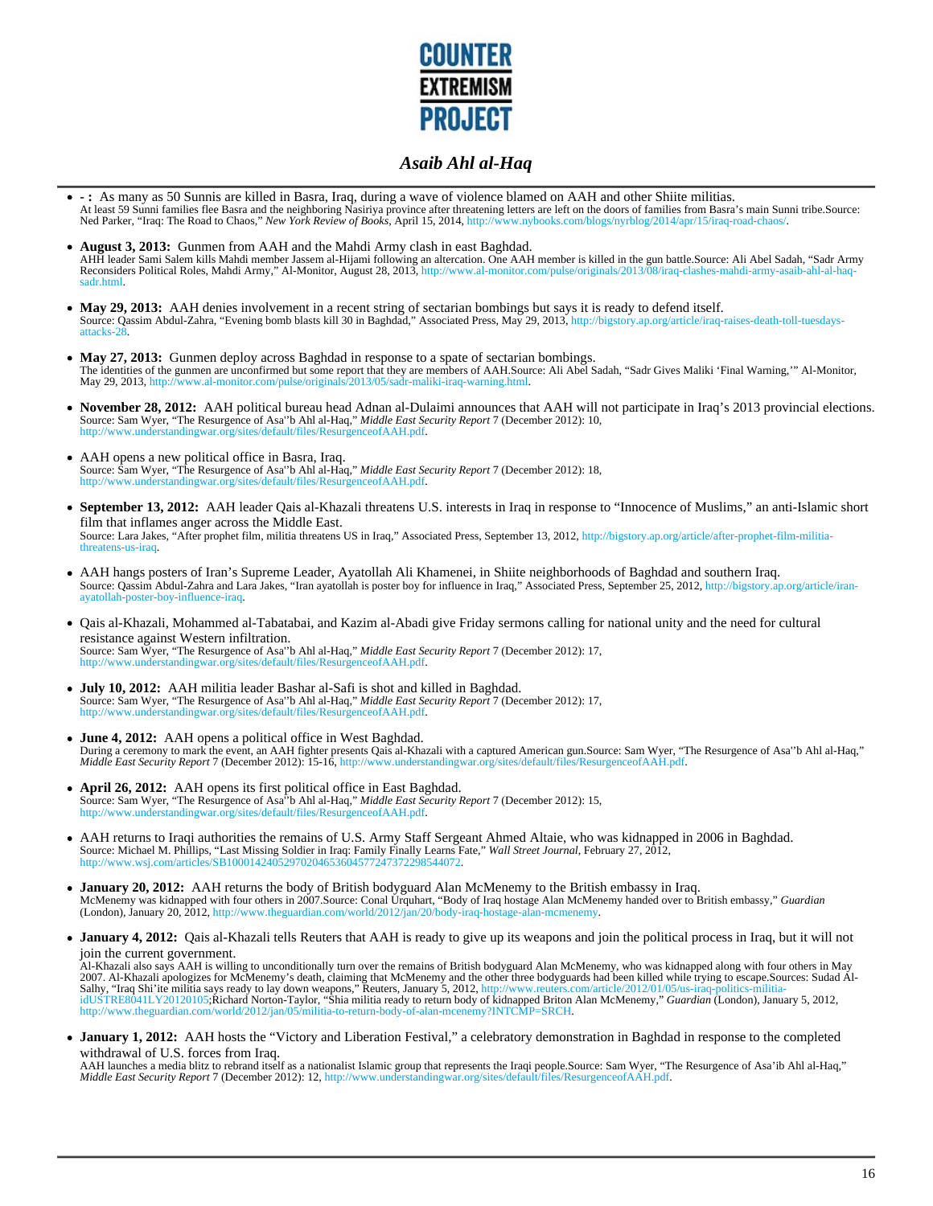# COUNTER EXTREMISM PROJECT

## *Asaib Ahl al-Haq*

- **- :** As many as 50 Sunnis are killed in Basra, Iraq, during a wave of violence blamed on AAH and other Shiite militias.
  At least 59 Sunni families flee Basra and the neighboring Nasiriya province after threatening letters are left on the doors of families from Basra's main Sunni tribe.Source: Ned Parker, "Iraq: The Road to Chaos," *New York Review of Books*, April 15, 2014, http://www.nybooks.com/blogs/nyrblog/2014/apr/15/iraq-road-chaos/.

- **August 3, 2013:** Gunmen from AAH and the Mahdi Army clash in east Baghdad.
  AHH leader Sami Salem kills Mahdi member Jassem al-Hijami following an altercation. One AAH member is killed in the gun battle.Source: Ali Abel Sadah, "Sadr Army Reconsiders Political Roles, Mahdi Army," Al-Monitor, August 28, 2013, http://www.al-monitor.com/pulse/originals/2013/08/iraq-clashes-mahdi-army-asaib-ahl-al-haq-sadr.html.

- **May 29, 2013:** AAH denies involvement in a recent string of sectarian bombings but says it is ready to defend itself.
  Source: Qassim Abdul-Zahra, "Evening bomb blasts kill 30 in Baghdad," Associated Press, May 29, 2013, http://bigstory.ap.org/article/iraq-raises-death-toll-tuesdays-attacks-28.

- **May 27, 2013:** Gunmen deploy across Baghdad in response to a spate of sectarian bombings.
  The identities of the gunmen are unconfirmed but some report that they are members of AAH.Source: Ali Abel Sadah, "Sadr Gives Maliki 'Final Warning,'" Al-Monitor, May 29, 2013, http://www.al-monitor.com/pulse/originals/2013/05/sadr-maliki-iraq-warning.html.

- **November 28, 2012:** AAH political bureau head Adnan al-Dulaimi announces that AAH will not participate in Iraq's 2013 provincial elections.
  Source: Sam Wyer, "The Resurgence of Asa''b Ahl al-Haq," *Middle East Security Report* 7 (December 2012): 10, http://www.understandingwar.org/sites/default/files/ResurgenceofAAH.pdf.

- AAH opens a new political office in Basra, Iraq.
  Source: Sam Wyer, "The Resurgence of Asa''b Ahl al-Haq," *Middle East Security Report* 7 (December 2012): 18, http://www.understandingwar.org/sites/default/files/ResurgenceofAAH.pdf.

- **September 13, 2012:** AAH leader Qais al-Khazali threatens U.S. interests in Iraq in response to "Innocence of Muslims," an anti-Islamic short film that inflames anger across the Middle East.
  Source: Lara Jakes, "After prophet film, militia threatens US in Iraq," Associated Press, September 13, 2012, http://bigstory.ap.org/article/after-prophet-film-militia-threatens-us-iraq.

- AAH hangs posters of Iran's Supreme Leader, Ayatollah Ali Khamenei, in Shiite neighborhoods of Baghdad and southern Iraq.
  Source: Qassim Abdul-Zahra and Lara Jakes, "Iran ayatollah is poster boy for influence in Iraq," Associated Press, September 25, 2012, http://bigstory.ap.org/article/iran-ayatollah-poster-boy-influence-iraq.

- Qais al-Khazali, Mohammed al-Tabatabai, and Kazim al-Abadi give Friday sermons calling for national unity and the need for cultural resistance against Western infiltration.
  Source: Sam Wyer, "The Resurgence of Asa''b Ahl al-Haq," *Middle East Security Report* 7 (December 2012): 17, http://www.understandingwar.org/sites/default/files/ResurgenceofAAH.pdf.

- **July 10, 2012:** AAH militia leader Bashar al-Safi is shot and killed in Baghdad.
  Source: Sam Wyer, "The Resurgence of Asa''b Ahl al-Haq," *Middle East Security Report* 7 (December 2012): 17, http://www.understandingwar.org/sites/default/files/ResurgenceofAAH.pdf.

- **June 4, 2012:** AAH opens a political office in West Baghdad.
  During a ceremony to mark the event, an AAH fighter presents Qais al-Khazali with a captured American gun.Source: Sam Wyer, "The Resurgence of Asa''b Ahl al-Haq," *Middle East Security Report* 7 (December 2012): 15-16, http://www.understandingwar.org/sites/default/files/ResurgenceofAAH.pdf.

- **April 26, 2012:** AAH opens its first political office in East Baghdad.
  Source: Sam Wyer, "The Resurgence of Asa''b Ahl al-Haq," *Middle East Security Report* 7 (December 2012): 15, http://www.understandingwar.org/sites/default/files/ResurgenceofAAH.pdf.

- AAH returns to Iraqi authorities the remains of U.S. Army Staff Sergeant Ahmed Altaie, who was kidnapped in 2006 in Baghdad.
  Source: Michael M. Phillips, "Last Missing Soldier in Iraq: Family Finally Learns Fate," *Wall Street Journal*, February 27, 2012, http://www.wsj.com/articles/SB10001424052970204653604577247372298544072.

- **January 20, 2012:** AAH returns the body of British bodyguard Alan McMenemy to the British embassy in Iraq.
  McMenemy was kidnapped with four others in 2007.Source: Conal Urquhart, "Body of Iraq hostage Alan McMenemy handed over to British embassy," *Guardian* (London), January 20, 2012, http://www.theguardian.com/world/2012/jan/20/body-iraq-hostage-alan-mcmenemy.

- **January 4, 2012:** Qais al-Khazali tells Reuters that AAH is ready to give up its weapons and join the political process in Iraq, but it will not join the current government.
  Al-Khazali also says AAH is willing to unconditionally turn over the remains of British bodyguard Alan McMenemy, who was kidnapped along with four others in May 2007. Al-Khazali apologizes for McMenemy's death, claiming that McMenemy and the other three bodyguards had been killed while trying to escape.Sources: Sudad Al-Salhy, "Iraq Shi'ite militia says ready to lay down weapons," Reuters, January 5, 2012, http://www.reuters.com/article/2012/01/05/us-iraq-politics-militia-idUSTRE8041LY20120105;Richard Norton-Taylor, "Shia militia ready to return body of kidnapped Briton Alan McMenemy," *Guardian* (London), January 5, 2012, http://www.theguardian.com/world/2012/jan/05/militia-to-return-body-of-alan-mcenemy?INTCMP=SRCH.

- **January 1, 2012:** AAH hosts the "Victory and Liberation Festival," a celebratory demonstration in Baghdad in response to the completed withdrawal of U.S. forces from Iraq.
  AAH launches a media blitz to rebrand itself as a nationalist Islamic group that represents the Iraqi people.Source: Sam Wyer, "The Resurgence of Asa'ib Ahl al-Haq," *Middle East Security Report* 7 (December 2012): 12, http://www.understandingwar.org/sites/default/files/ResurgenceofAAH.pdf.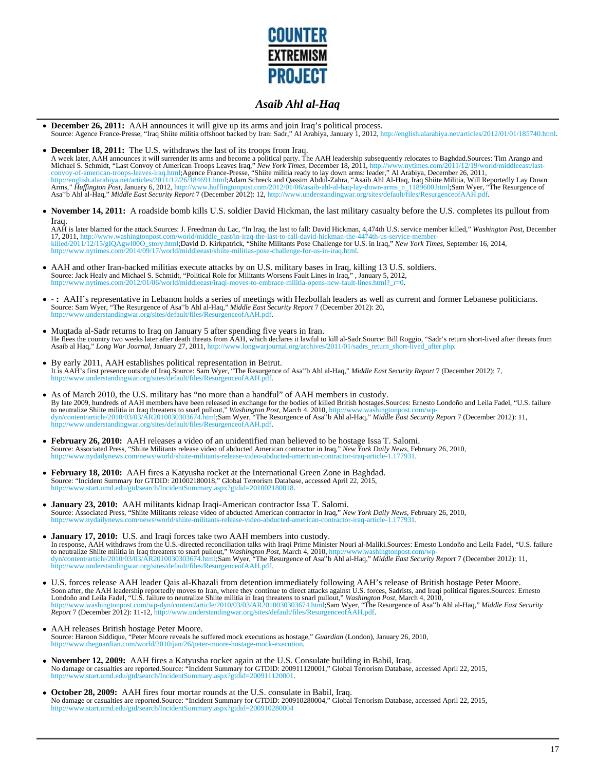# Asaib Ahl al-Haq

- **December 26, 2011:** AAH announces it will give up its arms and join Iraq's political process.
  Source: Agence France-Presse, "Iraq Shiite militia offshoot backed by Iran: Sadr," Al Arabiya, January 1, 2012, http://english.alarabiya.net/articles/2012/01/01/185740.html.

- **December 18, 2011:** The U.S. withdraws the last of its troops from Iraq.
  A week later, AAH announces it will surrender its arms and become a political party. The AAH leadership subsequently relocates to Baghdad.Sources: Tim Arango and Michael S. Schmidt, "Last Convoy of American Troops Leaves Iraq," *New York Times*, December 18, 2011, http://www.nytimes.com/2011/12/19/world/middleeast/last-convoy-of-american-troops-leaves-iraq.html;Agence France-Presse, "Shiite militia ready to lay down arms: leader," Al Arabiya, December 26, 2011, http://english.alarabiya.net/articles/2011/12/26/184691.html;Adam Schreck and Qassim Abdul-Zahra, "Asaib Ahl Al-Haq, Iraq Shiite Militia, Will Reportedly Lay Down Arms," *Huffington Post*, January 6, 2012, http://www.huffingtonpost.com/2012/01/06/asaib-ahl-al-haq-lay-down-arms_n_1189600.html;Sam Wyer, "The Resurgence of Asa''b Ahl al-Haq," *Middle East Security Report* 7 (December 2012): 12, http://www.understandingwar.org/sites/default/files/ResurgenceofAAH.pdf.

- **November 14, 2011:** A roadside bomb kills U.S. soldier David Hickman, the last military casualty before the U.S. completes its pullout from Iraq.
  AAH is later blamed for the attack.Sources: J. Freedman du Lac, "In Iraq, the last to fall: David Hickman, 4,474th U.S. service member killed," *Washington Post*, December 17, 2011, http://www.washingtonpost.com/world/middle_east/in-iraq-the-last-to-fall-david-hickman-the-4474th-us-service-member-killed/2011/12/15/gIQAgwl00O_story.html;David D. Kirkpatrick, "Shiite Militants Pose Challenge for U.S. in Iraq," *New York Times*, September 16, 2014, http://www.nytimes.com/2014/09/17/world/middleeast/shiite-militias-pose-challenge-for-us-in-iraq.html.

- AAH and other Iran-backed militias execute attacks by on U.S. military bases in Iraq, killing 13 U.S. soldiers.
  Source: Jack Healy and Michael S. Schmidt, "Political Role for Militants Worsens Fault Lines in Iraq," , January 5, 2012, http://www.nytimes.com/2012/01/06/world/middleeast/iraqi-moves-to-embrace-militia-opens-new-fault-lines.html?_r=0.

- **- :** AAH's representative in Lebanon holds a series of meetings with Hezbollah leaders as well as current and former Lebanese politicians.
  Source: Sam Wyer, "The Resurgence of Asa''b Ahl al-Haq," *Middle East Security Report* 7 (December 2012): 20, http://www.understandingwar.org/sites/default/files/ResurgenceofAAH.pdf.

- Muqtada al-Sadr returns to Iraq on January 5 after spending five years in Iran.
  He flees the country two weeks later after death threats from AAH, which declares it lawful to kill al-Sadr.Source: Bill Roggio, "Sadr's return short-lived after threats from Asaib al Haq," *Long War Journal*, January 27, 2011, http://www.longwarjournal.org/archives/2011/01/sadrs_return_short-lived_after.php.

- By early 2011, AAH establishes political representation in Beirut.
  It is AAH's first presence outside of Iraq.Source: Sam Wyer, "The Resurgence of Asa''b Ahl al-Haq," *Middle East Security Report* 7 (December 2012): 7, http://www.understandingwar.org/sites/default/files/ResurgenceofAAH.pdf.

- As of March 2010, the U.S. military has "no more than a handful" of AAH members in custody.
  By late 2009, hundreds of AAH members have been released in exchange for the bodies of killed British hostages.Sources: Ernesto Londoño and Leila Fadel, "U.S. failure to neutralize Shiite militia in Iraq threatens to snarl pullout," *Washington Post*, March 4, 2010, http://www.washingtonpost.com/wp-dyn/content/article/2010/03/03/AR2010030303674.html;Sam Wyer, "The Resurgence of Asa''b Ahl al-Haq," *Middle East Security Report* 7 (December 2012): 11, http://www.understandingwar.org/sites/default/files/ResurgenceofAAH.pdf.

- **February 26, 2010:** AAH releases a video of an unidentified man believed to be hostage Issa T. Salomi.
  Source: Associated Press, "Shiite Militants release video of abducted American contractor in Iraq," *New York Daily News*, February 26, 2010, http://www.nydailynews.com/news/world/shiite-militants-release-video-abducted-american-contractor-iraq-article-1.177931.

- **February 18, 2010:** AAH fires a Katyusha rocket at the International Green Zone in Baghdad.
  Source: "Incident Summary for GTDID: 201002180018," Global Terrorism Database, accessed April 22, 2015, http://www.start.umd.edu/gtd/search/IncidentSummary.aspx?gtdid=201002180018.

- **January 23, 2010:** AAH militants kidnap Iraqi-American contractor Issa T. Salomi.
  Source: Associated Press, "Shiite Militants release video of abducted American contractor in Iraq," *New York Daily News*, February 26, 2010, http://www.nydailynews.com/news/world/shiite-militants-release-video-abducted-american-contractor-iraq-article-1.177931.

- **January 17, 2010:** U.S. and Iraqi forces take two AAH members into custody.
  In response, AAH withdraws from the U.S.-directed reconciliation talks with Iraqi Prime Minister Nouri al-Maliki.Sources: Ernesto Londoño and Leila Fadel, "U.S. failure to neutralize Shiite militia in Iraq threatens to snarl pullout," *Washington Post*, March 4, 2010, http://www.washingtonpost.com/wp-dyn/content/article/2010/03/03/AR2010030303674.html;Sam Wyer, "The Resurgence of Asa''b Ahl al-Haq," *Middle East Security Report* 7 (December 2012): 11, http://www.understandingwar.org/sites/default/files/ResurgenceofAAH.pdf.

- U.S. forces release AAH leader Qais al-Khazali from detention immediately following AAH's release of British hostage Peter Moore.
  Soon after, the AAH leadership reportedly moves to Iran, where they continue to direct attacks against U.S. forces, Sadrists, and Iraqi political figures.Sources: Ernesto Londoño and Leila Fadel, "U.S. failure to neutralize Shiite militia in Iraq threatens to snarl pullout," *Washington Post*, March 4, 2010, http://www.washingtonpost.com/wp-dyn/content/article/2010/03/03/AR2010030303674.html;Sam Wyer, "The Resurgence of Asa''b Ahl al-Haq," *Middle East Security Report* 7 (December 2012): 11-12, http://www.understandingwar.org/sites/default/files/ResurgenceofAAH.pdf.

- AAH releases British hostage Peter Moore.
  Source: Haroon Siddique, "Peter Moore reveals he suffered mock executions as hostage," *Guardian* (London), January 26, 2010, http://www.theguardian.com/world/2010/jan/26/peter-moore-hostage-mock-execution.

- **November 12, 2009:** AAH fires a Katyusha rocket again at the U.S. Consulate building in Babil, Iraq.
  No damage or casualties are reported.Source: "Incident Summary for GTDID: 200911120001," Global Terrorism Database, accessed April 22, 2015, http://www.start.umd.edu/gtd/search/IncidentSummary.aspx?gtdid=200911120001.

- **October 28, 2009:** AAH fires four mortar rounds at the U.S. consulate in Babil, Iraq.
  No damage or casualties are reported.Source: "Incident Summary for GTDID: 200910280004," Global Terrorism Database, accessed April 22, 2015, http://www.start.umd.edu/gtd/search/IncidentSummary.aspx?gtdid=200910280004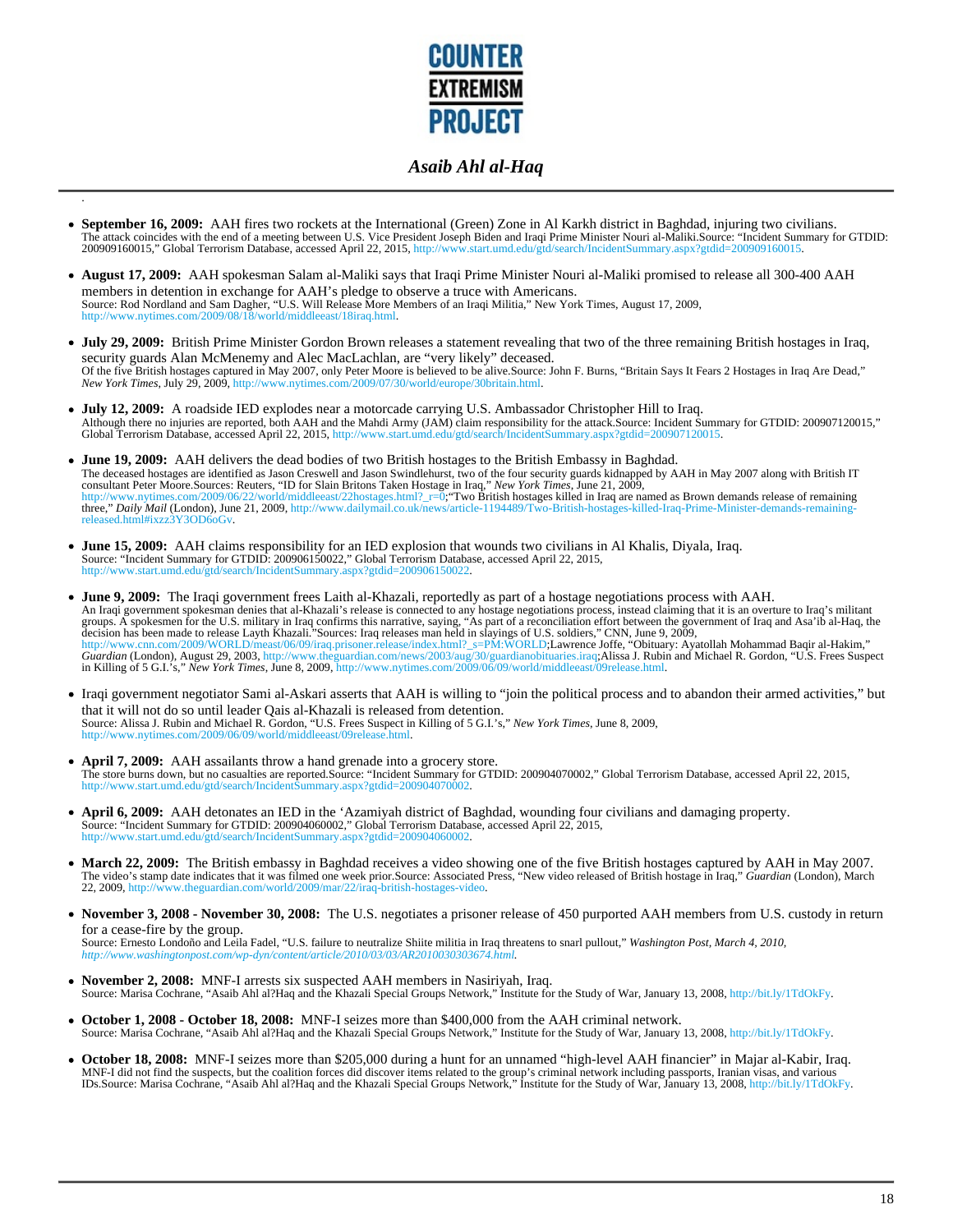- **September 16, 2009:** AAH fires two rockets at the International (Green) Zone in Al Karkh district in Baghdad, injuring two civilians. The attack coincides with the end of a meeting between U.S. Vice President Joseph Biden and Iraqi Prime Minister Nouri al-Maliki.Source: "Incident Summary for GTDID: 200909160015," Global Terrorism Database, accessed April 22, 2015, http://www.start.umd.edu/gtd/search/IncidentSummary.aspx?gtdid=200909160015.

- **August 17, 2009:** AAH spokesman Salam al-Maliki says that Iraqi Prime Minister Nouri al-Maliki promised to release all 300-400 AAH members in detention in exchange for AAH's pledge to observe a truce with Americans. Source: Rod Nordland and Sam Dagher, "U.S. Will Release More Members of an Iraqi Militia," New York Times, August 17, 2009, http://www.nytimes.com/2009/08/18/world/middleeast/18iraq.html.

- **July 29, 2009:** British Prime Minister Gordon Brown releases a statement revealing that two of the three remaining British hostages in Iraq, security guards Alan McMenemy and Alec MacLachlan, are "very likely" deceased. Of the five British hostages captured in May 2007, only Peter Moore is believed to be alive.Source: John F. Burns, "Britain Says It Fears 2 Hostages in Iraq Are Dead," *New York Times*, July 29, 2009, http://www.nytimes.com/2009/07/30/world/europe/30britain.html.

- **July 12, 2009:** A roadside IED explodes near a motorcade carrying U.S. Ambassador Christopher Hill to Iraq. Although there no injuries are reported, both AAH and the Mahdi Army (JAM) claim responsibility for the attack.Source: Incident Summary for GTDID: 200907120015," Global Terrorism Database, accessed April 22, 2015, http://www.start.umd.edu/gtd/search/IncidentSummary.aspx?gtdid=200907120015.

- **June 19, 2009:** AAH delivers the dead bodies of two British hostages to the British Embassy in Baghdad. The deceased hostages are identified as Jason Creswell and Jason Swindlehurst, two of the four security guards kidnapped by AAH in May 2007 along with British IT consultant Peter Moore.Sources: Reuters, "ID for Slain Britons Taken Hostage in Iraq," *New York Times*, June 21, 2009, http://www.nytimes.com/2009/06/22/world/middleeast/22hostages.html?_r=0;"Two British hostages killed in Iraq are named as Brown demands release of remaining three," *Daily Mail* (London), June 21, 2009, http://www.dailymail.co.uk/news/article-1194489/Two-British-hostages-killed-Iraq-Prime-Minister-demands-remaining-released.html#ixzz3Y3OD6oGv.

- **June 15, 2009:** AAH claims responsibility for an IED explosion that wounds two civilians in Al Khalis, Diyala, Iraq. Source: "Incident Summary for GTDID: 200906150022," Global Terrorism Database, accessed April 22, 2015, http://www.start.umd.edu/gtd/search/IncidentSummary.aspx?gtdid=200906150022.

- **June 9, 2009:** The Iraqi government frees Laith al-Khazali, reportedly as part of a hostage negotiations process with AAH. An Iraqi government spokesman denies that al-Khazali's release is connected to any hostage negotiations process, instead claiming that it is an overture to Iraq's militant groups. A spokesmen for the U.S. military in Iraq confirms this narrative, saying, "As part of a reconciliation effort between the government of Iraq and Asa'ib al-Haq, the decision has been made to release Layth Khazali."Sources: Iraq releases man held in slayings of U.S. soldiers," CNN, June 9, 2009, http://www.cnn.com/2009/WORLD/meast/06/09/iraq.prisoner.release/index.html?_s=PM:WORLD;Lawrence Joffe, "Obituary: Ayatollah Mohammad Baqir al-Hakim," *Guardian* (London), August 29, 2003, http://www.theguardian.com/news/2003/aug/30/guardianobituaries.iraq;Alissa J. Rubin and Michael R. Gordon, "U.S. Frees Suspect in Killing of 5 G.I.'s," *New York Times*, June 8, 2009, http://www.nytimes.com/2009/06/09/world/middleeast/09release.html.

- Iraqi government negotiator Sami al-Askari asserts that AAH is willing to "join the political process and to abandon their armed activities," but that it will not do so until leader Qais al-Khazali is released from detention. Source: Alissa J. Rubin and Michael R. Gordon, "U.S. Frees Suspect in Killing of 5 G.I.'s," *New York Times*, June 8, 2009, http://www.nytimes.com/2009/06/09/world/middleeast/09release.html.

- **April 7, 2009:** AAH assailants throw a hand grenade into a grocery store. The store burns down, but no casualties are reported.Source: "Incident Summary for GTDID: 200904070002," Global Terrorism Database, accessed April 22, 2015, http://www.start.umd.edu/gtd/search/IncidentSummary.aspx?gtdid=200904070002.

- **April 6, 2009:** AAH detonates an IED in the 'Azamiyah district of Baghdad, wounding four civilians and damaging property. Source: "Incident Summary for GTDID: 200904060002," Global Terrorism Database, accessed April 22, 2015, http://www.start.umd.edu/gtd/search/IncidentSummary.aspx?gtdid=200904060002.

- **March 22, 2009:** The British embassy in Baghdad receives a video showing one of the five British hostages captured by AAH in May 2007. The video's stamp date indicates that it was filmed one week prior.Source: Associated Press, "New video released of British hostage in Iraq," *Guardian* (London), March 22, 2009, http://www.theguardian.com/world/2009/mar/22/iraq-british-hostages-video.

- **November 3, 2008 - November 30, 2008:** The U.S. negotiates a prisoner release of 450 purported AAH members from U.S. custody in return for a cease-fire by the group. Source: Ernesto Londoño and Leila Fadel, "U.S. failure to neutralize Shiite militia in Iraq threatens to snarl pullout," *Washington Post, March 4, 2010, http://www.washingtonpost.com/wp-dyn/content/article/2010/03/03/AR2010030303674.html.*

- **November 2, 2008:** MNF-I arrests six suspected AAH members in Nasiriyah, Iraq. Source: Marisa Cochrane, "Asaib Ahl al?Haq and the Khazali Special Groups Network," Institute for the Study of War, January 13, 2008, http://bit.ly/1TdOkFy.

- **October 1, 2008 - October 18, 2008:** MNF-I seizes more than $400,000 from the AAH criminal network. Source: Marisa Cochrane, "Asaib Ahl al?Haq and the Khazali Special Groups Network," Institute for the Study of War, January 13, 2008, http://bit.ly/1TdOkFy.

- **October 18, 2008:** MNF-I seizes more than $205,000 during a hunt for an unnamed "high-level AAH financier" in Majar al-Kabir, Iraq. MNF-I did not find the suspects, but the coalition forces did discover items related to the group's criminal network including passports, Iranian visas, and various IDs.Source: Marisa Cochrane, "Asaib Ahl al?Haq and the Khazali Special Groups Network," Institute for the Study of War, January 13, 2008, http://bit.ly/1TdOkFy.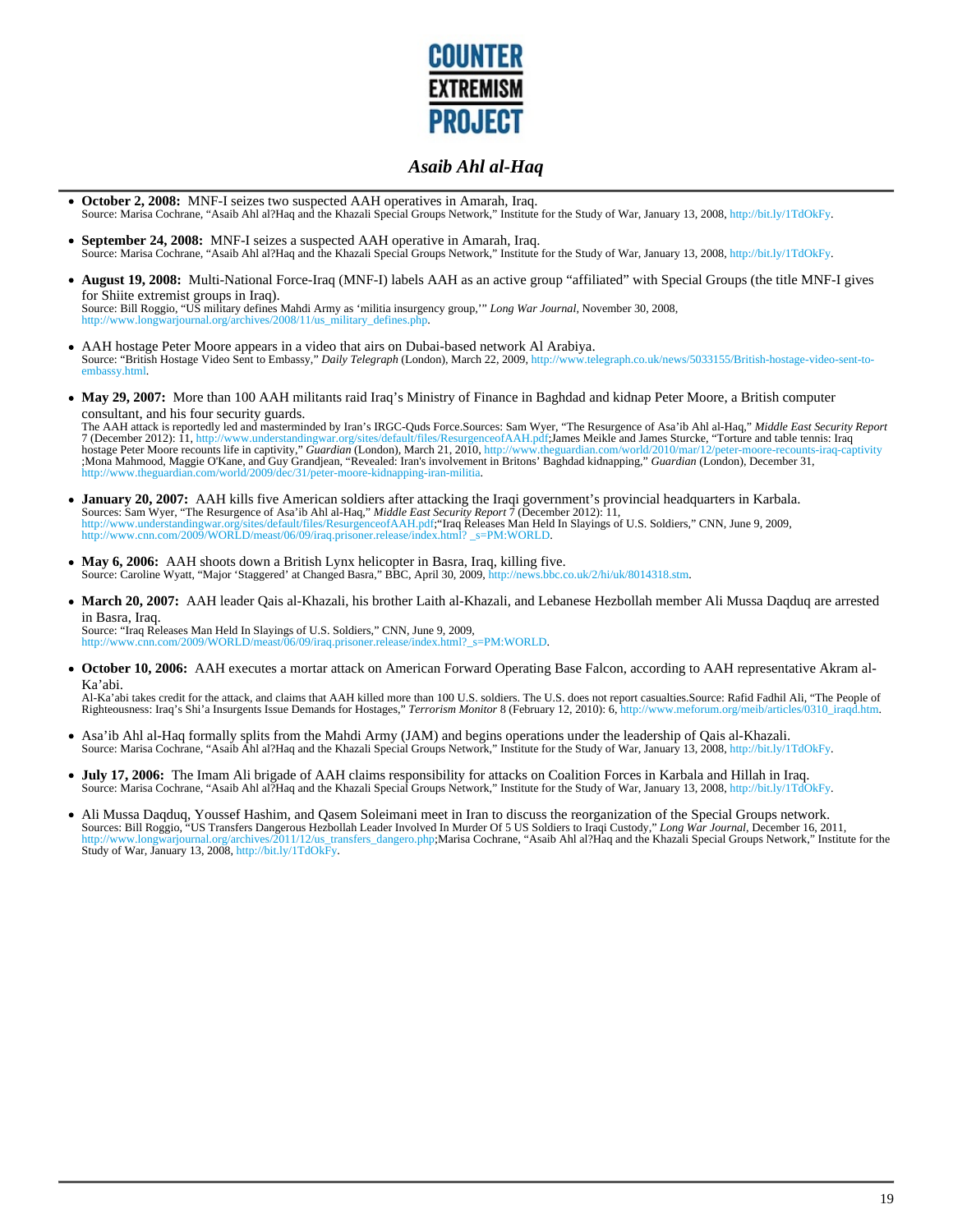*Asaib Ahl al-Haq*

- **October 2, 2008:** MNF-I seizes two suspected AAH operatives in Amarah, Iraq.
  Source: Marisa Cochrane, "Asaib Ahl al?Haq and the Khazali Special Groups Network," Institute for the Study of War, January 13, 2008, http://bit.ly/1TdOkFy.

- **September 24, 2008:** MNF-I seizes a suspected AAH operative in Amarah, Iraq.
  Source: Marisa Cochrane, "Asaib Ahl al?Haq and the Khazali Special Groups Network," Institute for the Study of War, January 13, 2008, http://bit.ly/1TdOkFy.

- **August 19, 2008:** Multi-National Force-Iraq (MNF-I) labels AAH as an active group "affiliated" with Special Groups (the title MNF-I gives for Shiite extremist groups in Iraq).
  Source: Bill Roggio, "US military defines Mahdi Army as 'militia insurgency group,'" *Long War Journal*, November 30, 2008, http://www.longwarjournal.org/archives/2008/11/us_military_defines.php.

- AAH hostage Peter Moore appears in a video that airs on Dubai-based network Al Arabiya.
  Source: "British Hostage Video Sent to Embassy," *Daily Telegraph* (London), March 22, 2009, http://www.telegraph.co.uk/news/5033155/British-hostage-video-sent-to-embassy.html.

- **May 29, 2007:** More than 100 AAH militants raid Iraq's Ministry of Finance in Baghdad and kidnap Peter Moore, a British computer consultant, and his four security guards.
  The AAH attack is reportedly led and masterminded by Iran's IRGC-Quds Force.Sources: Sam Wyer, "The Resurgence of Asa'ib Ahl al-Haq," *Middle East Security Report* 7 (December 2012): 11, http://www.understandingwar.org/sites/default/files/ResurgenceofAAH.pdf;James Meikle and James Sturcke, "Torture and table tennis: Iraq hostage Peter Moore recounts life in captivity," *Guardian* (London), March 21, 2010, http://www.theguardian.com/world/2010/mar/12/peter-moore-recounts-iraq-captivity ;Mona Mahmood, Maggie O'Kane, and Guy Grandjean, "Revealed: Iran's involvement in Britons' Baghdad kidnapping," *Guardian* (London), December 31, http://www.theguardian.com/world/2009/dec/31/peter-moore-kidnapping-iran-militia.

- **January 20, 2007:** AAH kills five American soldiers after attacking the Iraqi government's provincial headquarters in Karbala.
  Sources: Sam Wyer, "The Resurgence of Asa'ib Ahl al-Haq," *Middle East Security Report* 7 (December 2012): 11, http://www.understandingwar.org/sites/default/files/ResurgenceofAAH.pdf;"Iraq Releases Man Held In Slayings of U.S. Soldiers," CNN, June 9, 2009, http://www.cnn.com/2009/WORLD/meast/06/09/iraq.prisoner.release/index.html? _s=PM:WORLD.

- **May 6, 2006:** AAH shoots down a British Lynx helicopter in Basra, Iraq, killing five.
  Source: Caroline Wyatt, "Major 'Staggered' at Changed Basra," BBC, April 30, 2009, http://news.bbc.co.uk/2/hi/uk/8014318.stm.

- **March 20, 2007:** AAH leader Qais al-Khazali, his brother Laith al-Khazali, and Lebanese Hezbollah member Ali Mussa Daqduq are arrested in Basra, Iraq.
  Source: "Iraq Releases Man Held In Slayings of U.S. Soldiers," CNN, June 9, 2009, http://www.cnn.com/2009/WORLD/meast/06/09/iraq.prisoner.release/index.html?_s=PM:WORLD.

- **October 10, 2006:** AAH executes a mortar attack on American Forward Operating Base Falcon, according to AAH representative Akram al-Ka'abi.
  Al-Ka'abi takes credit for the attack, and claims that AAH killed more than 100 U.S. soldiers. The U.S. does not report casualties.Source: Rafid Fadhil Ali, "The People of Righteousness: Iraq's Shi'a Insurgents Issue Demands for Hostages," *Terrorism Monitor* 8 (February 12, 2010): 6, http://www.meforum.org/meib/articles/0310_iraqd.htm.

- Asa'ib Ahl al-Haq formally splits from the Mahdi Army (JAM) and begins operations under the leadership of Qais al-Khazali.
  Source: Marisa Cochrane, "Asaib Ahl al?Haq and the Khazali Special Groups Network," Institute for the Study of War, January 13, 2008, http://bit.ly/1TdOkFy.

- **July 17, 2006:** The Imam Ali brigade of AAH claims responsibility for attacks on Coalition Forces in Karbala and Hillah in Iraq.
  Source: Marisa Cochrane, "Asaib Ahl al?Haq and the Khazali Special Groups Network," Institute for the Study of War, January 13, 2008, http://bit.ly/1TdOkFy.

- Ali Mussa Daqduq, Youssef Hashim, and Qasem Soleimani meet in Iran to discuss the reorganization of the Special Groups network.
  Sources: Bill Roggio, "US Transfers Dangerous Hezbollah Leader Involved In Murder Of 5 US Soldiers to Iraqi Custody," *Long War Journal*, December 16, 2011, http://www.longwarjournal.org/archives/2011/12/us_transfers_dangero.php;Marisa Cochrane, "Asaib Ahl al?Haq and the Khazali Special Groups Network," Institute for the Study of War, January 13, 2008, http://bit.ly/1TdOkFy.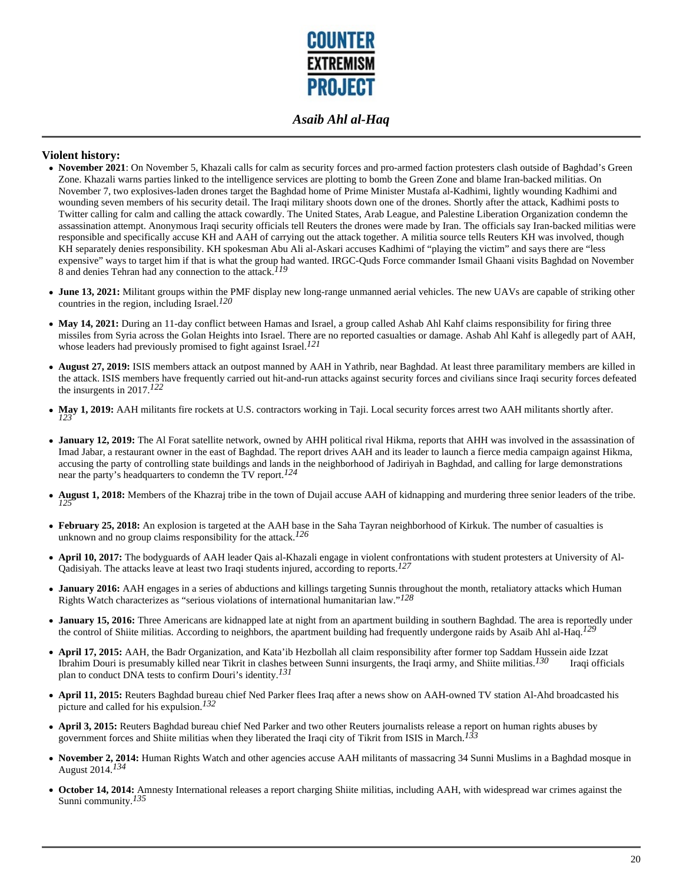**Violent history:**

- **November 2021**: On November 5, Khazali calls for calm as security forces and pro-armed faction protesters clash outside of Baghdad's Green Zone. Khazali warns parties linked to the intelligence services are plotting to bomb the Green Zone and blame Iran-backed militias. On November 7, two explosives-laden drones target the Baghdad home of Prime Minister Mustafa al-Kadhimi, lightly wounding Kadhimi and wounding seven members of his security detail. The Iraqi military shoots down one of the drones. Shortly after the attack, Kadhimi posts to Twitter calling for calm and calling the attack cowardly. The United States, Arab League, and Palestine Liberation Organization condemn the assassination attempt. Anonymous Iraqi security officials tell Reuters the drones were made by Iran. The officials say Iran-backed militias were responsible and specifically accuse KH and AAH of carrying out the attack together. A militia source tells Reuters KH was involved, though KH separately denies responsibility. KH spokesman Abu Ali al-Askari accuses Kadhimi of "playing the victim" and says there are "less expensive" ways to target him if that is what the group had wanted. IRGC-Quds Force commander Ismail Ghaani visits Baghdad on November 8 and denies Tehran had any connection to the attack.[119]

- **June 13, 2021:** Militant groups within the PMF display new long-range unmanned aerial vehicles. The new UAVs are capable of striking other countries in the region, including Israel.[120]

- **May 14, 2021:** During an 11-day conflict between Hamas and Israel, a group called Ashab Ahl Kahf claims responsibility for firing three missiles from Syria across the Golan Heights into Israel. There are no reported casualties or damage. Ashab Ahl Kahf is allegedly part of AAH, whose leaders had previously promised to fight against Israel.[121]

- **August 27, 2019:** ISIS members attack an outpost manned by AAH in Yathrib, near Baghdad. At least three paramilitary members are killed in the attack. ISIS members have frequently carried out hit-and-run attacks against security forces and civilians since Iraqi security forces defeated the insurgents in 2017.[122]

- **May 1, 2019:** AAH militants fire rockets at U.S. contractors working in Taji. Local security forces arrest two AAH militants shortly after.[123]

- **January 12, 2019:** The Al Forat satellite network, owned by AHH political rival Hikma, reports that AHH was involved in the assassination of Imad Jabar, a restaurant owner in the east of Baghdad. The report drives AAH and its leader to launch a fierce media campaign against Hikma, accusing the party of controlling state buildings and lands in the neighborhood of Jadiriyah in Baghdad, and calling for large demonstrations near the party's headquarters to condemn the TV report.[124]

- **August 1, 2018:** Members of the Khazraj tribe in the town of Dujail accuse AAH of kidnapping and murdering three senior leaders of the tribe.[125]

- **February 25, 2018:** An explosion is targeted at the AAH base in the Saha Tayran neighborhood of Kirkuk. The number of casualties is unknown and no group claims responsibility for the attack.[126]

- **April 10, 2017:** The bodyguards of AAH leader Qais al-Khazali engage in violent confrontations with student protesters at University of Al-Qadisiyah. The attacks leave at least two Iraqi students injured, according to reports.[127]

- **January 2016:** AAH engages in a series of abductions and killings targeting Sunnis throughout the month, retaliatory attacks which Human Rights Watch characterizes as "serious violations of international humanitarian law."[128]

- **January 15, 2016:** Three Americans are kidnapped late at night from an apartment building in southern Baghdad. The area is reportedly under the control of Shiite militias. According to neighbors, the apartment building had frequently undergone raids by Asaib Ahl al-Haq.[129]

- **April 17, 2015:** AAH, the Badr Organization, and Kata'ib Hezbollah all claim responsibility after former top Saddam Hussein aide Izzat Ibrahim Douri is presumably killed near Tikrit in clashes between Sunni insurgents, the Iraqi army, and Shiite militias.[130] Iraqi officials plan to conduct DNA tests to confirm Douri's identity.[131]

- **April 11, 2015:** Reuters Baghdad bureau chief Ned Parker flees Iraq after a news show on AAH-owned TV station Al-Ahd broadcasted his picture and called for his expulsion.[132]

- **April 3, 2015:** Reuters Baghdad bureau chief Ned Parker and two other Reuters journalists release a report on human rights abuses by government forces and Shiite militias when they liberated the Iraqi city of Tikrit from ISIS in March.[133]

- **November 2, 2014:** Human Rights Watch and other agencies accuse AAH militants of massacring 34 Sunni Muslims in a Baghdad mosque in August 2014.[134]

- **October 14, 2014:** Amnesty International releases a report charging Shiite militias, including AAH, with widespread war crimes against the Sunni community.[135]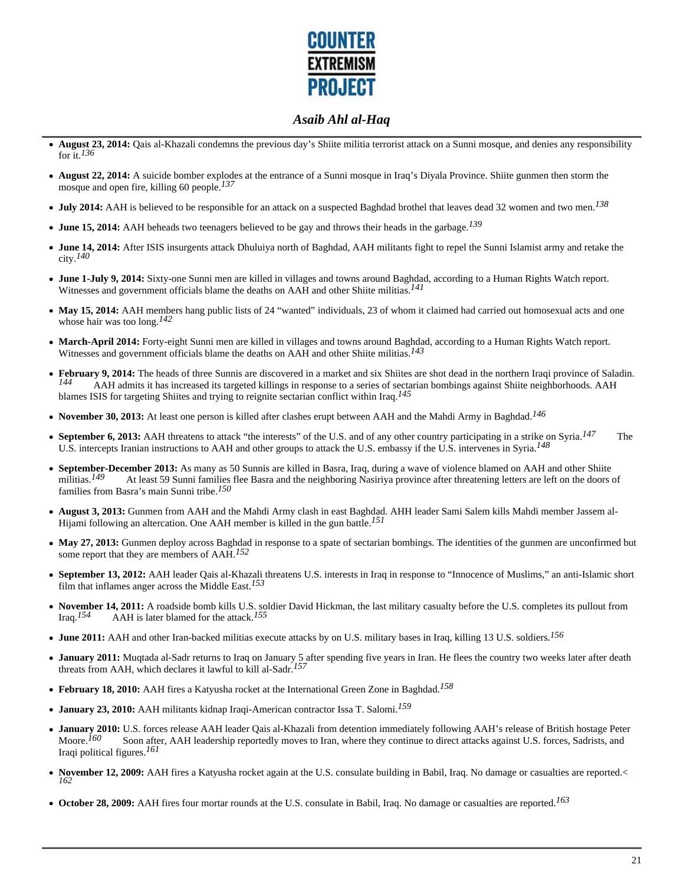- **August 23, 2014:** Qais al-Khazali condemns the previous day's Shiite militia terrorist attack on a Sunni mosque, and denies any responsibility for it.[136]

- **August 22, 2014:** A suicide bomber explodes at the entrance of a Sunni mosque in Iraq's Diyala Province. Shiite gunmen then storm the mosque and open fire, killing 60 people.[137]

- **July 2014:** AAH is believed to be responsible for an attack on a suspected Baghdad brothel that leaves dead 32 women and two men.[138]

- **June 15, 2014:** AAH beheads two teenagers believed to be gay and throws their heads in the garbage.[139]

- **June 14, 2014:** After ISIS insurgents attack Dhuluiya north of Baghdad, AAH militants fight to repel the Sunni Islamist army and retake the city.[140]

- **June 1-July 9, 2014:** Sixty-one Sunni men are killed in villages and towns around Baghdad, according to a Human Rights Watch report. Witnesses and government officials blame the deaths on AAH and other Shiite militias.[141]

- **May 15, 2014:** AAH members hang public lists of 24 "wanted" individuals, 23 of whom it claimed had carried out homosexual acts and one whose hair was too long.[142]

- **March-April 2014:** Forty-eight Sunni men are killed in villages and towns around Baghdad, according to a Human Rights Watch report. Witnesses and government officials blame the deaths on AAH and other Shiite militias.[143]

- **February 9, 2014:** The heads of three Sunnis are discovered in a market and six Shiites are shot dead in the northern Iraqi province of Saladin.[144] AAH admits it has increased its targeted killings in response to a series of sectarian bombings against Shiite neighborhoods. AAH blames ISIS for targeting Shiites and trying to reignite sectarian conflict within Iraq.[145]

- **November 30, 2013:** At least one person is killed after clashes erupt between AAH and the Mahdi Army in Baghdad.[146]

- **September 6, 2013:** AAH threatens to attack "the interests" of the U.S. and of any other country participating in a strike on Syria.[147] The U.S. intercepts Iranian instructions to AAH and other groups to attack the U.S. embassy if the U.S. intervenes in Syria.[148]

- **September-December 2013:** As many as 50 Sunnis are killed in Basra, Iraq, during a wave of violence blamed on AAH and other Shiite militias.[149] At least 59 Sunni families flee Basra and the neighboring Nasiriya province after threatening letters are left on the doors of families from Basra's main Sunni tribe.[150]

- **August 3, 2013:** Gunmen from AAH and the Mahdi Army clash in east Baghdad. AHH leader Sami Salem kills Mahdi member Jassem al-Hijami following an altercation. One AAH member is killed in the gun battle.[151]

- **May 27, 2013:** Gunmen deploy across Baghdad in response to a spate of sectarian bombings. The identities of the gunmen are unconfirmed but some report that they are members of AAH.[152]

- **September 13, 2012:** AAH leader Qais al-Khazali threatens U.S. interests in Iraq in response to "Innocence of Muslims," an anti-Islamic short film that inflames anger across the Middle East.[153]

- **November 14, 2011:** A roadside bomb kills U.S. soldier David Hickman, the last military casualty before the U.S. completes its pullout from Iraq.[154] AAH is later blamed for the attack.[155]

- **June 2011:** AAH and other Iran-backed militias execute attacks by on U.S. military bases in Iraq, killing 13 U.S. soldiers.[156]

- **January 2011:** Muqtada al-Sadr returns to Iraq on January 5 after spending five years in Iran. He flees the country two weeks later after death threats from AAH, which declares it lawful to kill al-Sadr.[157]

- **February 18, 2010:** AAH fires a Katyusha rocket at the International Green Zone in Baghdad.[158]

- **January 23, 2010:** AAH militants kidnap Iraqi-American contractor Issa T. Salomi.[159]

- **January 2010:** U.S. forces release AAH leader Qais al-Khazali from detention immediately following AAH's release of British hostage Peter Moore.[160] Soon after, AAH leadership reportedly moves to Iran, where they continue to direct attacks against U.S. forces, Sadrists, and Iraqi political figures.[161]

- **November 12, 2009:** AAH fires a Katyusha rocket again at the U.S. consulate building in Babil, Iraq. No damage or casualties are reported.< [162]

- **October 28, 2009:** AAH fires four mortar rounds at the U.S. consulate in Babil, Iraq. No damage or casualties are reported.[163]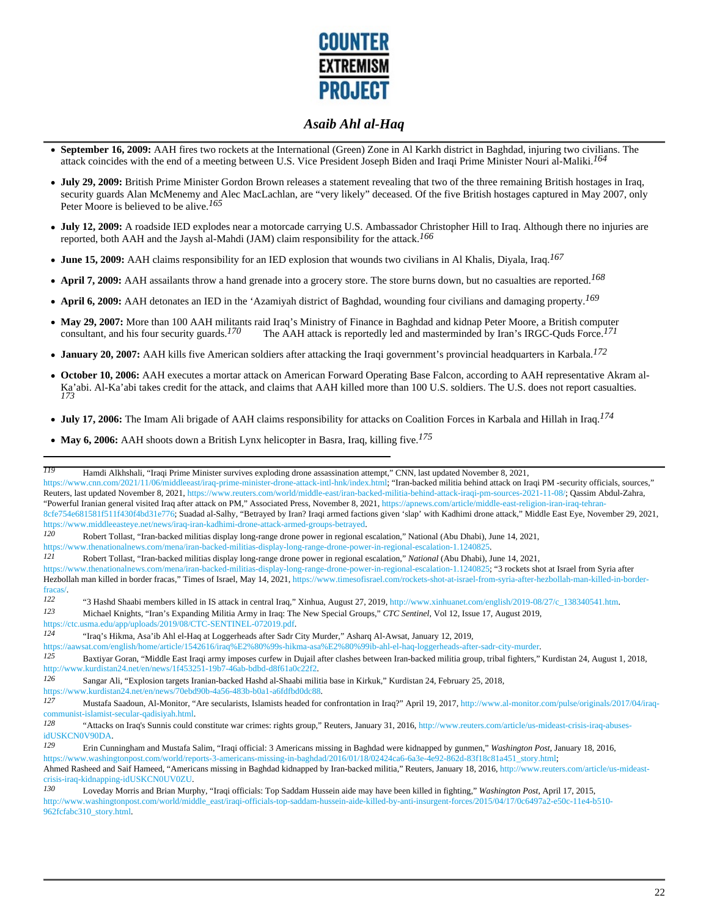- **September 16, 2009:** AAH fires two rockets at the International (Green) Zone in Al Karkh district in Baghdad, injuring two civilians. The attack coincides with the end of a meeting between U.S. Vice President Joseph Biden and Iraqi Prime Minister Nouri al-Maliki.[164]

- **July 29, 2009:** British Prime Minister Gordon Brown releases a statement revealing that two of the three remaining British hostages in Iraq, security guards Alan McMenemy and Alec MacLachlan, are "very likely" deceased. Of the five British hostages captured in May 2007, only Peter Moore is believed to be alive.[165]

- **July 12, 2009:** A roadside IED explodes near a motorcade carrying U.S. Ambassador Christopher Hill to Iraq. Although there no injuries are reported, both AAH and the Jaysh al-Mahdi (JAM) claim responsibility for the attack.[166]

- **June 15, 2009:** AAH claims responsibility for an IED explosion that wounds two civilians in Al Khalis, Diyala, Iraq.[167]

- **April 7, 2009:** AAH assailants throw a hand grenade into a grocery store. The store burns down, but no casualties are reported.[168]

- **April 6, 2009:** AAH detonates an IED in the 'Azamiyah district of Baghdad, wounding four civilians and damaging property.[169]

- **May 29, 2007:** More than 100 AAH militants raid Iraq's Ministry of Finance in Baghdad and kidnap Peter Moore, a British computer consultant, and his four security guards.[170] The AAH attack is reportedly led and masterminded by Iran's IRGC-Quds Force.[171]

- **January 20, 2007:** AAH kills five American soldiers after attacking the Iraqi government's provincial headquarters in Karbala.[172]

- **October 10, 2006:** AAH executes a mortar attack on American Forward Operating Base Falcon, according to AAH representative Akram al-Ka'abi. Al-Ka'abi takes credit for the attack, and claims that AAH killed more than 100 U.S. soldiers. The U.S. does not report casualties.[173]

- **July 17, 2006:** The Imam Ali brigade of AAH claims responsibility for attacks on Coalition Forces in Karbala and Hillah in Iraq.[174]

- **May 6, 2006:** AAH shoots down a British Lynx helicopter in Basra, Iraq, killing five.[175]

---

119 Hamdi Alkhshali, "Iraqi Prime Minister survives exploding drone assassination attempt," CNN, last updated November 8, 2021, https://www.cnn.com/2021/11/06/middleeast/iraq-prime-minister-drone-attack-intl-hnk/index.html; "Iran-backed militia behind attack on Iraqi PM -security officials, sources," Reuters, last updated November 8, 2021, https://www.reuters.com/world/middle-east/iran-backed-militia-behind-attack-iraqi-pm-sources-2021-11-08/; Qassim Abdul-Zahra, "Powerful Iranian general visited Iraq after attack on PM," Associated Press, November 8, 2021, https://apnews.com/article/middle-east-religion-iran-iraq-tehran-8cfe754e681581f511f430f4bd31e776; Suadad al-Salhy, "Betrayed by Iran? Iraqi armed factions given 'slap' with Kadhimi drone attack," Middle East Eye, November 29, 2021, https://www.middleeasteye.net/news/iraq-iran-kadhimi-drone-attack-armed-groups-betrayed.

120 Robert Tollast, "Iran-backed militias display long-range drone power in regional escalation," National (Abu Dhabi), June 14, 2021, https://www.thenationalnews.com/mena/iran-backed-militias-display-long-range-drone-power-in-regional-escalation-1.1240825.

121 Robert Tollast, "Iran-backed militias display long-range drone power in regional escalation," *National* (Abu Dhabi), June 14, 2021, https://www.thenationalnews.com/mena/iran-backed-militias-display-long-range-drone-power-in-regional-escalation-1.1240825; "3 rockets shot at Israel from Syria after Hezbollah man killed in border fracas," Times of Israel, May 14, 2021, https://www.timesofisrael.com/rockets-shot-at-israel-from-syria-after-hezbollah-man-killed-in-border-fracas/.

122 "3 Hashd Shaabi members killed in IS attack in central Iraq," Xinhua, August 27, 2019, http://www.xinhuanet.com/english/2019-08/27/c_138340541.htm.

123 Michael Knights, "Iran's Expanding Militia Army in Iraq: The New Special Groups," *CTC Sentinel*, Vol 12, Issue 17, August 2019, https://ctc.usma.edu/app/uploads/2019/08/CTC-SENTINEL-072019.pdf.

124 "Iraq's Hikma, Asa'ib Ahl el-Haq at Loggerheads after Sadr City Murder," Asharq Al-Awsat, January 12, 2019, https://aawsat.com/english/home/article/1542616/iraq%E2%80%99s-hikma-asa%E2%80%99ib-ahl-el-haq-loggerheads-after-sadr-city-murder.

125 Baxtiyar Goran, "Middle East Iraqi army imposes curfew in Dujail after clashes between Iran-backed militia group, tribal fighters," Kurdistan 24, August 1, 2018, http://www.kurdistan24.net/en/news/1f453251-19b7-46ab-bdbd-d8f61a0c22f2.

126 Sangar Ali, "Explosion targets Iranian-backed Hashd al-Shaabi militia base in Kirkuk," Kurdistan 24, February 25, 2018, https://www.kurdistan24.net/en/news/70ebd90b-4a56-483b-b0a1-a6fdfbd0dc88.

127 Mustafa Saadoun, Al-Monitor, "Are secularists, Islamists headed for confrontation in Iraq?" April 19, 2017, http://www.al-monitor.com/pulse/originals/2017/04/iraq-communist-islamist-secular-qadisiyah.html.

128 "Attacks on Iraq's Sunnis could constitute war crimes: rights group," Reuters, January 31, 2016, http://www.reuters.com/article/us-mideast-crisis-iraq-abuses-idUSKCN0V90DA.

129 Erin Cunningham and Mustafa Salim, "Iraqi official: 3 Americans missing in Baghdad were kidnapped by gunmen," *Washington Post*, January 18, 2016, https://www.washingtonpost.com/world/reports-3-americans-missing-in-baghdad/2016/01/18/02424ca6-6a3e-4e92-862d-83f18c81a451_story.html; Ahmed Rasheed and Saif Hameed, "Americans missing in Baghdad kidnapped by Iran-backed militia," Reuters, January 18, 2016, http://www.reuters.com/article/us-mideast-crisis-iraq-kidnapping-idUSKCN0UV0ZU.

130 Loveday Morris and Brian Murphy, "Iraqi officials: Top Saddam Hussein aide may have been killed in fighting," *Washington Post*, April 17, 2015, http://www.washingtonpost.com/world/middle_east/iraqi-officials-top-saddam-hussein-aide-killed-by-anti-insurgent-forces/2015/04/17/0c6497a2-e50c-11e4-b510-962fcfabc310_story.html.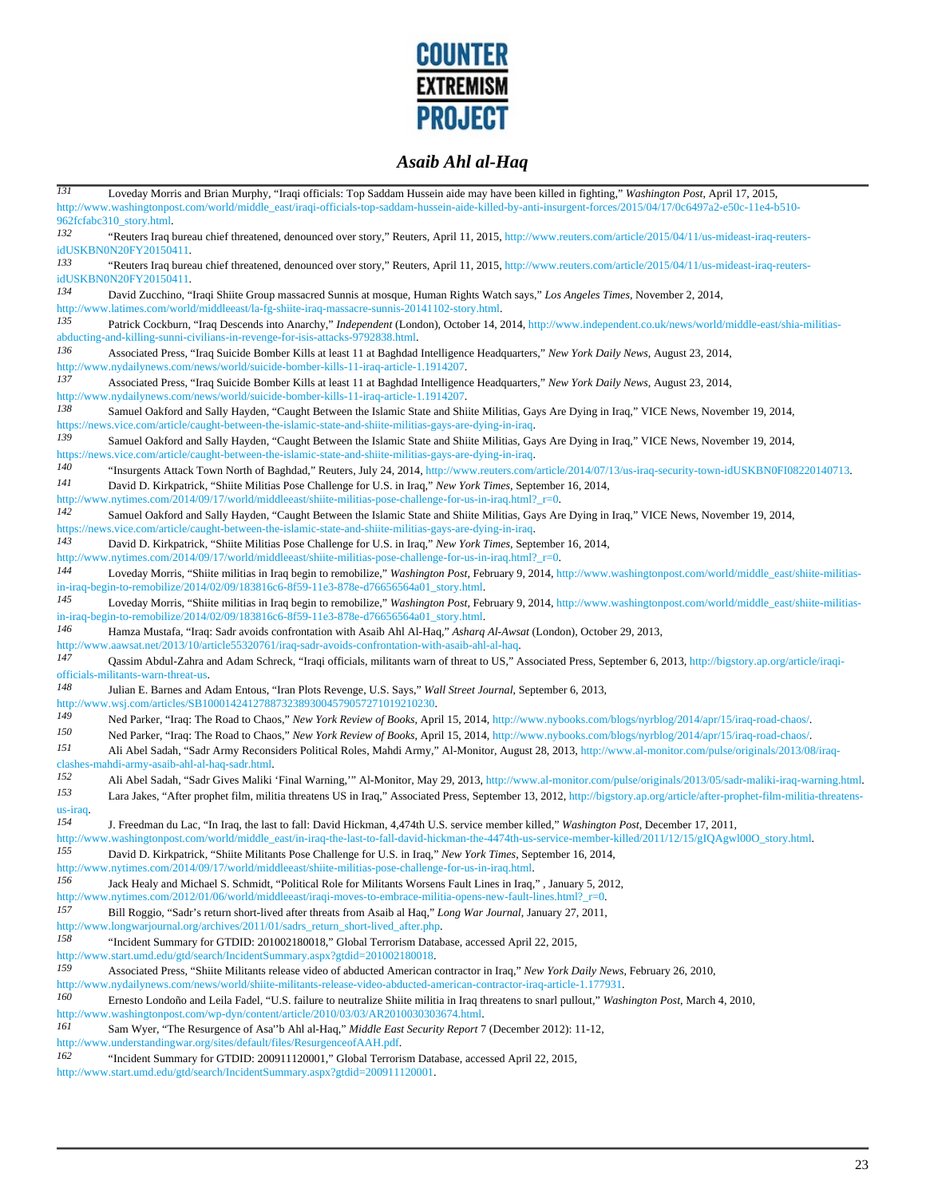# Asaib Ahl al-Haq

131 Loveday Morris and Brian Murphy, "Iraqi officials: Top Saddam Hussein aide may have been killed in fighting," *Washington Post*, April 17, 2015, http://www.washingtonpost.com/world/middle_east/iraqi-officials-top-saddam-hussein-aide-killed-by-anti-insurgent-forces/2015/04/17/0c6497a2-e50c-11e4-b510-962fcfabc310_story.html.

132 "Reuters Iraq bureau chief threatened, denounced over story," Reuters, April 11, 2015, http://www.reuters.com/article/2015/04/11/us-mideast-iraq-reuters-idUSKBN0N20FY20150411.

133 "Reuters Iraq bureau chief threatened, denounced over story," Reuters, April 11, 2015, http://www.reuters.com/article/2015/04/11/us-mideast-iraq-reuters-idUSKBN0N20FY20150411.

134 David Zucchino, "Iraqi Shiite Group massacred Sunnis at mosque, Human Rights Watch says," *Los Angeles Times*, November 2, 2014, http://www.latimes.com/world/middleeast/la-fg-shiite-iraq-massacre-sunnis-20141102-story.html.

135 Patrick Cockburn, "Iraq Descends into Anarchy," *Independent* (London), October 14, 2014, http://www.independent.co.uk/news/world/middle-east/shia-militias-abducting-and-killing-sunni-civilians-in-revenge-for-isis-attacks-9792838.html.

136 Associated Press, "Iraq Suicide Bomber Kills at least 11 at Baghdad Intelligence Headquarters," *New York Daily News*, August 23, 2014, http://www.nydailynews.com/news/world/suicide-bomber-kills-11-iraq-article-1.1914207.

137 Associated Press, "Iraq Suicide Bomber Kills at least 11 at Baghdad Intelligence Headquarters," *New York Daily News*, August 23, 2014, http://www.nydailynews.com/news/world/suicide-bomber-kills-11-iraq-article-1.1914207.

138 Samuel Oakford and Sally Hayden, "Caught Between the Islamic State and Shiite Militias, Gays Are Dying in Iraq," VICE News, November 19, 2014, https://news.vice.com/article/caught-between-the-islamic-state-and-shiite-militias-gays-are-dying-in-iraq.

139 Samuel Oakford and Sally Hayden, "Caught Between the Islamic State and Shiite Militias, Gays Are Dying in Iraq," VICE News, November 19, 2014, https://news.vice.com/article/caught-between-the-islamic-state-and-shiite-militias-gays-are-dying-in-iraq.

140 "Insurgents Attack Town North of Baghdad," Reuters, July 24, 2014, http://www.reuters.com/article/2014/07/13/us-iraq-security-town-idUSKBN0FI08220140713.

141 David D. Kirkpatrick, "Shiite Militias Pose Challenge for U.S. in Iraq," *New York Times*, September 16, 2014, http://www.nytimes.com/2014/09/17/world/middleeast/shiite-militias-pose-challenge-for-us-in-iraq.html?_r=0.

142 Samuel Oakford and Sally Hayden, "Caught Between the Islamic State and Shiite Militias, Gays Are Dying in Iraq," VICE News, November 19, 2014, https://news.vice.com/article/caught-between-the-islamic-state-and-shiite-militias-gays-are-dying-in-iraq.

143 David D. Kirkpatrick, "Shiite Militias Pose Challenge for U.S. in Iraq," *New York Times*, September 16, 2014, http://www.nytimes.com/2014/09/17/world/middleeast/shiite-militias-pose-challenge-for-us-in-iraq.html?_r=0.

144 Loveday Morris, "Shiite militias in Iraq begin to remobilize," *Washington Post*, February 9, 2014, http://www.washingtonpost.com/world/middle_east/shiite-militias-in-iraq-begin-to-remobilize/2014/02/09/183816c6-8f59-11e3-878e-d76656564a01_story.html.

145 Loveday Morris, "Shiite militias in Iraq begin to remobilize," *Washington Post*, February 9, 2014, http://www.washingtonpost.com/world/middle_east/shiite-militias-in-iraq-begin-to-remobilize/2014/02/09/183816c6-8f59-11e3-878e-d76656564a01_story.html.

146 Hamza Mustafa, "Iraq: Sadr avoids confrontation with Asaib Ahl Al-Haq," *Asharq Al-Awsat* (London), October 29, 2013, http://www.aawsat.net/2013/10/article55320761/iraq-sadr-avoids-confrontation-with-asaib-ahl-al-haq.

147 Qassim Abdul-Zahra and Adam Schreck, "Iraqi officials, militants warn of threat to US," Associated Press, September 6, 2013, http://bigstory.ap.org/article/iraqi-officials-militants-warn-threat-us.

148 Julian E. Barnes and Adam Entous, "Iran Plots Revenge, U.S. Says," *Wall Street Journal*, September 6, 2013, http://www.wsj.com/articles/SB10001424127887323893004579057271019210230.

149 Ned Parker, "Iraq: The Road to Chaos," *New York Review of Books*, April 15, 2014, http://www.nybooks.com/blogs/nyrblog/2014/apr/15/iraq-road-chaos/.

150 Ned Parker, "Iraq: The Road to Chaos," *New York Review of Books*, April 15, 2014, http://www.nybooks.com/blogs/nyrblog/2014/apr/15/iraq-road-chaos/.

151 Ali Abel Sadah, "Sadr Army Reconsiders Political Roles, Mahdi Army," Al-Monitor, August 28, 2013, http://www.al-monitor.com/pulse/originals/2013/08/iraq-clashes-mahdi-army-asaib-ahl-al-haq-sadr.html.

152 Ali Abel Sadah, "Sadr Gives Maliki 'Final Warning,'" Al-Monitor, May 29, 2013, http://www.al-monitor.com/pulse/originals/2013/05/sadr-maliki-iraq-warning.html.

153 Lara Jakes, "After prophet film, militia threatens US in Iraq," Associated Press, September 13, 2012, http://bigstory.ap.org/article/after-prophet-film-militia-threatens-us-iraq.

154 J. Freedman du Lac, "In Iraq, the last to fall: David Hickman, 4,474th U.S. service member killed," *Washington Post*, December 17, 2011, http://www.washingtonpost.com/world/middle_east/in-iraq-the-last-to-fall-david-hickman-the-4474th-us-service-member-killed/2011/12/15/gIQAgwl00O_story.html.

155 David D. Kirkpatrick, "Shiite Militants Pose Challenge for U.S. in Iraq," *New York Times*, September 16, 2014, http://www.nytimes.com/2014/09/17/world/middleeast/shiite-militias-pose-challenge-for-us-in-iraq.html.

156 Jack Healy and Michael S. Schmidt, "Political Role for Militants Worsens Fault Lines in Iraq," , January 5, 2012, http://www.nytimes.com/2012/01/06/world/middleeast/iraqi-moves-to-embrace-militia-opens-new-fault-lines.html?_r=0.

157 Bill Roggio, "Sadr's return short-lived after threats from Asaib al Haq," *Long War Journal*, January 27, 2011, http://www.longwarjournal.org/archives/2011/01/sadrs_return_short-lived_after.php.

158 "Incident Summary for GTDID: 201002180018," Global Terrorism Database, accessed April 22, 2015, http://www.start.umd.edu/gtd/search/IncidentSummary.aspx?gtdid=201002180018.

159 Associated Press, "Shiite Militants release video of abducted American contractor in Iraq," *New York Daily News*, February 26, 2010, http://www.nydailynews.com/news/world/shiite-militants-release-video-abducted-american-contractor-iraq-article-1.177931.

160 Ernesto Londoño and Leila Fadel, "U.S. failure to neutralize Shiite militia in Iraq threatens to snarl pullout," *Washington Post*, March 4, 2010, http://www.washingtonpost.com/wp-dyn/content/article/2010/03/03/AR2010030303674.html.

161 Sam Wyer, "The Resurgence of Asa''b Ahl al-Haq," *Middle East Security Report* 7 (December 2012): 11-12, http://www.understandingwar.org/sites/default/files/ResurgenceofAAH.pdf.

162 "Incident Summary for GTDID: 200911120001," Global Terrorism Database, accessed April 22, 2015, http://www.start.umd.edu/gtd/search/IncidentSummary.aspx?gtdid=200911120001.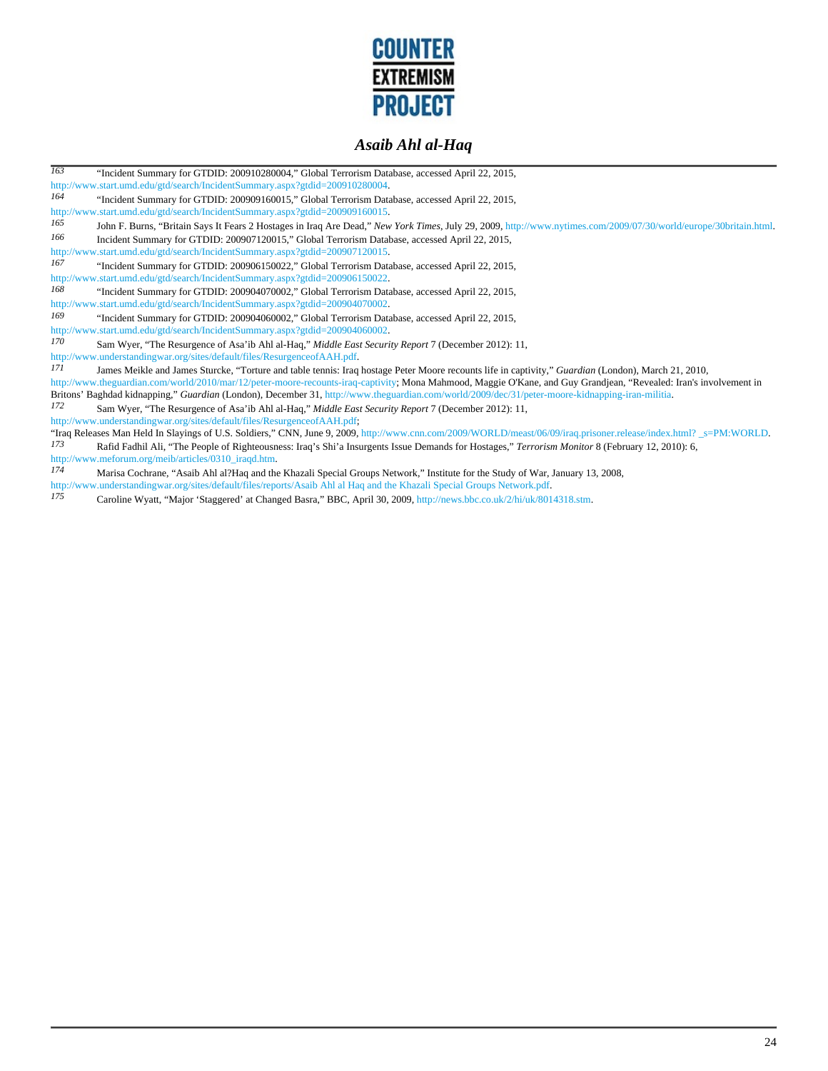[163] "Incident Summary for GTDID: 200910280004," Global Terrorism Database, accessed April 22, 2015, http://www.start.umd.edu/gtd/search/IncidentSummary.aspx?gtdid=200910280004.

[164] "Incident Summary for GTDID: 200909160015," Global Terrorism Database, accessed April 22, 2015, http://www.start.umd.edu/gtd/search/IncidentSummary.aspx?gtdid=200909160015.

[165] John F. Burns, "Britain Says It Fears 2 Hostages in Iraq Are Dead," *New York Times*, July 29, 2009, http://www.nytimes.com/2009/07/30/world/europe/30britain.html.

[166] Incident Summary for GTDID: 200907120015," Global Terrorism Database, accessed April 22, 2015, http://www.start.umd.edu/gtd/search/IncidentSummary.aspx?gtdid=200907120015.

[167] "Incident Summary for GTDID: 200906150022," Global Terrorism Database, accessed April 22, 2015, http://www.start.umd.edu/gtd/search/IncidentSummary.aspx?gtdid=200906150022.

[168] "Incident Summary for GTDID: 200904070002," Global Terrorism Database, accessed April 22, 2015, http://www.start.umd.edu/gtd/search/IncidentSummary.aspx?gtdid=200904070002.

[169] "Incident Summary for GTDID: 200904060002," Global Terrorism Database, accessed April 22, 2015, http://www.start.umd.edu/gtd/search/IncidentSummary.aspx?gtdid=200904060002.

[170] Sam Wyer, "The Resurgence of Asa'ib Ahl al-Haq," *Middle East Security Report* 7 (December 2012): 11, http://www.understandingwar.org/sites/default/files/ResurgenceofAAH.pdf.

[171] James Meikle and James Sturcke, "Torture and table tennis: Iraq hostage Peter Moore recounts life in captivity," *Guardian* (London), March 21, 2010, http://www.theguardian.com/world/2010/mar/12/peter-moore-recounts-iraq-captivity; Mona Mahmood, Maggie O'Kane, and Guy Grandjean, "Revealed: Iran's involvement in Britons' Baghdad kidnapping," *Guardian* (London), December 31, http://www.theguardian.com/world/2009/dec/31/peter-moore-kidnapping-iran-militia.

[172] Sam Wyer, "The Resurgence of Asa'ib Ahl al-Haq," *Middle East Security Report* 7 (December 2012): 11, http://www.understandingwar.org/sites/default/files/ResurgenceofAAH.pdf; "Iraq Releases Man Held In Slayings of U.S. Soldiers," CNN, June 9, 2009, http://www.cnn.com/2009/WORLD/meast/06/09/iraq.prisoner.release/index.html? _s=PM:WORLD.

[173] Rafid Fadhil Ali, "The People of Righteousness: Iraq's Shi'a Insurgents Issue Demands for Hostages," *Terrorism Monitor* 8 (February 12, 2010): 6, http://www.meforum.org/meib/articles/0310_iraqd.htm.

[174] Marisa Cochrane, "Asaib Ahl al?Haq and the Khazali Special Groups Network," Institute for the Study of War, January 13, 2008, http://www.understandingwar.org/sites/default/files/reports/Asaib Ahl al Haq and the Khazali Special Groups Network.pdf.

[175] Caroline Wyatt, "Major 'Staggered' at Changed Basra," BBC, April 30, 2009, http://news.bbc.co.uk/2/hi/uk/8014318.stm.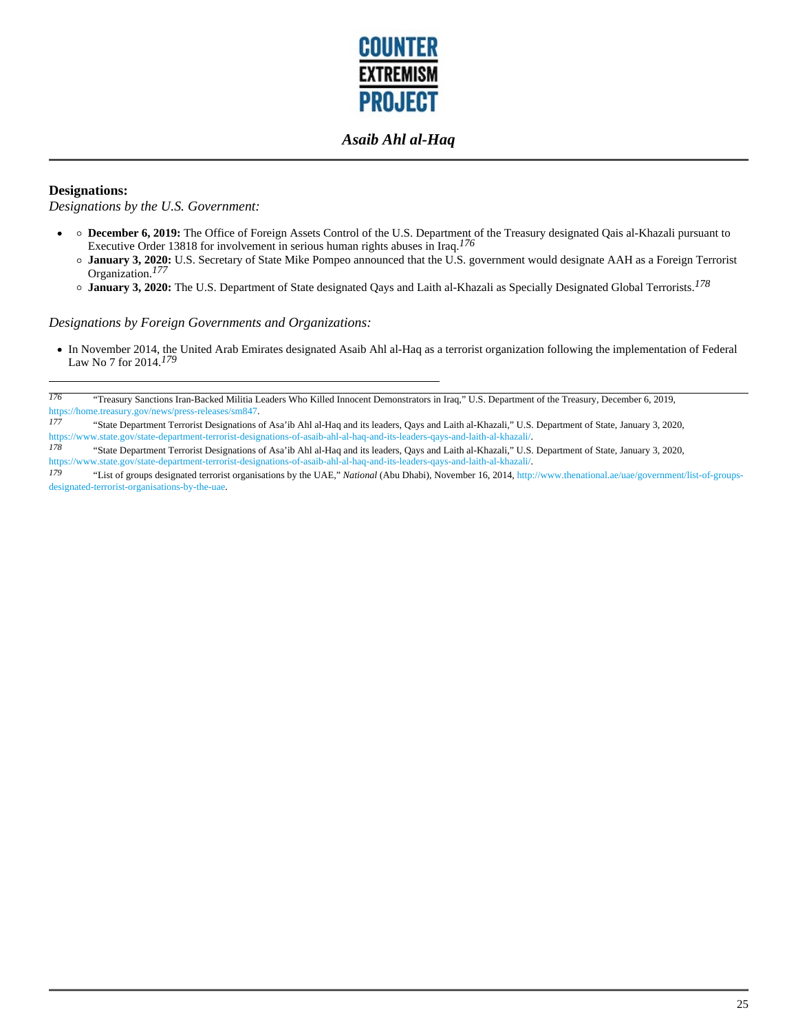**Designations:**

*Designations by the U.S. Government:*

- **December 6, 2019:** The Office of Foreign Assets Control of the U.S. Department of the Treasury designated Qais al-Khazali pursuant to Executive Order 13818 for involvement in serious human rights abuses in Iraq.[176]
- **January 3, 2020:** U.S. Secretary of State Mike Pompeo announced that the U.S. government would designate AAH as a Foreign Terrorist Organization.[177]
- **January 3, 2020:** The U.S. Department of State designated Qays and Laith al-Khazali as Specially Designated Global Terrorists.[178]

*Designations by Foreign Governments and Organizations:*

- In November 2014, the United Arab Emirates designated Asaib Ahl al-Haq as a terrorist organization following the implementation of Federal Law No 7 for 2014.[179]

---

176 "Treasury Sanctions Iran-Backed Militia Leaders Who Killed Innocent Demonstrators in Iraq," U.S. Department of the Treasury, December 6, 2019, https://home.treasury.gov/news/press-releases/sm847.

177 "State Department Terrorist Designations of Asa'ib Ahl al-Haq and its leaders, Qays and Laith al-Khazali," U.S. Department of State, January 3, 2020, https://www.state.gov/state-department-terrorist-designations-of-asaib-ahl-al-haq-and-its-leaders-qays-and-laith-al-khazali/.

178 "State Department Terrorist Designations of Asa'ib Ahl al-Haq and its leaders, Qays and Laith al-Khazali," U.S. Department of State, January 3, 2020, https://www.state.gov/state-department-terrorist-designations-of-asaib-ahl-al-haq-and-its-leaders-qays-and-laith-al-khazali/.

179 "List of groups designated terrorist organisations by the UAE," *National* (Abu Dhabi), November 16, 2014, http://www.thenational.ae/uae/government/list-of-groups-designated-terrorist-organisations-by-the-uae.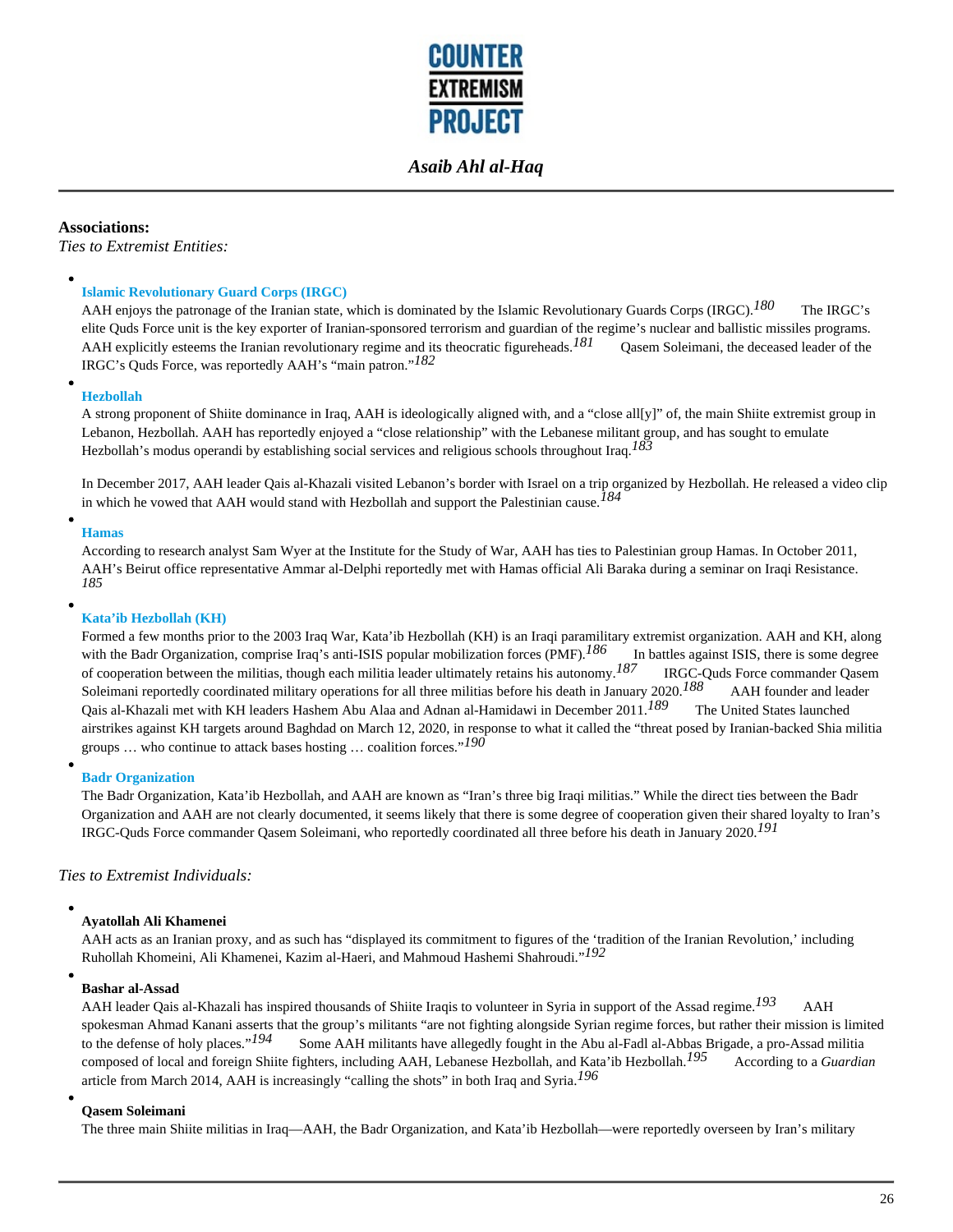**Associations:**

*Ties to Extremist Entities:*

- **Islamic Revolutionary Guard Corps (IRGC)**
  AAH enjoys the patronage of the Iranian state, which is dominated by the Islamic Revolutionary Guards Corps (IRGC).[180] The IRGC's elite Quds Force unit is the key exporter of Iranian-sponsored terrorism and guardian of the regime's nuclear and ballistic missiles programs. AAH explicitly esteems the Iranian revolutionary regime and its theocratic figureheads.[181] Qasem Soleimani, the deceased leader of the IRGC's Quds Force, was reportedly AAH's "main patron."[182]

- **Hezbollah**
  A strong proponent of Shiite dominance in Iraq, AAH is ideologically aligned with, and a "close all[y]" of, the main Shiite extremist group in Lebanon, Hezbollah. AAH has reportedly enjoyed a "close relationship" with the Lebanese militant group, and has sought to emulate Hezbollah's modus operandi by establishing social services and religious schools throughout Iraq.[183]

  In December 2017, AAH leader Qais al-Khazali visited Lebanon's border with Israel on a trip organized by Hezbollah. He released a video clip in which he vowed that AAH would stand with Hezbollah and support the Palestinian cause.[184]

- **Hamas**
  According to research analyst Sam Wyer at the Institute for the Study of War, AAH has ties to Palestinian group Hamas. In October 2011, AAH's Beirut office representative Ammar al-Delphi reportedly met with Hamas official Ali Baraka during a seminar on Iraqi Resistance.[185]

- **Kata'ib Hezbollah (KH)**
  Formed a few months prior to the 2003 Iraq War, Kata'ib Hezbollah (KH) is an Iraqi paramilitary extremist organization. AAH and KH, along with the Badr Organization, comprise Iraq's anti-ISIS popular mobilization forces (PMF).[186] In battles against ISIS, there is some degree of cooperation between the militias, though each militia leader ultimately retains his autonomy.[187] IRGC-Quds Force commander Qasem Soleimani reportedly coordinated military operations for all three militias before his death in January 2020.[188] AAH founder and leader Qais al-Khazali met with KH leaders Hashem Abu Alaa and Adnan al-Hamidawi in December 2011.[189] The United States launched airstrikes against KH targets around Baghdad on March 12, 2020, in response to what it called the "threat posed by Iranian-backed Shia militia groups … who continue to attack bases hosting … coalition forces."[190]

- **Badr Organization**
  The Badr Organization, Kata'ib Hezbollah, and AAH are known as "Iran's three big Iraqi militias." While the direct ties between the Badr Organization and AAH are not clearly documented, it seems likely that there is some degree of cooperation given their shared loyalty to Iran's IRGC-Quds Force commander Qasem Soleimani, who reportedly coordinated all three before his death in January 2020.[191]

*Ties to Extremist Individuals:*

- **Ayatollah Ali Khamenei**
  AAH acts as an Iranian proxy, and as such has "displayed its commitment to figures of the 'tradition of the Iranian Revolution,' including Ruhollah Khomeini, Ali Khamenei, Kazim al-Haeri, and Mahmoud Hashemi Shahroudi."[192]

- **Bashar al-Assad**
  AAH leader Qais al-Khazali has inspired thousands of Shiite Iraqis to volunteer in Syria in support of the Assad regime.[193] AAH spokesman Ahmad Kanani asserts that the group's militants "are not fighting alongside Syrian regime forces, but rather their mission is limited to the defense of holy places."[194] Some AAH militants have allegedly fought in the Abu al-Fadl al-Abbas Brigade, a pro-Assad militia composed of local and foreign Shiite fighters, including AAH, Lebanese Hezbollah, and Kata'ib Hezbollah.[195] According to a *Guardian* article from March 2014, AAH is increasingly "calling the shots" in both Iraq and Syria.[196]

- **Qasem Soleimani**
  The three main Shiite militias in Iraq—AAH, the Badr Organization, and Kata'ib Hezbollah—were reportedly overseen by Iran's military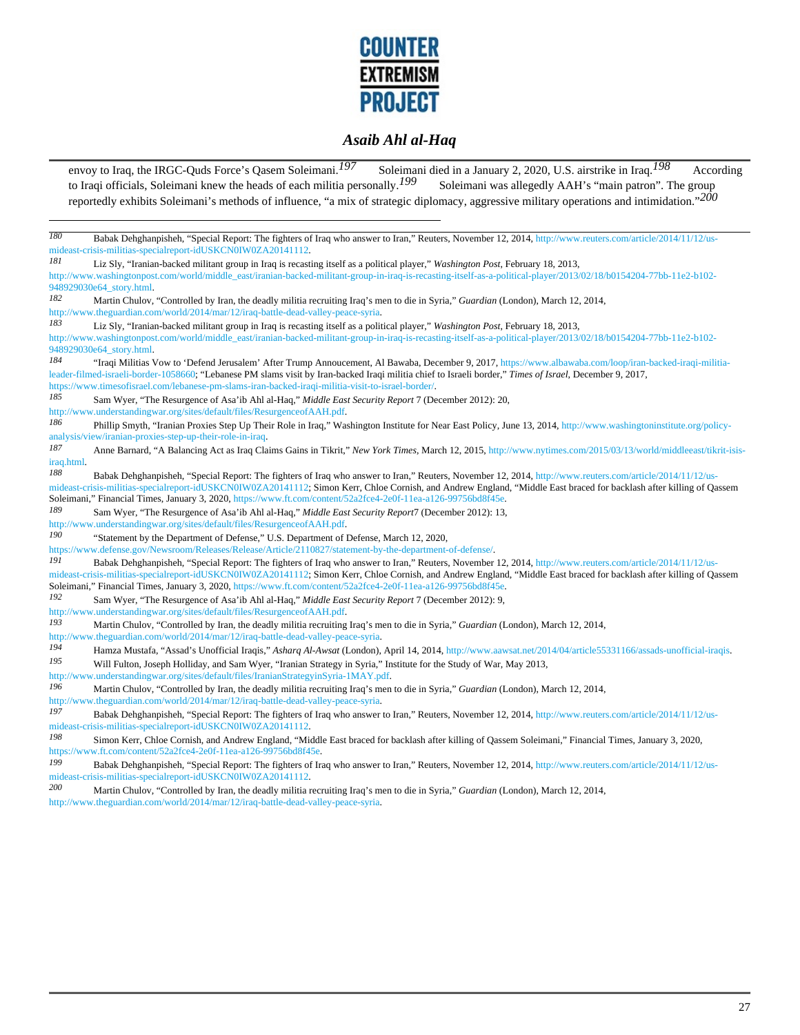envoy to Iraq, the IRGC-Quds Force's Qasem Soleimani.[197] Soleimani died in a January 2, 2020, U.S. airstrike in Iraq.[198] According to Iraqi officials, Soleimani knew the heads of each militia personally.[199] Soleimani was allegedly AAH's "main patron". The group reportedly exhibits Soleimani's methods of influence, "a mix of strategic diplomacy, aggressive military operations and intimidation."[200]

---

[180] Babak Dehghanpisheh, "Special Report: The fighters of Iraq who answer to Iran," Reuters, November 12, 2014, http://www.reuters.com/article/2014/11/12/us-mideast-crisis-militias-specialreport-idUSKCN0IW0ZA20141112.

[181] Liz Sly, "Iranian-backed militant group in Iraq is recasting itself as a political player," *Washington Post*, February 18, 2013, http://www.washingtonpost.com/world/middle_east/iranian-backed-militant-group-in-iraq-is-recasting-itself-as-a-political-player/2013/02/18/b0154204-77bb-11e2-b102-948929030e64_story.html.

[182] Martin Chulov, "Controlled by Iran, the deadly militia recruiting Iraq's men to die in Syria," *Guardian* (London), March 12, 2014, http://www.theguardian.com/world/2014/mar/12/iraq-battle-dead-valley-peace-syria.

[183] Liz Sly, "Iranian-backed militant group in Iraq is recasting itself as a political player," *Washington Post*, February 18, 2013, http://www.washingtonpost.com/world/middle_east/iranian-backed-militant-group-in-iraq-is-recasting-itself-as-a-political-player/2013/02/18/b0154204-77bb-11e2-b102-948929030e64_story.html.

[184] "Iraqi Militias Vow to 'Defend Jerusalem' After Trump Annoucement, Al Bawaba, December 9, 2017, https://www.albawaba.com/loop/iran-backed-iraqi-militia-leader-filmed-israeli-border-1058660; "Lebanese PM slams visit by Iran-backed Iraqi militia chief to Israeli border," *Times of Israel*, December 9, 2017, https://www.timesofisrael.com/lebanese-pm-slams-iran-backed-iraqi-militia-visit-to-israel-border/.

[185] Sam Wyer, "The Resurgence of Asa'ib Ahl al-Haq," *Middle East Security Report* 7 (December 2012): 20, http://www.understandingwar.org/sites/default/files/ResurgenceofAAH.pdf.

[186] Phillip Smyth, "Iranian Proxies Step Up Their Role in Iraq," Washington Institute for Near East Policy, June 13, 2014, http://www.washingtoninstitute.org/policy-analysis/view/iranian-proxies-step-up-their-role-in-iraq.

[187] Anne Barnard, "A Balancing Act as Iraq Claims Gains in Tikrit," *New York Times*, March 12, 2015, http://www.nytimes.com/2015/03/13/world/middleeast/tikrit-isis-iraq.html.

[188] Babak Dehghanpisheh, "Special Report: The fighters of Iraq who answer to Iran," Reuters, November 12, 2014, http://www.reuters.com/article/2014/11/12/us-mideast-crisis-militias-specialreport-idUSKCN0IW0ZA20141112; Simon Kerr, Chloe Cornish, and Andrew England, "Middle East braced for backlash after killing of Qassem Soleimani," Financial Times, January 3, 2020, https://www.ft.com/content/52a2fce4-2e0f-11ea-a126-99756bd8f45e.

[189] Sam Wyer, "The Resurgence of Asa'ib Ahl al-Haq," *Middle East Security Report*7 (December 2012): 13, http://www.understandingwar.org/sites/default/files/ResurgenceofAAH.pdf.

[190] "Statement by the Department of Defense," U.S. Department of Defense, March 12, 2020, https://www.defense.gov/Newsroom/Releases/Release/Article/2110827/statement-by-the-department-of-defense/.

[191] Babak Dehghanpisheh, "Special Report: The fighters of Iraq who answer to Iran," Reuters, November 12, 2014, http://www.reuters.com/article/2014/11/12/us-mideast-crisis-militias-specialreport-idUSKCN0IW0ZA20141112; Simon Kerr, Chloe Cornish, and Andrew England, "Middle East braced for backlash after killing of Qassem Soleimani," Financial Times, January 3, 2020, https://www.ft.com/content/52a2fce4-2e0f-11ea-a126-99756bd8f45e.

[192] Sam Wyer, "The Resurgence of Asa'ib Ahl al-Haq," *Middle East Security Report* 7 (December 2012): 9, http://www.understandingwar.org/sites/default/files/ResurgenceofAAH.pdf.

[193] Martin Chulov, "Controlled by Iran, the deadly militia recruiting Iraq's men to die in Syria," *Guardian* (London), March 12, 2014, http://www.theguardian.com/world/2014/mar/12/iraq-battle-dead-valley-peace-syria.

[194] Hamza Mustafa, "Assad's Unofficial Iraqis," *Asharq Al-Awsat* (London), April 14, 2014, http://www.aawsat.net/2014/04/article55331166/assads-unofficial-iraqis.

[195] Will Fulton, Joseph Holliday, and Sam Wyer, "Iranian Strategy in Syria," Institute for the Study of War, May 2013, http://www.understandingwar.org/sites/default/files/IranianStrategyinSyria-1MAY.pdf.

[196] Martin Chulov, "Controlled by Iran, the deadly militia recruiting Iraq's men to die in Syria," *Guardian* (London), March 12, 2014, http://www.theguardian.com/world/2014/mar/12/iraq-battle-dead-valley-peace-syria.

[197] Babak Dehghanpisheh, "Special Report: The fighters of Iraq who answer to Iran," Reuters, November 12, 2014, http://www.reuters.com/article/2014/11/12/us-mideast-crisis-militias-specialreport-idUSKCN0IW0ZA20141112.

[198] Simon Kerr, Chloe Cornish, and Andrew England, "Middle East braced for backlash after killing of Qassem Soleimani," Financial Times, January 3, 2020, https://www.ft.com/content/52a2fce4-2e0f-11ea-a126-99756bd8f45e.

[199] Babak Dehghanpisheh, "Special Report: The fighters of Iraq who answer to Iran," Reuters, November 12, 2014, http://www.reuters.com/article/2014/11/12/us-mideast-crisis-militias-specialreport-idUSKCN0IW0ZA20141112.

[200] Martin Chulov, "Controlled by Iran, the deadly militia recruiting Iraq's men to die in Syria," *Guardian* (London), March 12, 2014, http://www.theguardian.com/world/2014/mar/12/iraq-battle-dead-valley-peace-syria.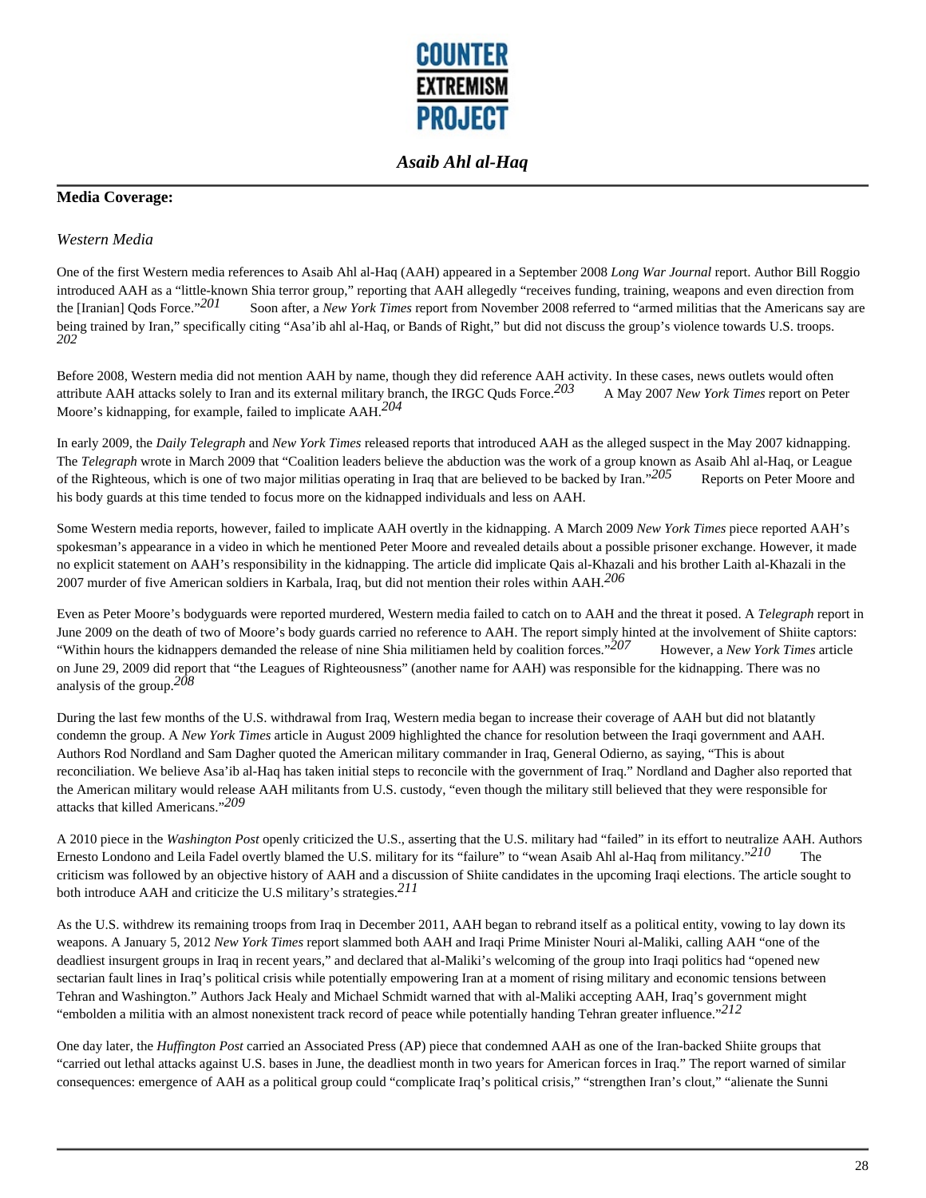## Media Coverage:

### *Western Media*

One of the first Western media references to Asaib Ahl al-Haq (AAH) appeared in a September 2008 *Long War Journal* report. Author Bill Roggio introduced AAH as a "little-known Shia terror group," reporting that AAH allegedly "receives funding, training, weapons and even direction from the [Iranian] Qods Force."[201] Soon after, a *New York Times* report from November 2008 referred to "armed militias that the Americans say are being trained by Iran," specifically citing "Asa'ib ahl al-Haq, or Bands of Right," but did not discuss the group's violence towards U.S. troops.[202]

Before 2008, Western media did not mention AAH by name, though they did reference AAH activity. In these cases, news outlets would often attribute AAH attacks solely to Iran and its external military branch, the IRGC Quds Force.[203] A May 2007 *New York Times* report on Peter Moore's kidnapping, for example, failed to implicate AAH.[204]

In early 2009, the *Daily Telegraph* and *New York Times* released reports that introduced AAH as the alleged suspect in the May 2007 kidnapping. The *Telegraph* wrote in March 2009 that "Coalition leaders believe the abduction was the work of a group known as Asaib Ahl al-Haq, or League of the Righteous, which is one of two major militias operating in Iraq that are believed to be backed by Iran."[205] Reports on Peter Moore and his body guards at this time tended to focus more on the kidnapped individuals and less on AAH.

Some Western media reports, however, failed to implicate AAH overtly in the kidnapping. A March 2009 *New York Times* piece reported AAH's spokesman's appearance in a video in which he mentioned Peter Moore and revealed details about a possible prisoner exchange. However, it made no explicit statement on AAH's responsibility in the kidnapping. The article did implicate Qais al-Khazali and his brother Laith al-Khazali in the 2007 murder of five American soldiers in Karbala, Iraq, but did not mention their roles within AAH.[206]

Even as Peter Moore's bodyguards were reported murdered, Western media failed to catch on to AAH and the threat it posed. A *Telegraph* report in June 2009 on the death of two of Moore's body guards carried no reference to AAH. The report simply hinted at the involvement of Shiite captors: "Within hours the kidnappers demanded the release of nine Shia militiamen held by coalition forces."[207] However, a *New York Times* article on June 29, 2009 did report that "the Leagues of Righteousness" (another name for AAH) was responsible for the kidnapping. There was no analysis of the group.[208]

During the last few months of the U.S. withdrawal from Iraq, Western media began to increase their coverage of AAH but did not blatantly condemn the group. A *New York Times* article in August 2009 highlighted the chance for resolution between the Iraqi government and AAH. Authors Rod Nordland and Sam Dagher quoted the American military commander in Iraq, General Odierno, as saying, "This is about reconciliation. We believe Asa'ib al-Haq has taken initial steps to reconcile with the government of Iraq." Nordland and Dagher also reported that the American military would release AAH militants from U.S. custody, "even though the military still believed that they were responsible for attacks that killed Americans."[209]

A 2010 piece in the *Washington Post* openly criticized the U.S., asserting that the U.S. military had "failed" in its effort to neutralize AAH. Authors Ernesto Londono and Leila Fadel overtly blamed the U.S. military for its "failure" to "wean Asaib Ahl al-Haq from militancy."[210] The criticism was followed by an objective history of AAH and a discussion of Shiite candidates in the upcoming Iraqi elections. The article sought to both introduce AAH and criticize the U.S military's strategies.[211]

As the U.S. withdrew its remaining troops from Iraq in December 2011, AAH began to rebrand itself as a political entity, vowing to lay down its weapons. A January 5, 2012 *New York Times* report slammed both AAH and Iraqi Prime Minister Nouri al-Maliki, calling AAH "one of the deadliest insurgent groups in Iraq in recent years," and declared that al-Maliki's welcoming of the group into Iraqi politics had "opened new sectarian fault lines in Iraq's political crisis while potentially empowering Iran at a moment of rising military and economic tensions between Tehran and Washington." Authors Jack Healy and Michael Schmidt warned that with al-Maliki accepting AAH, Iraq's government might "embolden a militia with an almost nonexistent track record of peace while potentially handing Tehran greater influence."[212]

One day later, the *Huffington Post* carried an Associated Press (AP) piece that condemned AAH as one of the Iran-backed Shiite groups that "carried out lethal attacks against U.S. bases in June, the deadliest month in two years for American forces in Iraq." The report warned of similar consequences: emergence of AAH as a political group could "complicate Iraq's political crisis," "strengthen Iran's clout," "alienate the Sunni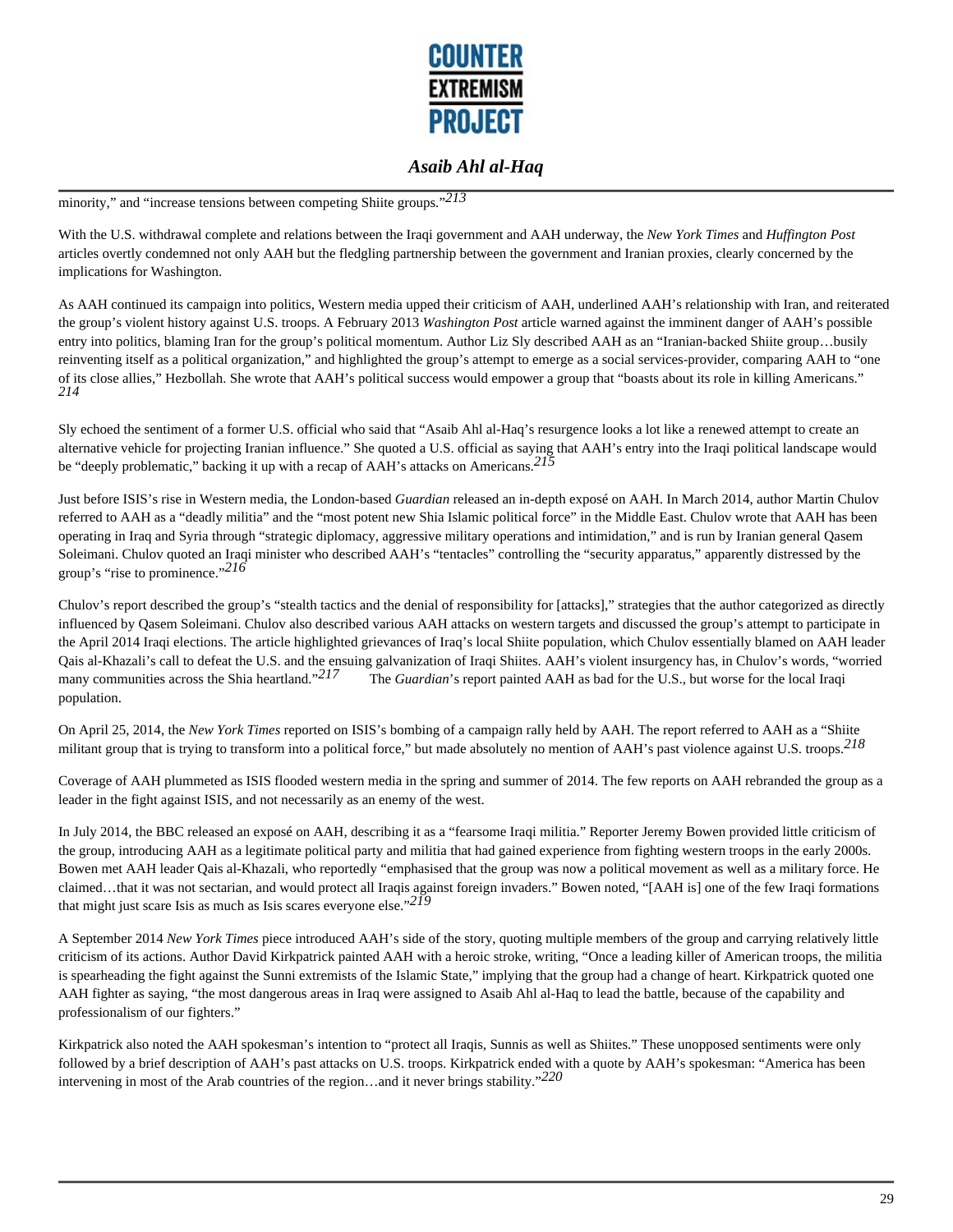minority," and "increase tensions between competing Shiite groups."[213]

With the U.S. withdrawal complete and relations between the Iraqi government and AAH underway, the *New York Times* and *Huffington Post* articles overtly condemned not only AAH but the fledgling partnership between the government and Iranian proxies, clearly concerned by the implications for Washington.

As AAH continued its campaign into politics, Western media upped their criticism of AAH, underlined AAH's relationship with Iran, and reiterated the group's violent history against U.S. troops. A February 2013 *Washington Post* article warned against the imminent danger of AAH's possible entry into politics, blaming Iran for the group's political momentum. Author Liz Sly described AAH as an "Iranian-backed Shiite group…busily reinventing itself as a political organization," and highlighted the group's attempt to emerge as a social services-provider, comparing AAH to "one of its close allies," Hezbollah. She wrote that AAH's political success would empower a group that "boasts about its role in killing Americans."[214]

Sly echoed the sentiment of a former U.S. official who said that "Asaib Ahl al-Haq's resurgence looks a lot like a renewed attempt to create an alternative vehicle for projecting Iranian influence." She quoted a U.S. official as saying that AAH's entry into the Iraqi political landscape would be "deeply problematic," backing it up with a recap of AAH's attacks on Americans.[215]

Just before ISIS's rise in Western media, the London-based *Guardian* released an in-depth exposé on AAH. In March 2014, author Martin Chulov referred to AAH as a "deadly militia" and the "most potent new Shia Islamic political force" in the Middle East. Chulov wrote that AAH has been operating in Iraq and Syria through "strategic diplomacy, aggressive military operations and intimidation," and is run by Iranian general Qasem Soleimani. Chulov quoted an Iraqi minister who described AAH's "tentacles" controlling the "security apparatus," apparently distressed by the group's "rise to prominence."[216]

Chulov's report described the group's "stealth tactics and the denial of responsibility for [attacks]," strategies that the author categorized as directly influenced by Qasem Soleimani. Chulov also described various AAH attacks on western targets and discussed the group's attempt to participate in the April 2014 Iraqi elections. The article highlighted grievances of Iraq's local Shiite population, which Chulov essentially blamed on AAH leader Qais al-Khazali's call to defeat the U.S. and the ensuing galvanization of Iraqi Shiites. AAH's violent insurgency has, in Chulov's words, "worried many communities across the Shia heartland."[217] The *Guardian*'s report painted AAH as bad for the U.S., but worse for the local Iraqi population.

On April 25, 2014, the *New York Times* reported on ISIS's bombing of a campaign rally held by AAH. The report referred to AAH as a "Shiite militant group that is trying to transform into a political force," but made absolutely no mention of AAH's past violence against U.S. troops.[218]

Coverage of AAH plummeted as ISIS flooded western media in the spring and summer of 2014. The few reports on AAH rebranded the group as a leader in the fight against ISIS, and not necessarily as an enemy of the west.

In July 2014, the BBC released an exposé on AAH, describing it as a "fearsome Iraqi militia." Reporter Jeremy Bowen provided little criticism of the group, introducing AAH as a legitimate political party and militia that had gained experience from fighting western troops in the early 2000s. Bowen met AAH leader Qais al-Khazali, who reportedly "emphasised that the group was now a political movement as well as a military force. He claimed…that it was not sectarian, and would protect all Iraqis against foreign invaders." Bowen noted, "[AAH is] one of the few Iraqi formations that might just scare Isis as much as Isis scares everyone else."[219]

A September 2014 *New York Times* piece introduced AAH's side of the story, quoting multiple members of the group and carrying relatively little criticism of its actions. Author David Kirkpatrick painted AAH with a heroic stroke, writing, "Once a leading killer of American troops, the militia is spearheading the fight against the Sunni extremists of the Islamic State," implying that the group had a change of heart. Kirkpatrick quoted one AAH fighter as saying, "the most dangerous areas in Iraq were assigned to Asaib Ahl al-Haq to lead the battle, because of the capability and professionalism of our fighters."

Kirkpatrick also noted the AAH spokesman's intention to "protect all Iraqis, Sunnis as well as Shiites." These unopposed sentiments were only followed by a brief description of AAH's past attacks on U.S. troops. Kirkpatrick ended with a quote by AAH's spokesman: "America has been intervening in most of the Arab countries of the region…and it never brings stability."[220]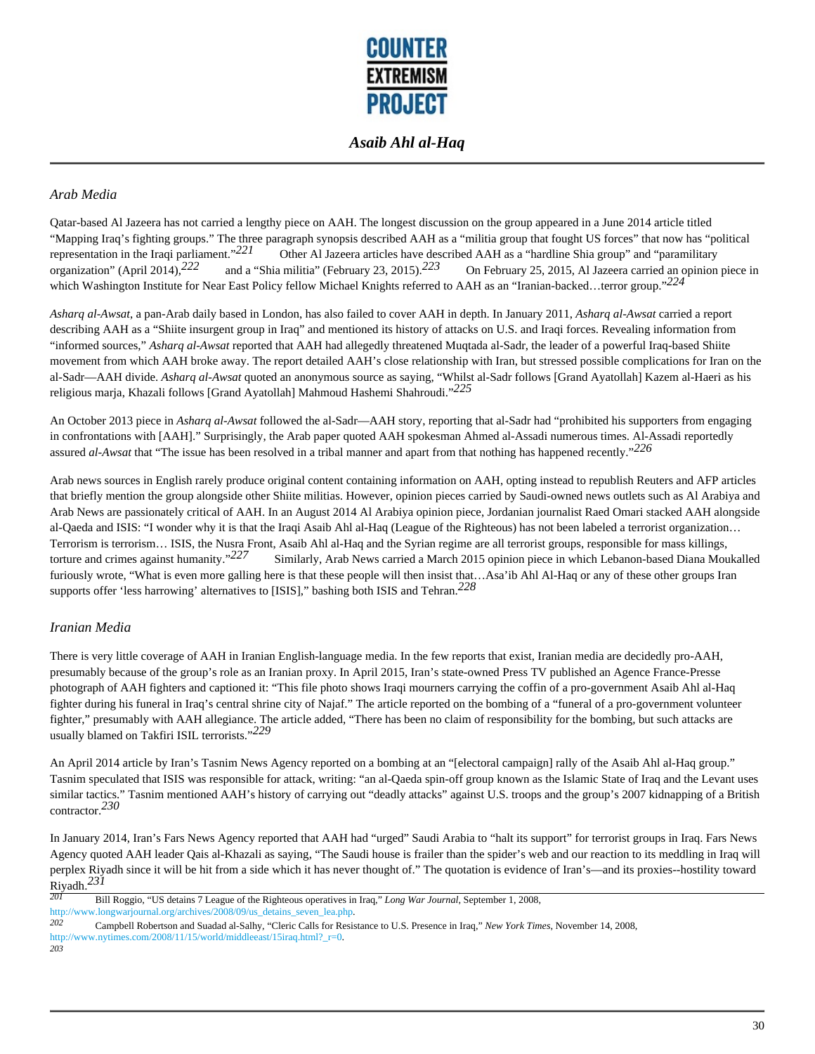### *Arab Media*

Qatar-based Al Jazeera has not carried a lengthy piece on AAH. The longest discussion on the group appeared in a June 2014 article titled "Mapping Iraq's fighting groups." The three paragraph synopsis described AAH as a "militia group that fought US forces" that now has "political representation in the Iraqi parliament."[221] Other Al Jazeera articles have described AAH as a "hardline Shia group" and "paramilitary organization" (April 2014),[222] and a "Shia militia" (February 23, 2015).[223] On February 25, 2015, Al Jazeera carried an opinion piece in which Washington Institute for Near East Policy fellow Michael Knights referred to AAH as an "Iranian-backed…terror group."[224]

*Asharq al-Awsat*, a pan-Arab daily based in London, has also failed to cover AAH in depth. In January 2011, *Asharq al-Awsat* carried a report describing AAH as a "Shiite insurgent group in Iraq" and mentioned its history of attacks on U.S. and Iraqi forces. Revealing information from "informed sources," *Asharq al-Awsat* reported that AAH had allegedly threatened Muqtada al-Sadr, the leader of a powerful Iraq-based Shiite movement from which AAH broke away. The report detailed AAH's close relationship with Iran, but stressed possible complications for Iran on the al-Sadr—AAH divide. *Asharq al-Awsat* quoted an anonymous source as saying, "Whilst al-Sadr follows [Grand Ayatollah] Kazem al-Haeri as his religious marja, Khazali follows [Grand Ayatollah] Mahmoud Hashemi Shahroudi."[225]

An October 2013 piece in *Asharq al-Awsat* followed the al-Sadr—AAH story, reporting that al-Sadr had "prohibited his supporters from engaging in confrontations with [AAH]." Surprisingly, the Arab paper quoted AAH spokesman Ahmed al-Assadi numerous times. Al-Assadi reportedly assured *al-Awsat* that "The issue has been resolved in a tribal manner and apart from that nothing has happened recently."[226]

Arab news sources in English rarely produce original content containing information on AAH, opting instead to republish Reuters and AFP articles that briefly mention the group alongside other Shiite militias. However, opinion pieces carried by Saudi-owned news outlets such as Al Arabiya and Arab News are passionately critical of AAH. In an August 2014 Al Arabiya opinion piece, Jordanian journalist Raed Omari stacked AAH alongside al-Qaeda and ISIS: "I wonder why it is that the Iraqi Asaib Ahl al-Haq (League of the Righteous) has not been labeled a terrorist organization… Terrorism is terrorism… ISIS, the Nusra Front, Asaib Ahl al-Haq and the Syrian regime are all terrorist groups, responsible for mass killings, torture and crimes against humanity."[227] Similarly, Arab News carried a March 2015 opinion piece in which Lebanon-based Diana Moukalled furiously wrote, "What is even more galling here is that these people will then insist that…Asa'ib Ahl Al-Haq or any of these other groups Iran supports offer 'less harrowing' alternatives to [ISIS]," bashing both ISIS and Tehran.[228]

### *Iranian Media*

There is very little coverage of AAH in Iranian English-language media. In the few reports that exist, Iranian media are decidedly pro-AAH, presumably because of the group's role as an Iranian proxy. In April 2015, Iran's state-owned Press TV published an Agence France-Presse photograph of AAH fighters and captioned it: "This file photo shows Iraqi mourners carrying the coffin of a pro-government Asaib Ahl al-Haq fighter during his funeral in Iraq's central shrine city of Najaf." The article reported on the bombing of a "funeral of a pro-government volunteer fighter," presumably with AAH allegiance. The article added, "There has been no claim of responsibility for the bombing, but such attacks are usually blamed on Takfiri ISIL terrorists."[229]

An April 2014 article by Iran's Tasnim News Agency reported on a bombing at an "[electoral campaign] rally of the Asaib Ahl al-Haq group." Tasnim speculated that ISIS was responsible for attack, writing: "an al-Qaeda spin-off group known as the Islamic State of Iraq and the Levant uses similar tactics." Tasnim mentioned AAH's history of carrying out "deadly attacks" against U.S. troops and the group's 2007 kidnapping of a British contractor.[230]

In January 2014, Iran's Fars News Agency reported that AAH had "urged" Saudi Arabia to "halt its support" for terrorist groups in Iraq. Fars News Agency quoted AAH leader Qais al-Khazali as saying, "The Saudi house is frailer than the spider's web and our reaction to its meddling in Iraq will perplex Riyadh since it will be hit from a side which it has never thought of." The quotation is evidence of Iran's—and its proxies--hostility toward Riyadh.[231]

---

[201] Bill Roggio, "US detains 7 League of the Righteous operatives in Iraq," *Long War Journal*, September 1, 2008, http://www.longwarjournal.org/archives/2008/09/us_detains_seven_lea.php.

[202] Campbell Robertson and Suadad al-Salhy, "Cleric Calls for Resistance to U.S. Presence in Iraq," *New York Times*, November 14, 2008, http://www.nytimes.com/2008/11/15/world/middleeast/15iraq.html?_r=0.

[203]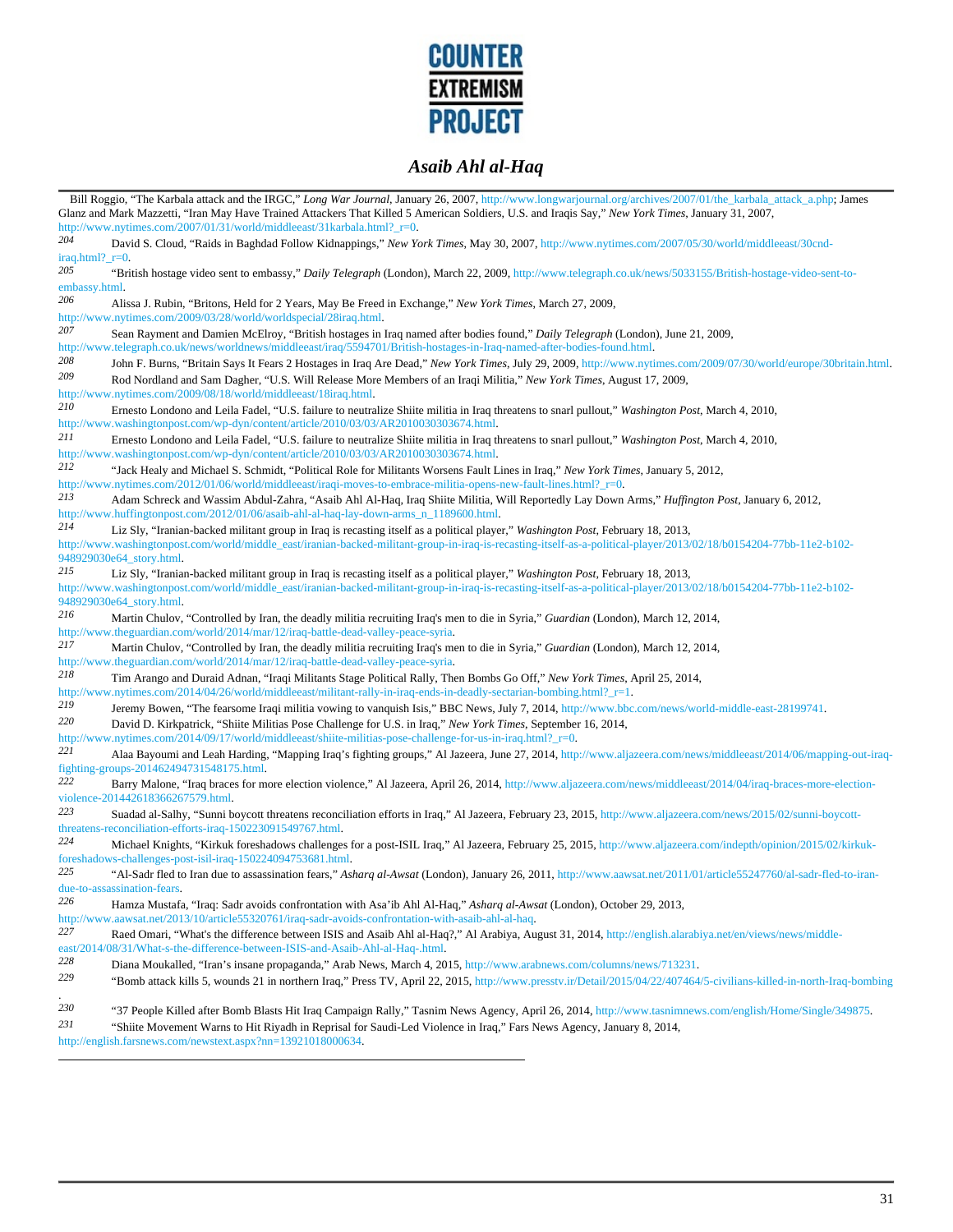Bill Roggio, "The Karbala attack and the IRGC," *Long War Journal*, January 26, 2007, http://www.longwarjournal.org/archives/2007/01/the_karbala_attack_a.php; James Glanz and Mark Mazzetti, "Iran May Have Trained Attackers That Killed 5 American Soldiers, U.S. and Iraqis Say," *New York Times*, January 31, 2007, http://www.nytimes.com/2007/01/31/world/middleeast/31karbala.html?_r=0.

204 David S. Cloud, "Raids in Baghdad Follow Kidnappings," *New York Times*, May 30, 2007, http://www.nytimes.com/2007/05/30/world/middleeast/30cnd-iraq.html?_r=0.

205 "British hostage video sent to embassy," *Daily Telegraph* (London), March 22, 2009, http://www.telegraph.co.uk/news/5033155/British-hostage-video-sent-to-embassy.html.

206 Alissa J. Rubin, "Britons, Held for 2 Years, May Be Freed in Exchange," *New York Times*, March 27, 2009, http://www.nytimes.com/2009/03/28/world/worldspecial/28iraq.html.

207 Sean Rayment and Damien McElroy, "British hostages in Iraq named after bodies found," *Daily Telegraph* (London), June 21, 2009, http://www.telegraph.co.uk/news/worldnews/middleeast/iraq/5594701/British-hostages-in-Iraq-named-after-bodies-found.html.

208 John F. Burns, "Britain Says It Fears 2 Hostages in Iraq Are Dead," *New York Times*, July 29, 2009, http://www.nytimes.com/2009/07/30/world/europe/30britain.html.

209 Rod Nordland and Sam Dagher, "U.S. Will Release More Members of an Iraqi Militia," *New York Times*, August 17, 2009, http://www.nytimes.com/2009/08/18/world/middleeast/18iraq.html.

210 Ernesto Londono and Leila Fadel, "U.S. failure to neutralize Shiite militia in Iraq threatens to snarl pullout," *Washington Post*, March 4, 2010, http://www.washingtonpost.com/wp-dyn/content/article/2010/03/03/AR2010030303674.html.

211 Ernesto Londono and Leila Fadel, "U.S. failure to neutralize Shiite militia in Iraq threatens to snarl pullout," *Washington Post*, March 4, 2010, http://www.washingtonpost.com/wp-dyn/content/article/2010/03/03/AR2010030303674.html.

212 "Jack Healy and Michael S. Schmidt, "Political Role for Militants Worsens Fault Lines in Iraq," *New York Times*, January 5, 2012, http://www.nytimes.com/2012/01/06/world/middleeast/iraqi-moves-to-embrace-militia-opens-new-fault-lines.html?_r=0.

213 Adam Schreck and Wassim Abdul-Zahra, "Asaib Ahl Al-Haq, Iraq Shiite Militia, Will Reportedly Lay Down Arms," *Huffington Post*, January 6, 2012, http://www.huffingtonpost.com/2012/01/06/asaib-ahl-al-haq-lay-down-arms_n_1189600.html.

214 Liz Sly, "Iranian-backed militant group in Iraq is recasting itself as a political player," *Washington Post*, February 18, 2013, http://www.washingtonpost.com/world/middle_east/iranian-backed-militant-group-in-iraq-is-recasting-itself-as-a-political-player/2013/02/18/b0154204-77bb-11e2-b102-948929030e64_story.html.

215 Liz Sly, "Iranian-backed militant group in Iraq is recasting itself as a political player," *Washington Post*, February 18, 2013, http://www.washingtonpost.com/world/middle_east/iranian-backed-militant-group-in-iraq-is-recasting-itself-as-a-political-player/2013/02/18/b0154204-77bb-11e2-b102-948929030e64_story.html.

216 Martin Chulov, "Controlled by Iran, the deadly militia recruiting Iraq's men to die in Syria," *Guardian* (London), March 12, 2014, http://www.theguardian.com/world/2014/mar/12/iraq-battle-dead-valley-peace-syria.

217 Martin Chulov, "Controlled by Iran, the deadly militia recruiting Iraq's men to die in Syria," *Guardian* (London), March 12, 2014, http://www.theguardian.com/world/2014/mar/12/iraq-battle-dead-valley-peace-syria.

218 Tim Arango and Duraid Adnan, "Iraqi Militants Stage Political Rally, Then Bombs Go Off," *New York Times*, April 25, 2014, http://www.nytimes.com/2014/04/26/world/middleeast/militant-rally-in-iraq-ends-in-deadly-sectarian-bombing.html?_r=1.

219 Jeremy Bowen, "The fearsome Iraqi militia vowing to vanquish Isis," BBC News, July 7, 2014, http://www.bbc.com/news/world-middle-east-28199741.

220 David D. Kirkpatrick, "Shiite Militias Pose Challenge for U.S. in Iraq," *New York Times*, September 16, 2014, http://www.nytimes.com/2014/09/17/world/middleeast/shiite-militias-pose-challenge-for-us-in-iraq.html?_r=0.

221 Alaa Bayoumi and Leah Harding, "Mapping Iraq's fighting groups," Al Jazeera, June 27, 2014, http://www.aljazeera.com/news/middleeast/2014/06/mapping-out-iraq-fighting-groups-201462494731548175.html.

222 Barry Malone, "Iraq braces for more election violence," Al Jazeera, April 26, 2014, http://www.aljazeera.com/news/middleeast/2014/04/iraq-braces-more-election-violence-201442618366267579.html.

223 Suadad al-Salhy, "Sunni boycott threatens reconciliation efforts in Iraq," Al Jazeera, February 23, 2015, http://www.aljazeera.com/news/2015/02/sunni-boycott-threatens-reconciliation-efforts-iraq-150223091549767.html.

224 Michael Knights, "Kirkuk foreshadows challenges for a post-ISIL Iraq," Al Jazeera, February 25, 2015, http://www.aljazeera.com/indepth/opinion/2015/02/kirkuk-foreshadows-challenges-post-isil-iraq-150224094753681.html.

225 "Al-Sadr fled to Iran due to assassination fears," *Asharq al-Awsat* (London), January 26, 2011, http://www.aawsat.net/2011/01/article55247760/al-sadr-fled-to-iran-due-to-assassination-fears.

226 Hamza Mustafa, "Iraq: Sadr avoids confrontation with Asa'ib Ahl Al-Haq," *Asharq al-Awsat* (London), October 29, 2013, http://www.aawsat.net/2013/10/article55320761/iraq-sadr-avoids-confrontation-with-asaib-ahl-al-haq.

227 Raed Omari, "What's the difference between ISIS and Asaib Ahl al-Haq?," Al Arabiya, August 31, 2014, http://english.alarabiya.net/en/views/news/middle-east/2014/08/31/What-s-the-difference-between-ISIS-and-Asaib-Ahl-al-Haq-.html.

228 Diana Moukalled, "Iran's insane propaganda," Arab News, March 4, 2015, http://www.arabnews.com/columns/news/713231.

229 "Bomb attack kills 5, wounds 21 in northern Iraq," Press TV, April 22, 2015, http://www.presstv.ir/Detail/2015/04/22/407464/5-civilians-killed-in-north-Iraq-bombing.

230 "37 People Killed after Bomb Blasts Hit Iraq Campaign Rally," Tasnim News Agency, April 26, 2014, http://www.tasnimnews.com/english/Home/Single/349875.

231 "Shiite Movement Warns to Hit Riyadh in Reprisal for Saudi-Led Violence in Iraq," Fars News Agency, January 8, 2014, http://english.farsnews.com/newstext.aspx?nn=13921018000634.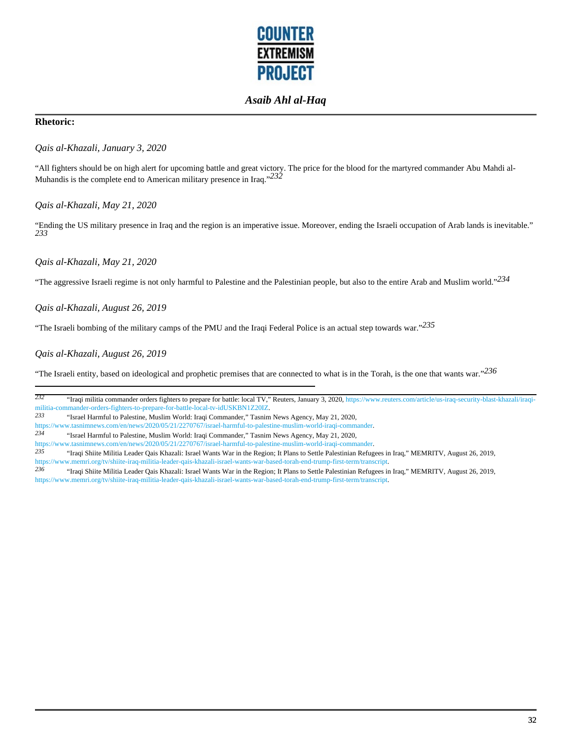## Rhetoric:

*Qais al-Khazali, January 3, 2020*

"All fighters should be on high alert for upcoming battle and great victory. The price for the blood for the martyred commander Abu Mahdi al-Muhandis is the complete end to American military presence in Iraq."[232]

*Qais al-Khazali, May 21, 2020*

"Ending the US military presence in Iraq and the region is an imperative issue. Moreover, ending the Israeli occupation of Arab lands is inevitable." [233]

*Qais al-Khazali, May 21, 2020*

"The aggressive Israeli regime is not only harmful to Palestine and the Palestinian people, but also to the entire Arab and Muslim world."[234]

*Qais al-Khazali, August 26, 2019*

"The Israeli bombing of the military camps of the PMU and the Iraqi Federal Police is an actual step towards war."[235]

*Qais al-Khazali, August 26, 2019*

"The Israeli entity, based on ideological and prophetic premises that are connected to what is in the Torah, is the one that wants war."[236]

---

232 "Iraqi militia commander orders fighters to prepare for battle: local TV," Reuters, January 3, 2020, https://www.reuters.com/article/us-iraq-security-blast-khazali/iraqi-militia-commander-orders-fighters-to-prepare-for-battle-local-tv-idUSKBN1Z20IZ.

233 "Israel Harmful to Palestine, Muslim World: Iraqi Commander," Tasnim News Agency, May 21, 2020, https://www.tasnimnews.com/en/news/2020/05/21/2270767/israel-harmful-to-palestine-muslim-world-iraqi-commander.

234 "Israel Harmful to Palestine, Muslim World: Iraqi Commander," Tasnim News Agency, May 21, 2020, https://www.tasnimnews.com/en/news/2020/05/21/2270767/israel-harmful-to-palestine-muslim-world-iraqi-commander.

235 "Iraqi Shiite Militia Leader Qais Khazali: Israel Wants War in the Region; It Plans to Settle Palestinian Refugees in Iraq," MEMRITV, August 26, 2019, https://www.memri.org/tv/shiite-iraq-militia-leader-qais-khazali-israel-wants-war-based-torah-end-trump-first-term/transcript.

236 "Iraqi Shiite Militia Leader Qais Khazali: Israel Wants War in the Region; It Plans to Settle Palestinian Refugees in Iraq," MEMRITV, August 26, 2019, https://www.memri.org/tv/shiite-iraq-militia-leader-qais-khazali-israel-wants-war-based-torah-end-trump-first-term/transcript.